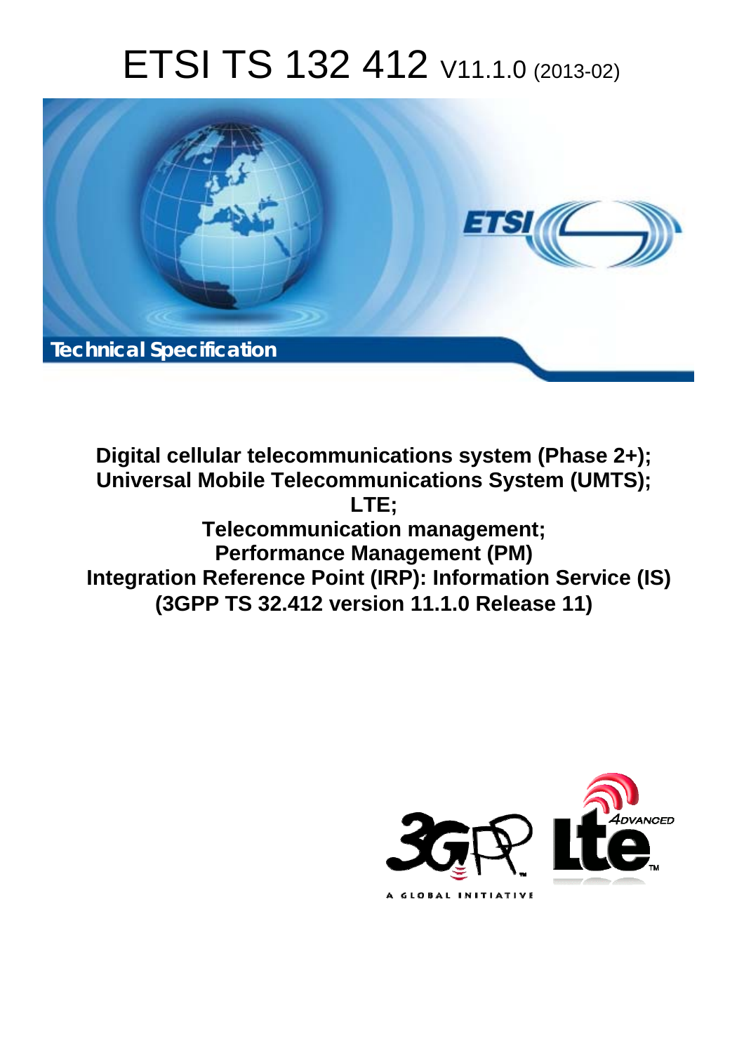# ETSI TS 132 412 V11.1.0 (2013-02)

Technical Specification

**Digital cellular telecommunications system (Phase 2+); Universal Mobile Telecommunications System (UMTS); LTE; Telecommunication management; Performance Management (PM) Integration Reference Point (IRP): Information Service (IS) (3GPP TS 32.412 version 11.1.0 Release 11)**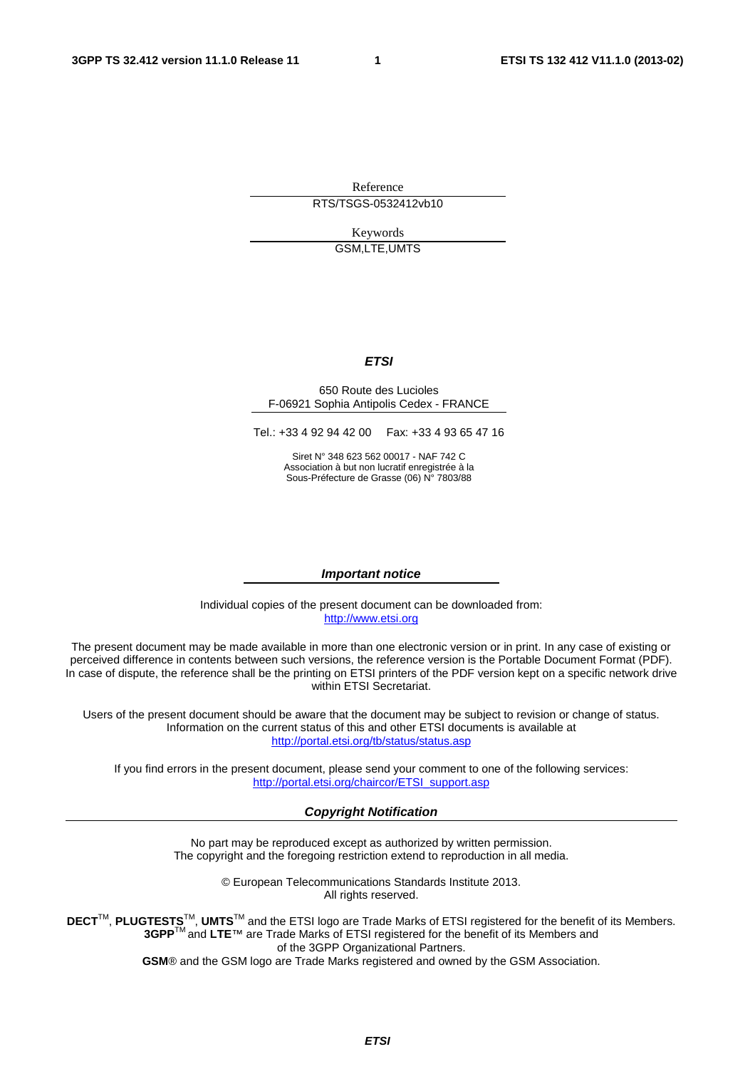Reference

RTS/TSGS-0532412vb10

Keywords

GSM,LTE,UMTS

***ETSI***

650 Route des Lucioles
F-06921 Sophia Antipolis Cedex - FRANCE

Tel.: +33 4 92 94 42 00 Fax: +33 4 93 65 47 16

Siret N° 348 623 562 00017 - NAF 742 C
Association à but non lucratif enregistrée à la
Sous-Préfecture de Grasse (06) N° 7803/88

***Important notice***

Individual copies of the present document can be downloaded from:
http://www.etsi.org

The present document may be made available in more than one electronic version or in print. In any case of existing or perceived difference in contents between such versions, the reference version is the Portable Document Format (PDF). In case of dispute, the reference shall be the printing on ETSI printers of the PDF version kept on a specific network drive within ETSI Secretariat.

Users of the present document should be aware that the document may be subject to revision or change of status. Information on the current status of this and other ETSI documents is available at
http://portal.etsi.org/tb/status/status.asp

If you find errors in the present document, please send your comment to one of the following services:
http://portal.etsi.org/chaircor/ETSI_support.asp

***Copyright Notification***

No part may be reproduced except as authorized by written permission.
The copyright and the foregoing restriction extend to reproduction in all media.

© European Telecommunications Standards Institute 2013.
All rights reserved.

**DECT**™, **PLUGTESTS**™, **UMTS**™ and the ETSI logo are Trade Marks of ETSI registered for the benefit of its Members.
**3GPP**™ and **LTE**™ are Trade Marks of ETSI registered for the benefit of its Members and of the 3GPP Organizational Partners.
**GSM**® and the GSM logo are Trade Marks registered and owned by the GSM Association.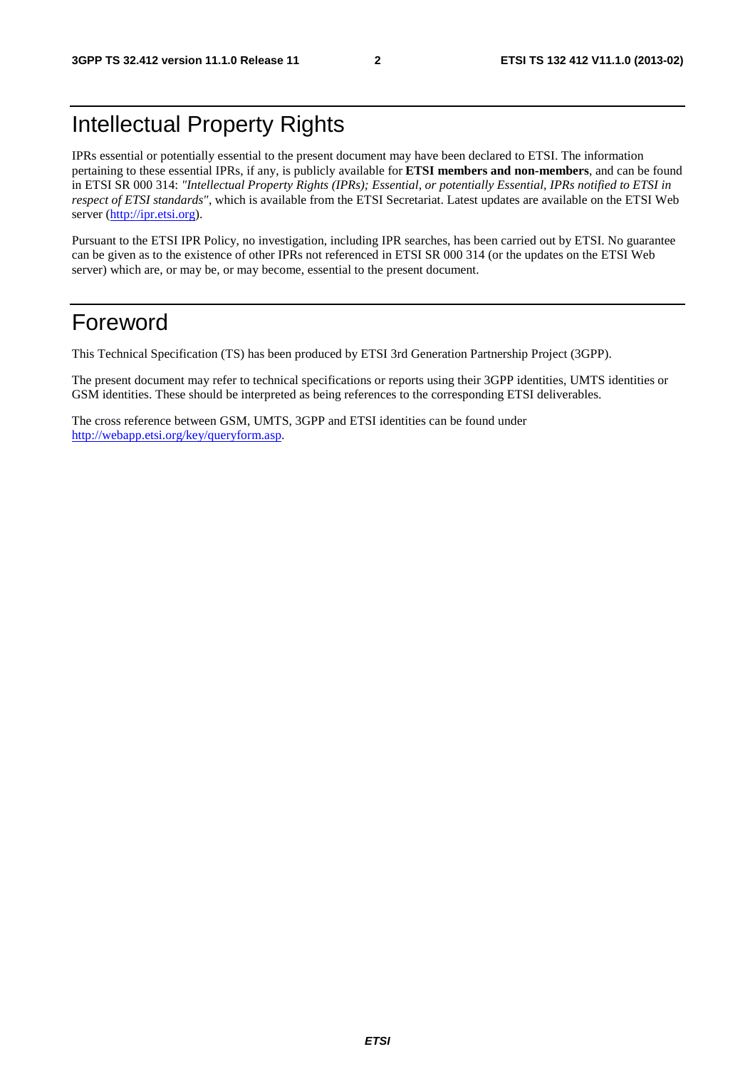# Intellectual Property Rights

IPRs essential or potentially essential to the present document may have been declared to ETSI. The information pertaining to these essential IPRs, if any, is publicly available for **ETSI members and non-members**, and can be found in ETSI SR 000 314: *"Intellectual Property Rights (IPRs); Essential, or potentially Essential, IPRs notified to ETSI in respect of ETSI standards"*, which is available from the ETSI Secretariat. Latest updates are available on the ETSI Web server (http://ipr.etsi.org).

Pursuant to the ETSI IPR Policy, no investigation, including IPR searches, has been carried out by ETSI. No guarantee can be given as to the existence of other IPRs not referenced in ETSI SR 000 314 (or the updates on the ETSI Web server) which are, or may be, or may become, essential to the present document.

# Foreword

This Technical Specification (TS) has been produced by ETSI 3rd Generation Partnership Project (3GPP).

The present document may refer to technical specifications or reports using their 3GPP identities, UMTS identities or GSM identities. These should be interpreted as being references to the corresponding ETSI deliverables.

The cross reference between GSM, UMTS, 3GPP and ETSI identities can be found under http://webapp.etsi.org/key/queryform.asp.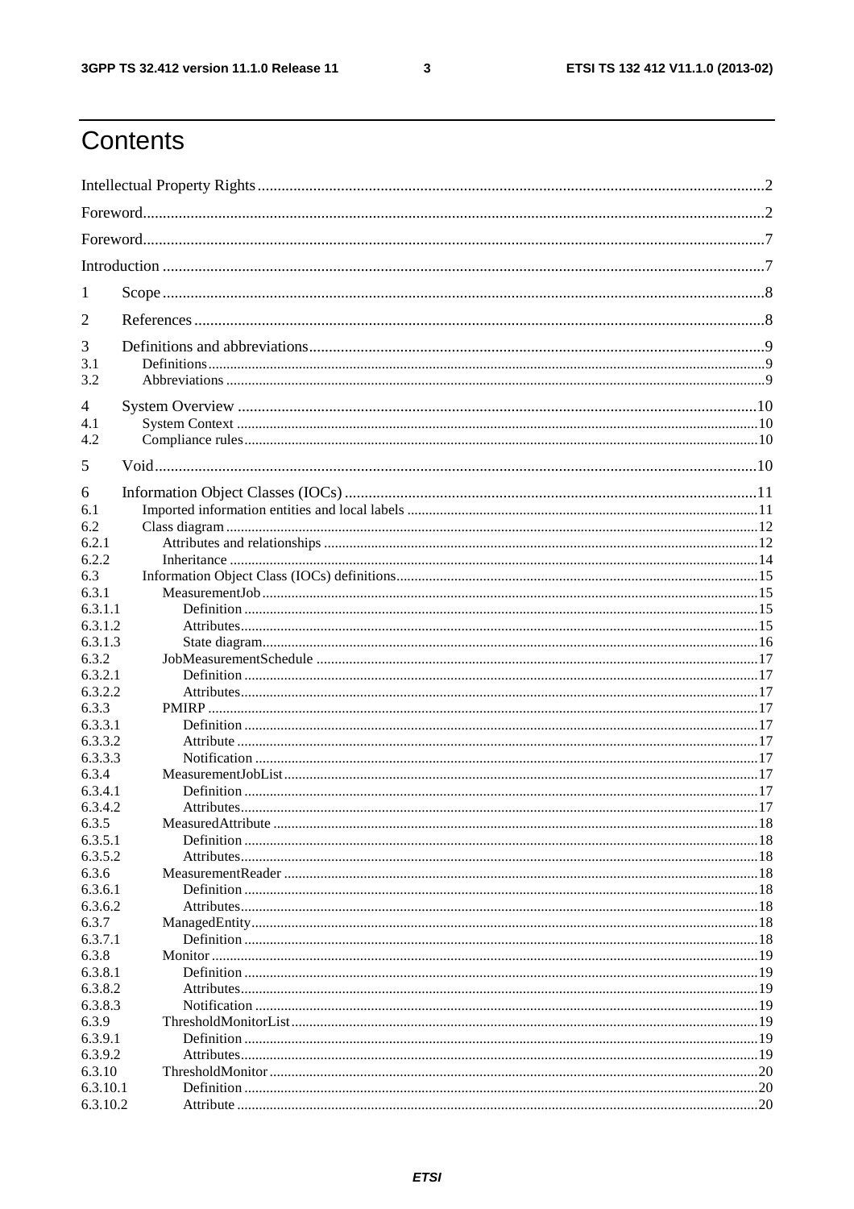# Contents

Intellectual Property Rights ........................................................................................................................... 2

Foreword ........................................................................................................................................................ 2

Foreword ........................................................................................................................................................ 7

Introduction ................................................................................................................................................... 7

1 Scope .......................................................................................................................................................... 8

2 References .................................................................................................................................................. 8

3 Definitions and abbreviations ..................................................................................................................... 9
3.1 Definitions ................................................................................................................................................ 9
3.2 Abbreviations ............................................................................................................................................ 9

4 System Overview ...................................................................................................................................... 10
4.1 System Context ....................................................................................................................................... 10
4.2 Compliance rules ..................................................................................................................................... 10

5 Void .......................................................................................................................................................... 10

6 Information Object Classes (IOCs) ............................................................................................................ 11
6.1 Imported information entities and local labels .......................................................................................... 11
6.2 Class diagram .......................................................................................................................................... 12
6.2.1 Attributes and relationships ................................................................................................................... 12
6.2.2 Inheritance ............................................................................................................................................ 14
6.3 Information Object Class (IOCs) definitions .............................................................................................. 15
6.3.1 MeasurementJob ................................................................................................................................... 15
6.3.1.1 Definition ........................................................................................................................................... 15
6.3.1.2 Attributes ........................................................................................................................................... 15
6.3.1.3 State diagram ..................................................................................................................................... 16
6.3.2 JobMeasurementSchedule ..................................................................................................................... 17
6.3.2.1 Definition ........................................................................................................................................... 17
6.3.2.2 Attributes ........................................................................................................................................... 17
6.3.3 PMIRP .................................................................................................................................................. 17
6.3.3.1 Definition ........................................................................................................................................... 17
6.3.3.2 Attribute ............................................................................................................................................ 17
6.3.3.3 Notification ........................................................................................................................................ 17
6.3.4 MeasurementJobList ............................................................................................................................. 17
6.3.4.1 Definition ........................................................................................................................................... 17
6.3.4.2 Attributes ........................................................................................................................................... 17
6.3.5 MeasuredAttribute ................................................................................................................................ 18
6.3.5.1 Definition ........................................................................................................................................... 18
6.3.5.2 Attributes ........................................................................................................................................... 18
6.3.6 MeasurementReader ............................................................................................................................. 18
6.3.6.1 Definition ........................................................................................................................................... 18
6.3.6.2 Attributes ........................................................................................................................................... 18
6.3.7 ManagedEntity ...................................................................................................................................... 18
6.3.7.1 Definition ........................................................................................................................................... 18
6.3.8 Monitor ................................................................................................................................................ 19
6.3.8.1 Definition ........................................................................................................................................... 19
6.3.8.2 Attributes ........................................................................................................................................... 19
6.3.8.3 Notification ........................................................................................................................................ 19
6.3.9 ThresholdMonitorList ............................................................................................................................ 19
6.3.9.1 Definition ........................................................................................................................................... 19
6.3.9.2 Attributes ........................................................................................................................................... 19
6.3.10 ThresholdMonitor ............................................................................................................................... 20
6.3.10.1 Definition ......................................................................................................................................... 20
6.3.10.2 Attribute .......................................................................................................................................... 20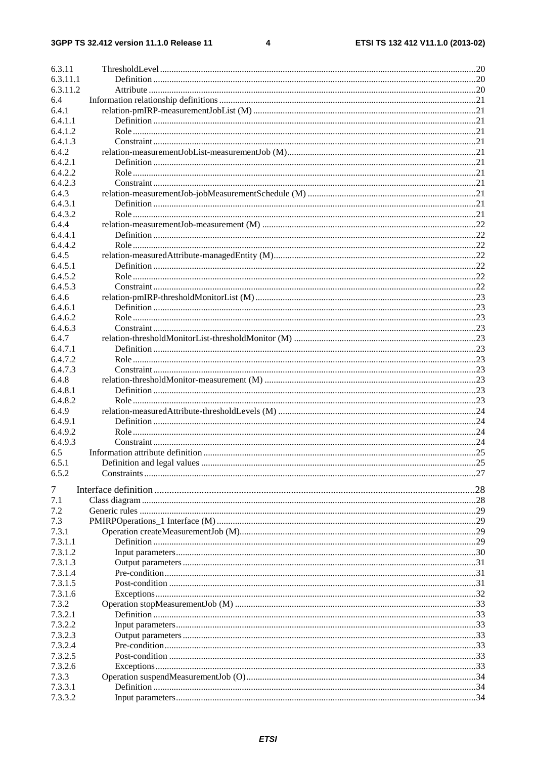6.3.11 ThresholdLevel .......... 20
6.3.11.1 Definition .......... 20
6.3.11.2 Attribute .......... 20
6.4 Information relationship definitions .......... 21
6.4.1 relation-pmIRP-measurementJobList (M) .......... 21
6.4.1.1 Definition .......... 21
6.4.1.2 Role .......... 21
6.4.1.3 Constraint .......... 21
6.4.2 relation-measurementJobList-measurementJob (M) .......... 21
6.4.2.1 Definition .......... 21
6.4.2.2 Role .......... 21
6.4.2.3 Constraint .......... 21
6.4.3 relation-measurementJob-jobMeasurementSchedule (M) .......... 21
6.4.3.1 Definition .......... 21
6.4.3.2 Role .......... 21
6.4.4 relation-measurementJob-measurement (M) .......... 22
6.4.4.1 Definition .......... 22
6.4.4.2 Role .......... 22
6.4.5 relation-measuredAttribute-managedEntity (M) .......... 22
6.4.5.1 Definition .......... 22
6.4.5.2 Role .......... 22
6.4.5.3 Constraint .......... 22
6.4.6 relation-pmIRP-thresholdMonitorList (M) .......... 23
6.4.6.1 Definition .......... 23
6.4.6.2 Role .......... 23
6.4.6.3 Constraint .......... 23
6.4.7 relation-thresholdMonitorList-thresholdMonitor (M) .......... 23
6.4.7.1 Definition .......... 23
6.4.7.2 Role .......... 23
6.4.7.3 Constraint .......... 23
6.4.8 relation-thresholdMonitor-measurement (M) .......... 23
6.4.8.1 Definition .......... 23
6.4.8.2 Role .......... 23
6.4.9 relation-measuredAttribute-thresholdLevels (M) .......... 24
6.4.9.1 Definition .......... 24
6.4.9.2 Role .......... 24
6.4.9.3 Constraint .......... 24
6.5 Information attribute definition .......... 25
6.5.1 Definition and legal values .......... 25
6.5.2 Constraints .......... 27

7 Interface definition .......... 28
7.1 Class diagram .......... 28
7.2 Generic rules .......... 29
7.3 PMIRPOperations_1 Interface (M) .......... 29
7.3.1 Operation createMeasurementJob (M) .......... 29
7.3.1.1 Definition .......... 29
7.3.1.2 Input parameters .......... 30
7.3.1.3 Output parameters .......... 31
7.3.1.4 Pre-condition .......... 31
7.3.1.5 Post-condition .......... 31
7.3.1.6 Exceptions .......... 32
7.3.2 Operation stopMeasurementJob (M) .......... 33
7.3.2.1 Definition .......... 33
7.3.2.2 Input parameters .......... 33
7.3.2.3 Output parameters .......... 33
7.3.2.4 Pre-condition .......... 33
7.3.2.5 Post-condition .......... 33
7.3.2.6 Exceptions .......... 33
7.3.3 Operation suspendMeasurementJob (O) .......... 34
7.3.3.1 Definition .......... 34
7.3.3.2 Input parameters .......... 34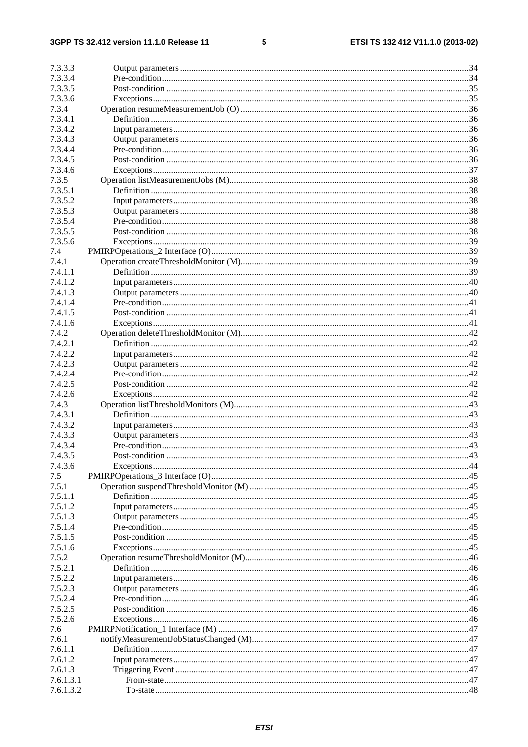7.3.3.3 Output parameters ....34
7.3.3.4 Pre-condition ....34
7.3.3.5 Post-condition ....35
7.3.3.6 Exceptions ....35
7.3.4 Operation resumeMeasurementJob (O) ....36
7.3.4.1 Definition ....36
7.3.4.2 Input parameters ....36
7.3.4.3 Output parameters ....36
7.3.4.4 Pre-condition ....36
7.3.4.5 Post-condition ....36
7.3.4.6 Exceptions ....37
7.3.5 Operation listMeasurementJobs (M) ....38
7.3.5.1 Definition ....38
7.3.5.2 Input parameters ....38
7.3.5.3 Output parameters ....38
7.3.5.4 Pre-condition ....38
7.3.5.5 Post-condition ....38
7.3.5.6 Exceptions ....39
7.4 PMIRPOperations_2 Interface (O) ....39
7.4.1 Operation createThresholdMonitor (M) ....39
7.4.1.1 Definition ....39
7.4.1.2 Input parameters ....40
7.4.1.3 Output parameters ....40
7.4.1.4 Pre-condition ....41
7.4.1.5 Post-condition ....41
7.4.1.6 Exceptions ....41
7.4.2 Operation deleteThresholdMonitor (M) ....42
7.4.2.1 Definition ....42
7.4.2.2 Input parameters ....42
7.4.2.3 Output parameters ....42
7.4.2.4 Pre-condition ....42
7.4.2.5 Post-condition ....42
7.4.2.6 Exceptions ....42
7.4.3 Operation listThresholdMonitors (M) ....43
7.4.3.1 Definition ....43
7.4.3.2 Input parameters ....43
7.4.3.3 Output parameters ....43
7.4.3.4 Pre-condition ....43
7.4.3.5 Post-condition ....43
7.4.3.6 Exceptions ....44
7.5 PMIRPOperations_3 Interface (O) ....45
7.5.1 Operation suspendThresholdMonitor (M) ....45
7.5.1.1 Definition ....45
7.5.1.2 Input parameters ....45
7.5.1.3 Output parameters ....45
7.5.1.4 Pre-condition ....45
7.5.1.5 Post-condition ....45
7.5.1.6 Exceptions ....45
7.5.2 Operation resumeThresholdMonitor (M) ....46
7.5.2.1 Definition ....46
7.5.2.2 Input parameters ....46
7.5.2.3 Output parameters ....46
7.5.2.4 Pre-condition ....46
7.5.2.5 Post-condition ....46
7.5.2.6 Exceptions ....46
7.6 PMIRPNotification_1 Interface (M) ....47
7.6.1 notifyMeasurementJobStatusChanged (M) ....47
7.6.1.1 Definition ....47
7.6.1.2 Input parameters ....47
7.6.1.3 Triggering Event ....47
7.6.1.3.1 From-state ....47
7.6.1.3.2 To-state ....48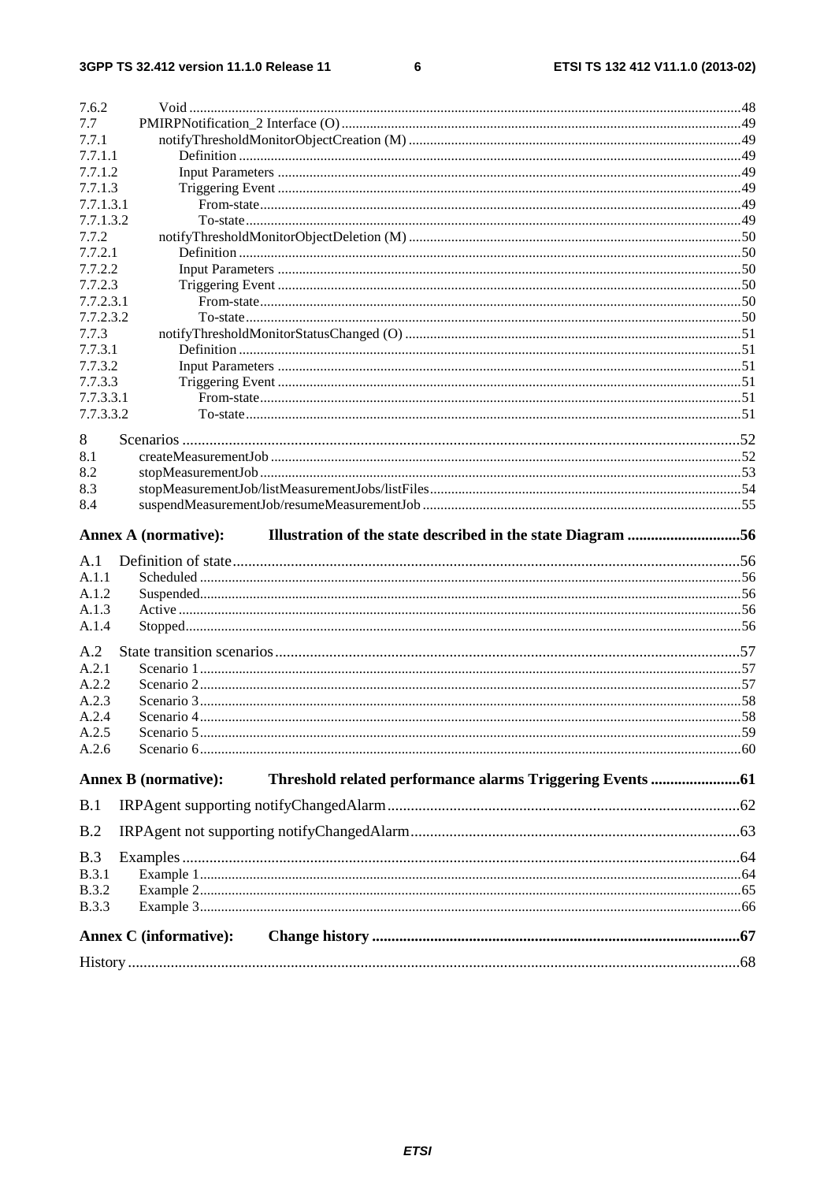7.6.2 Void ........................................................................................................................................................48
7.7 PMIRPNotification_2 Interface (O) ...............................................................................................................49
7.7.1 notifyThresholdMonitorObjectCreation (M) ...................................................................................................49
7.7.1.1 Definition ..............................................................................................................................................49
7.7.1.2 Input Parameters ...................................................................................................................................49
7.7.1.3 Triggering Event ...................................................................................................................................49
7.7.1.3.1 From-state .......................................................................................................................................49
7.7.1.3.2 To-state ...........................................................................................................................................49
7.7.2 notifyThresholdMonitorObjectDeletion (M) ...................................................................................................50
7.7.2.1 Definition ..............................................................................................................................................50
7.7.2.2 Input Parameters ...................................................................................................................................50
7.7.2.3 Triggering Event ...................................................................................................................................50
7.7.2.3.1 From-state .......................................................................................................................................50
7.7.2.3.2 To-state ...........................................................................................................................................50
7.7.3 notifyThresholdMonitorStatusChanged (O) ....................................................................................................51
7.7.3.1 Definition ..............................................................................................................................................51
7.7.3.2 Input Parameters ...................................................................................................................................51
7.7.3.3 Triggering Event ...................................................................................................................................51
7.7.3.3.1 From-state .......................................................................................................................................51
7.7.3.3.2 To-state ...........................................................................................................................................51

8 Scenarios ..........................................................................................................................................52
8.1 createMeasurementJob ....................................................................................................................................52
8.2 stopMeasurementJob .......................................................................................................................................53
8.3 stopMeasurementJob/listMeasurementJobs/listFiles ........................................................................................54
8.4 suspendMeasurementJob/resumeMeasurementJob ..........................................................................................55

**Annex A (normative): Illustration of the state described in the state Diagram .............................56**

A.1 Definition of state .............................................................................................................................56
A.1.1 Scheduled ........................................................................................................................................................56
A.1.2 Suspended ........................................................................................................................................................56
A.1.3 Active ..............................................................................................................................................................56
A.1.4 Stopped ............................................................................................................................................................56

A.2 State transition scenarios ...................................................................................................................57
A.2.1 Scenario 1 .........................................................................................................................................................57
A.2.2 Scenario 2 .........................................................................................................................................................57
A.2.3 Scenario 3 .........................................................................................................................................................58
A.2.4 Scenario 4 .........................................................................................................................................................58
A.2.5 Scenario 5 .........................................................................................................................................................59
A.2.6 Scenario 6 .........................................................................................................................................................60

**Annex B (normative): Threshold related performance alarms Triggering Events .......................61**

B.1 IRPAgent supporting notifyChangedAlarm .......................................................................................62

B.2 IRPAgent not supporting notifyChangedAlarm .................................................................................63

B.3 Examples ...........................................................................................................................................64
B.3.1 Example 1 .........................................................................................................................................................64
B.3.2 Example 2 .........................................................................................................................................................65
B.3.3 Example 3 .........................................................................................................................................................66

**Annex C (informative): Change history ..............................................................................................67**

History ..........................................................................................................................................................68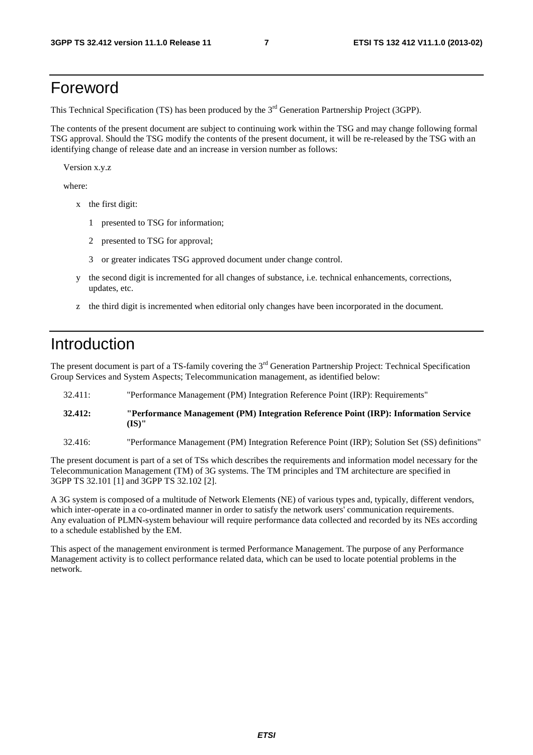# Foreword

This Technical Specification (TS) has been produced by the 3rd Generation Partnership Project (3GPP).

The contents of the present document are subject to continuing work within the TSG and may change following formal TSG approval. Should the TSG modify the contents of the present document, it will be re-released by the TSG with an identifying change of release date and an increase in version number as follows:

Version x.y.z

where:

- x the first digit:
  - 1 presented to TSG for information;
  - 2 presented to TSG for approval;
  - 3 or greater indicates TSG approved document under change control.
- y the second digit is incremented for all changes of substance, i.e. technical enhancements, corrections, updates, etc.
- z the third digit is incremented when editorial only changes have been incorporated in the document.

# Introduction

The present document is part of a TS-family covering the 3rd Generation Partnership Project: Technical Specification Group Services and System Aspects; Telecommunication management, as identified below:

32.411: "Performance Management (PM) Integration Reference Point (IRP): Requirements"

**32.412: "Performance Management (PM) Integration Reference Point (IRP): Information Service (IS)"**

32.416: "Performance Management (PM) Integration Reference Point (IRP); Solution Set (SS) definitions"

The present document is part of a set of TSs which describes the requirements and information model necessary for the Telecommunication Management (TM) of 3G systems. The TM principles and TM architecture are specified in 3GPP TS 32.101 [1] and 3GPP TS 32.102 [2].

A 3G system is composed of a multitude of Network Elements (NE) of various types and, typically, different vendors, which inter-operate in a co-ordinated manner in order to satisfy the network users' communication requirements. Any evaluation of PLMN-system behaviour will require performance data collected and recorded by its NEs according to a schedule established by the EM.

This aspect of the management environment is termed Performance Management. The purpose of any Performance Management activity is to collect performance related data, which can be used to locate potential problems in the network.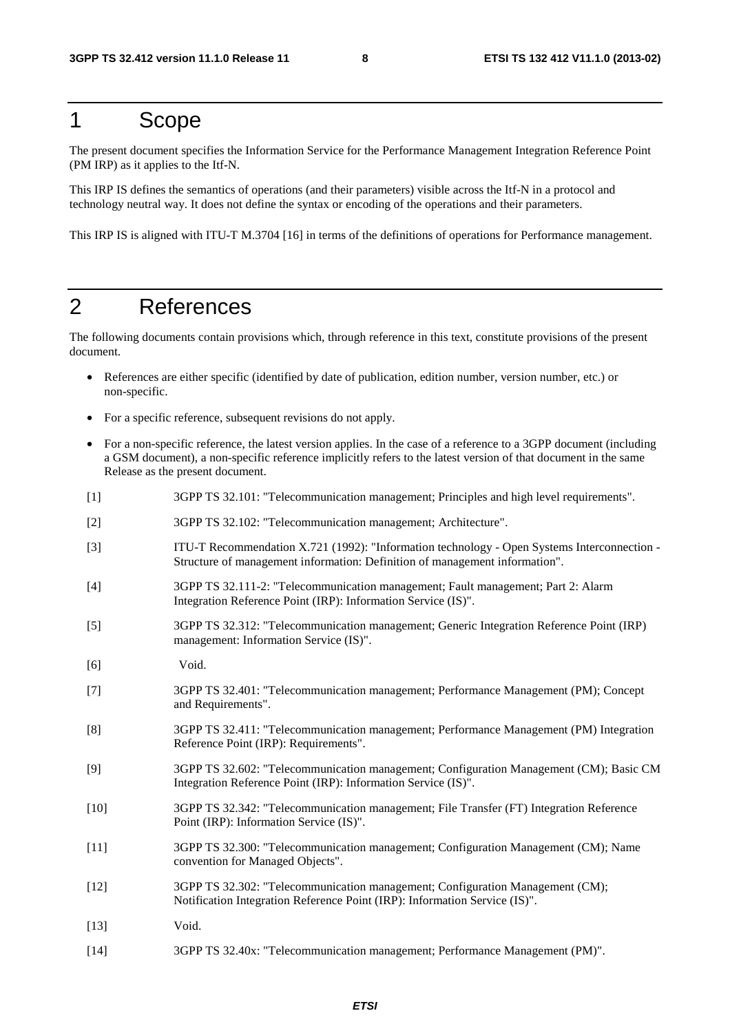# 1 Scope

The present document specifies the Information Service for the Performance Management Integration Reference Point (PM IRP) as it applies to the Itf-N.

This IRP IS defines the semantics of operations (and their parameters) visible across the Itf-N in a protocol and technology neutral way. It does not define the syntax or encoding of the operations and their parameters.

This IRP IS is aligned with ITU-T M.3704 [16] in terms of the definitions of operations for Performance management.

# 2 References

The following documents contain provisions which, through reference in this text, constitute provisions of the present document.

- References are either specific (identified by date of publication, edition number, version number, etc.) or non-specific.
- For a specific reference, subsequent revisions do not apply.
- For a non-specific reference, the latest version applies. In the case of a reference to a 3GPP document (including a GSM document), a non-specific reference implicitly refers to the latest version of that document in the same Release as the present document.

[1] 3GPP TS 32.101: "Telecommunication management; Principles and high level requirements".

[2] 3GPP TS 32.102: "Telecommunication management; Architecture".

[3] ITU-T Recommendation X.721 (1992): "Information technology - Open Systems Interconnection - Structure of management information: Definition of management information".

[4] 3GPP TS 32.111-2: "Telecommunication management; Fault management; Part 2: Alarm Integration Reference Point (IRP): Information Service (IS)".

[5] 3GPP TS 32.312: "Telecommunication management; Generic Integration Reference Point (IRP) management: Information Service (IS)".

[6] Void.

[7] 3GPP TS 32.401: "Telecommunication management; Performance Management (PM); Concept and Requirements".

[8] 3GPP TS 32.411: "Telecommunication management; Performance Management (PM) Integration Reference Point (IRP): Requirements".

[9] 3GPP TS 32.602: "Telecommunication management; Configuration Management (CM); Basic CM Integration Reference Point (IRP): Information Service (IS)".

[10] 3GPP TS 32.342: "Telecommunication management; File Transfer (FT) Integration Reference Point (IRP): Information Service (IS)".

[11] 3GPP TS 32.300: "Telecommunication management; Configuration Management (CM); Name convention for Managed Objects".

[12] 3GPP TS 32.302: "Telecommunication management; Configuration Management (CM); Notification Integration Reference Point (IRP): Information Service (IS)".

[13] Void.

[14] 3GPP TS 32.40x: "Telecommunication management; Performance Management (PM)".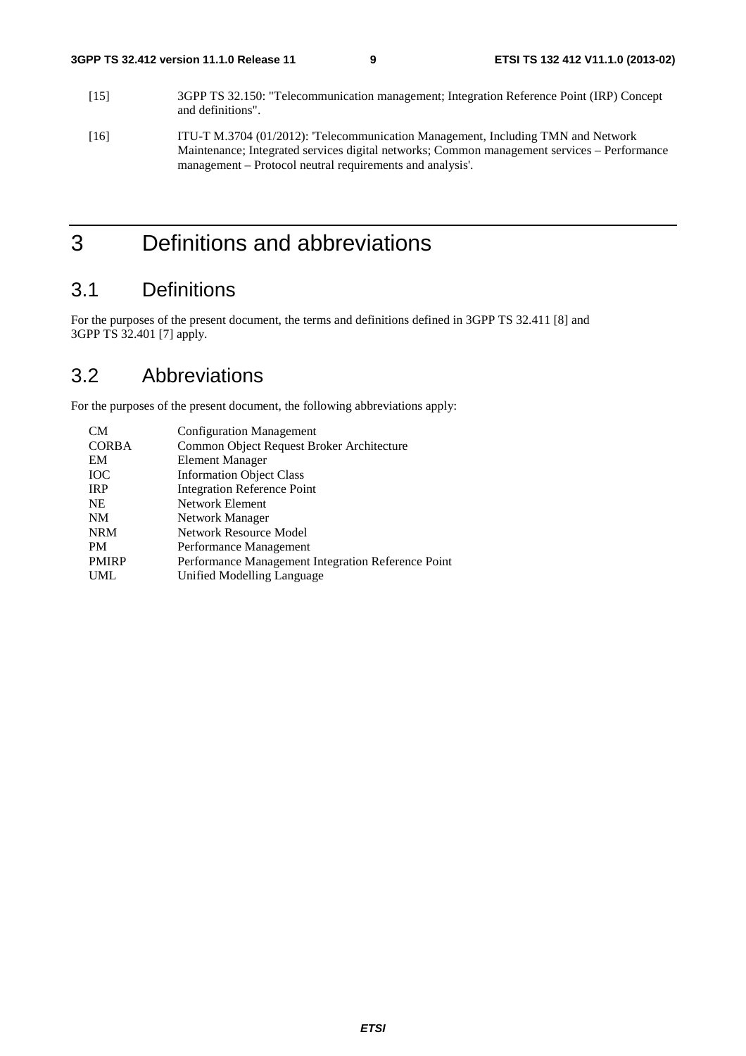[15] 3GPP TS 32.150: "Telecommunication management; Integration Reference Point (IRP) Concept and definitions".

[16] ITU-T M.3704 (01/2012): 'Telecommunication Management, Including TMN and Network Maintenance; Integrated services digital networks; Common management services – Performance management – Protocol neutral requirements and analysis'.

# 3 Definitions and abbreviations

## 3.1 Definitions

For the purposes of the present document, the terms and definitions defined in 3GPP TS 32.411 [8] and 3GPP TS 32.401 [7] apply.

## 3.2 Abbreviations

For the purposes of the present document, the following abbreviations apply:

| | |
|---|---|
| CM | Configuration Management |
| CORBA | Common Object Request Broker Architecture |
| EM | Element Manager |
| IOC | Information Object Class |
| IRP | Integration Reference Point |
| NE | Network Element |
| NM | Network Manager |
| NRM | Network Resource Model |
| PM | Performance Management |
| PMIRP | Performance Management Integration Reference Point |
| UML | Unified Modelling Language |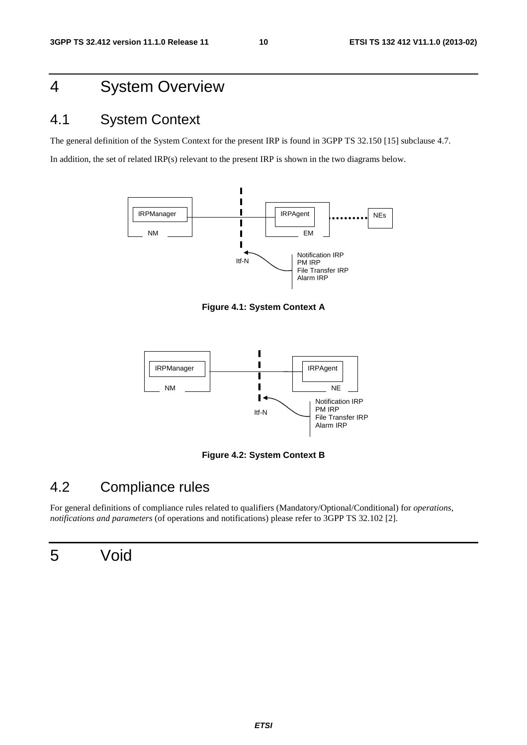# 4 System Overview

## 4.1 System Context

The general definition of the System Context for the present IRP is found in 3GPP TS 32.150 [15] subclause 4.7.

In addition, the set of related IRP(s) relevant to the present IRP is shown in the two diagrams below.

**Figure 4.1: System Context A**

**Figure 4.2: System Context B**

## 4.2 Compliance rules

For general definitions of compliance rules related to qualifiers (Mandatory/Optional/Conditional) for *operations, notifications and parameters* (of operations and notifications) please refer to 3GPP TS 32.102 [2].

# 5 Void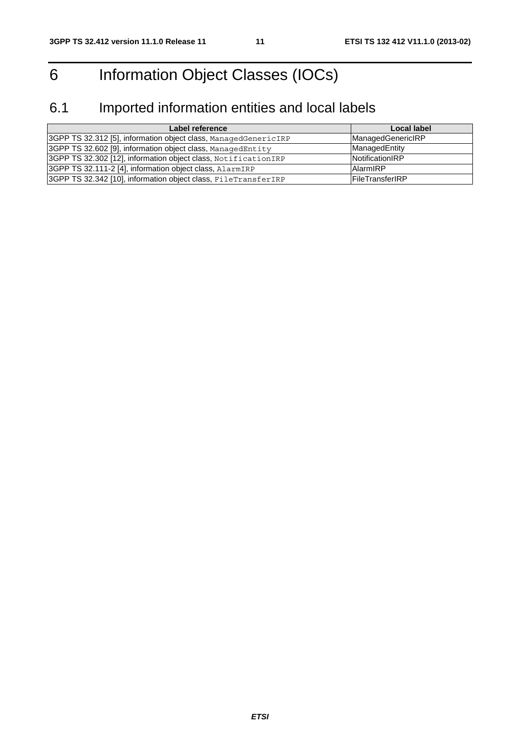# 6 Information Object Classes (IOCs)

## 6.1 Imported information entities and local labels

| Label reference | Local label |
| --- | --- |
| 3GPP TS 32.312 [5], information object class, `ManagedGenericIRP` | ManagedGenericIRP |
| 3GPP TS 32.602 [9], information object class, `ManagedEntity` | ManagedEntity |
| 3GPP TS 32.302 [12], information object class, `NotificationIRP` | NotificationIRP |
| 3GPP TS 32.111-2 [4], information object class, `AlarmIRP` | AlarmIRP |
| 3GPP TS 32.342 [10], information object class, `FileTransferIRP` | FileTransferIRP |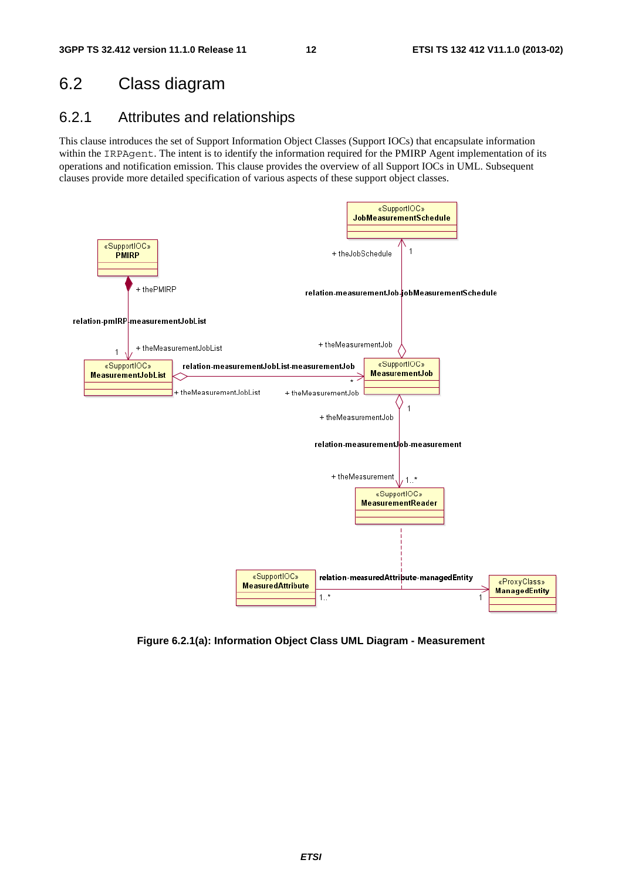## 6.2 Class diagram

### 6.2.1 Attributes and relationships

This clause introduces the set of Support Information Object Classes (Support IOCs) that encapsulate information within the IRPAgent. The intent is to identify the information required for the PMIRP Agent implementation of its operations and notification emission. This clause provides the overview of all Support IOCs in UML. Subsequent clauses provide more detailed specification of various aspects of these support object classes.

**Figure 6.2.1(a): Information Object Class UML Diagram - Measurement**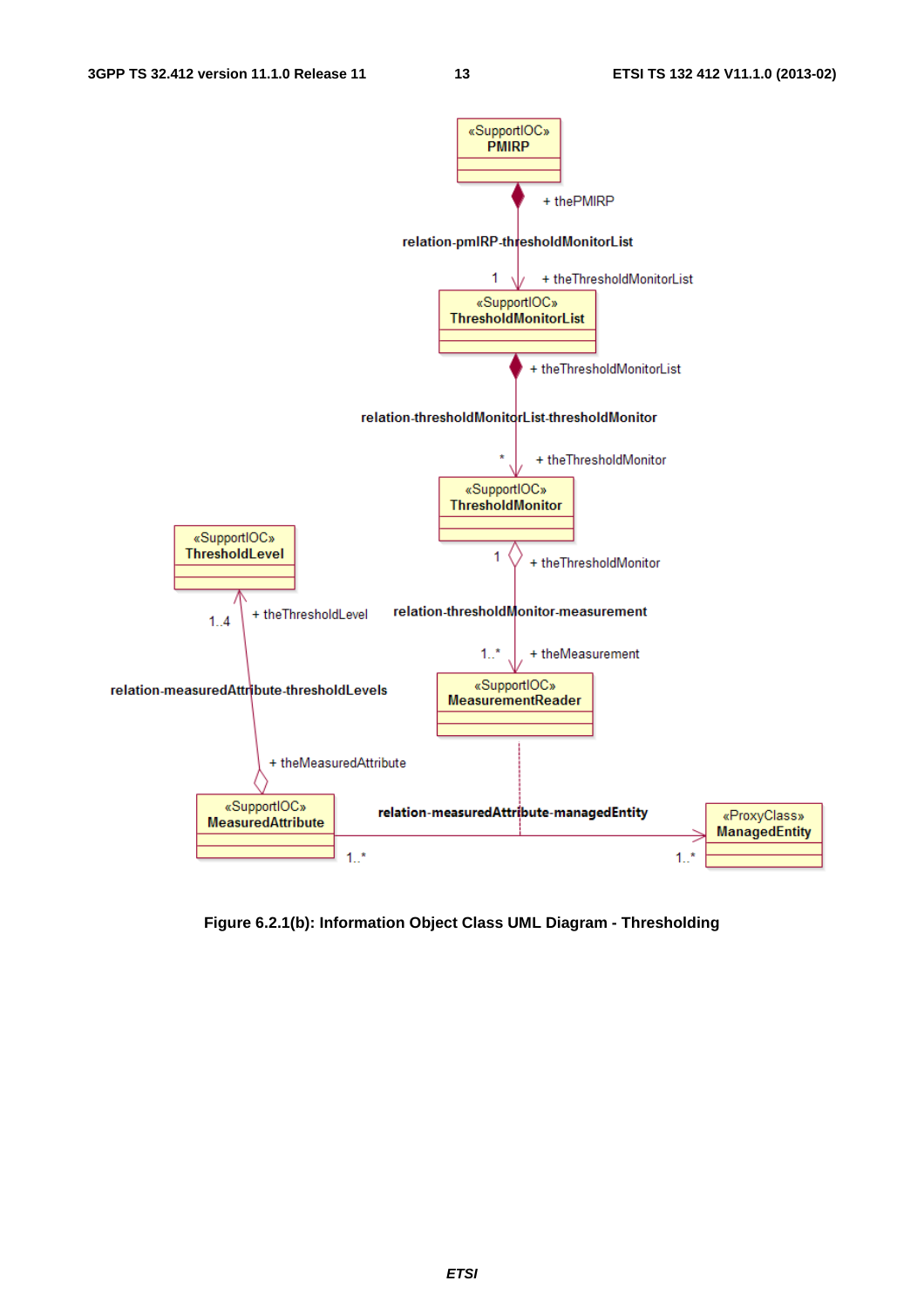Figure 6.2.1(b): Information Object Class UML Diagram - Thresholding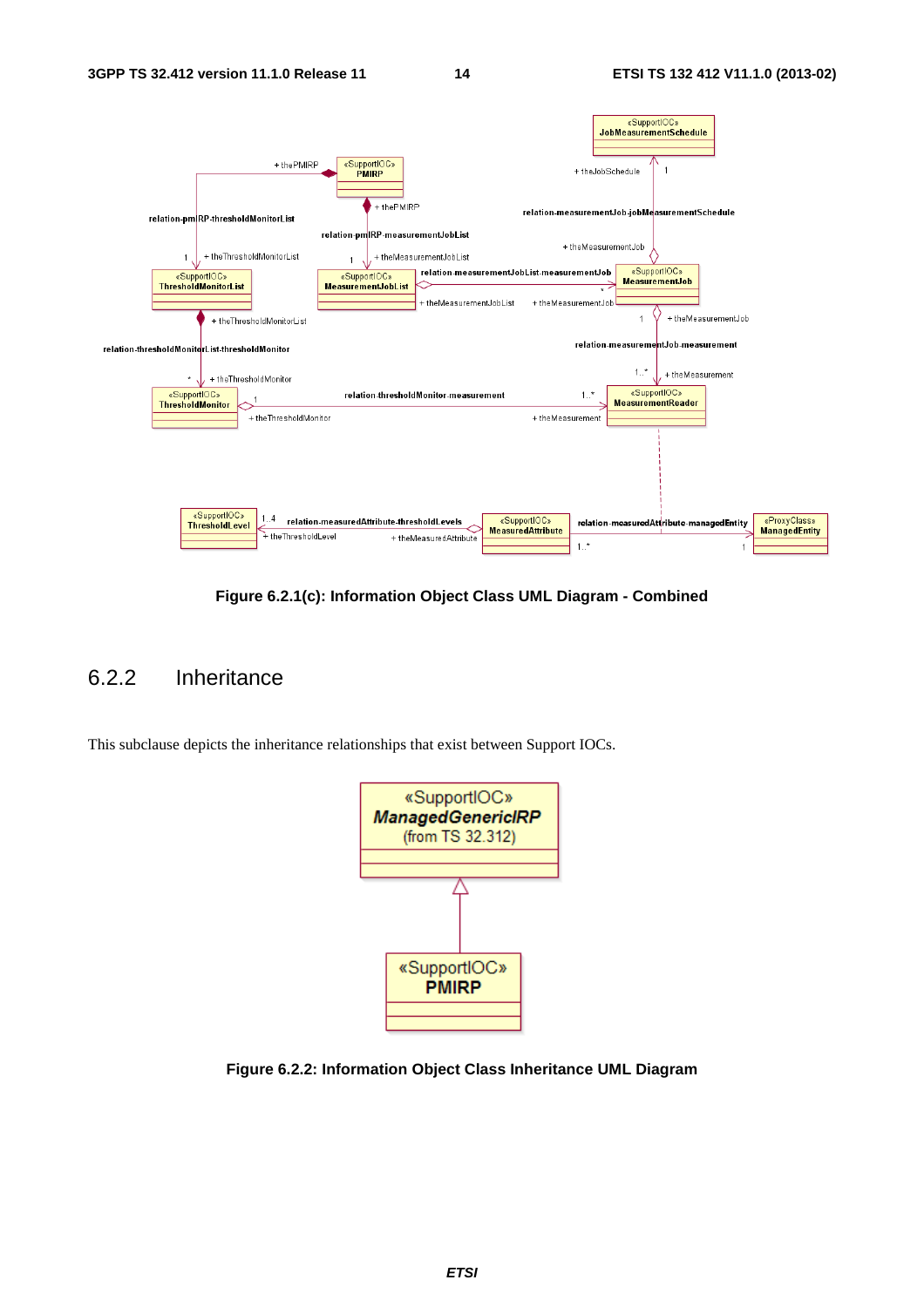Figure 6.2.1(c): Information Object Class UML Diagram - Combined

### 6.2.2 Inheritance

This subclause depicts the inheritance relationships that exist between Support IOCs.

Figure 6.2.2: Information Object Class Inheritance UML Diagram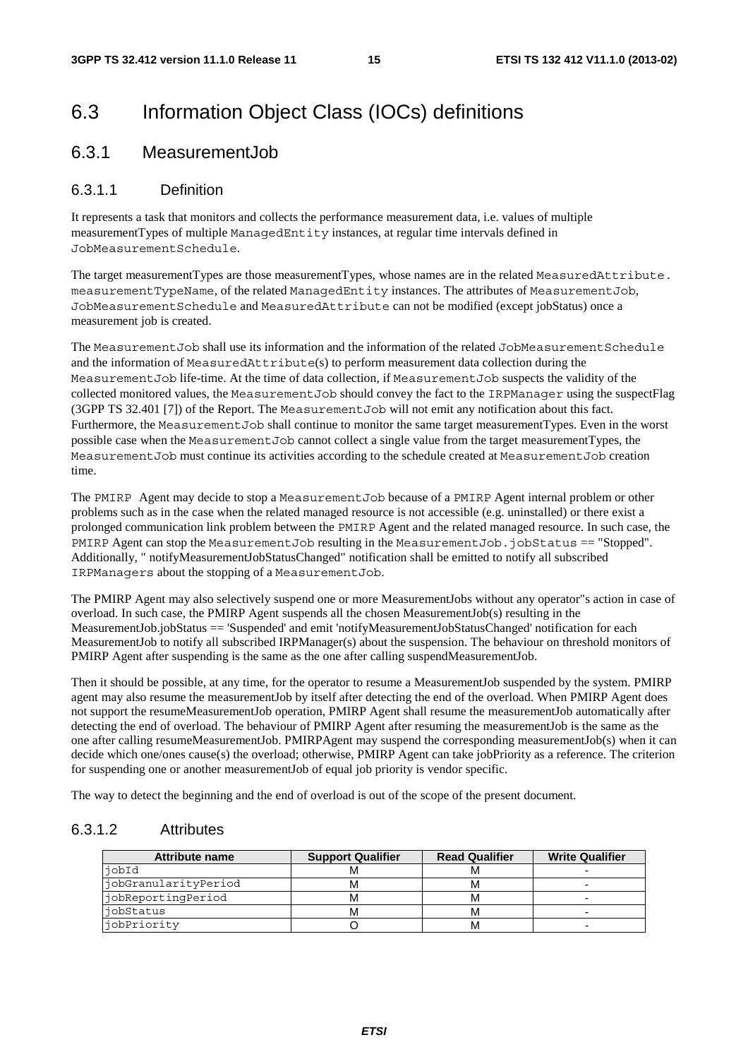# 6.3 Information Object Class (IOCs) definitions

## 6.3.1 MeasurementJob

### 6.3.1.1 Definition

It represents a task that monitors and collects the performance measurement data, i.e. values of multiple measurementTypes of multiple ManagedEntity instances, at regular time intervals defined in JobMeasurementSchedule.

The target measurementTypes are those measurementTypes, whose names are in the related MeasuredAttribute. measurementTypeName, of the related ManagedEntity instances. The attributes of MeasurementJob, JobMeasurementSchedule and MeasuredAttribute can not be modified (except jobStatus) once a measurement job is created.

The MeasurementJob shall use its information and the information of the related JobMeasurementSchedule and the information of MeasuredAttribute(s) to perform measurement data collection during the MeasurementJob life-time. At the time of data collection, if MeasurementJob suspects the validity of the collected monitored values, the MeasurementJob should convey the fact to the IRPManager using the suspectFlag (3GPP TS 32.401 [7]) of the Report. The MeasurementJob will not emit any notification about this fact. Furthermore, the MeasurementJob shall continue to monitor the same target measurementTypes. Even in the worst possible case when the MeasurementJob cannot collect a single value from the target measurementTypes, the MeasurementJob must continue its activities according to the schedule created at MeasurementJob creation time.

The PMIRP Agent may decide to stop a MeasurementJob because of a PMIRP Agent internal problem or other problems such as in the case when the related managed resource is not accessible (e.g. uninstalled) or there exist a prolonged communication link problem between the PMIRP Agent and the related managed resource. In such case, the PMIRP Agent can stop the MeasurementJob resulting in the MeasurementJob.jobStatus == "Stopped". Additionally, " notifyMeasurementJobStatusChanged" notification shall be emitted to notify all subscribed IRPManagers about the stopping of a MeasurementJob.

The PMIRP Agent may also selectively suspend one or more MeasurementJobs without any operator"s action in case of overload. In such case, the PMIRP Agent suspends all the chosen MeasurementJob(s) resulting in the MeasurementJob.jobStatus == 'Suspended' and emit 'notifyMeasurementJobStatusChanged' notification for each MeasurementJob to notify all subscribed IRPManager(s) about the suspension. The behaviour on threshold monitors of PMIRP Agent after suspending is the same as the one after calling suspendMeasurementJob.

Then it should be possible, at any time, for the operator to resume a MeasurementJob suspended by the system. PMIRP agent may also resume the measurementJob by itself after detecting the end of the overload. When PMIRP Agent does not support the resumeMeasurementJob operation, PMIRP Agent shall resume the measurementJob automatically after detecting the end of overload. The behaviour of PMIRP Agent after resuming the measurementJob is the same as the one after calling resumeMeasurementJob. PMIRPAgent may suspend the corresponding measurementJob(s) when it can decide which one/ones cause(s) the overload; otherwise, PMIRP Agent can take jobPriority as a reference. The criterion for suspending one or another measurementJob of equal job priority is vendor specific.

The way to detect the beginning and the end of overload is out of the scope of the present document.

### 6.3.1.2 Attributes

| Attribute name | Support Qualifier | Read Qualifier | Write Qualifier |
|---|---|---|---|
| jobId | M | M | - |
| jobGranularityPeriod | M | M | - |
| jobReportingPeriod | M | M | - |
| jobStatus | M | M | - |
| jobPriority | O | M | - |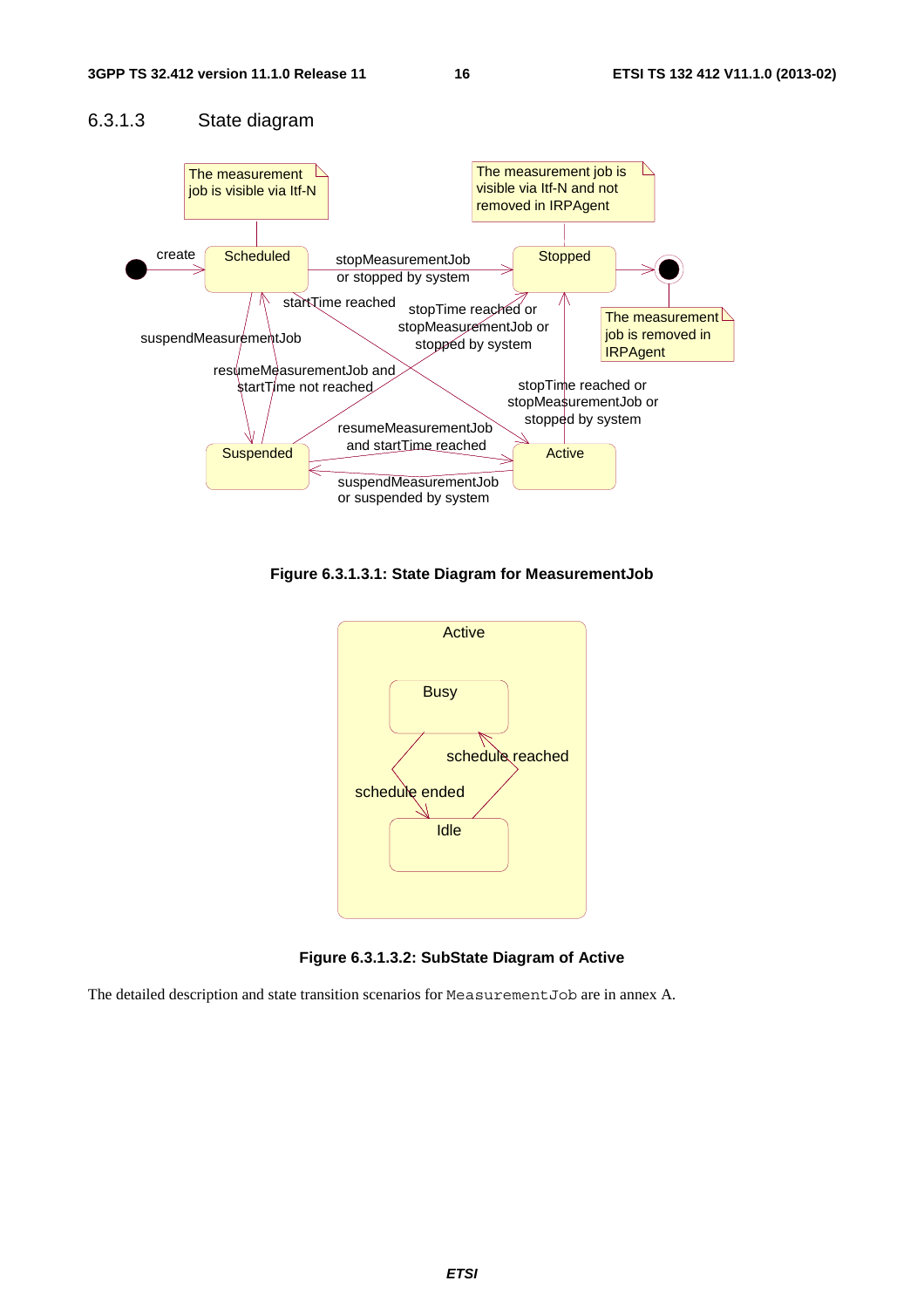### 6.3.1.3 State diagram

Figure 6.3.1.3.1: State Diagram for MeasurementJob

Figure 6.3.1.3.2: SubState Diagram of Active

The detailed description and state transition scenarios for `MeasurementJob` are in annex A.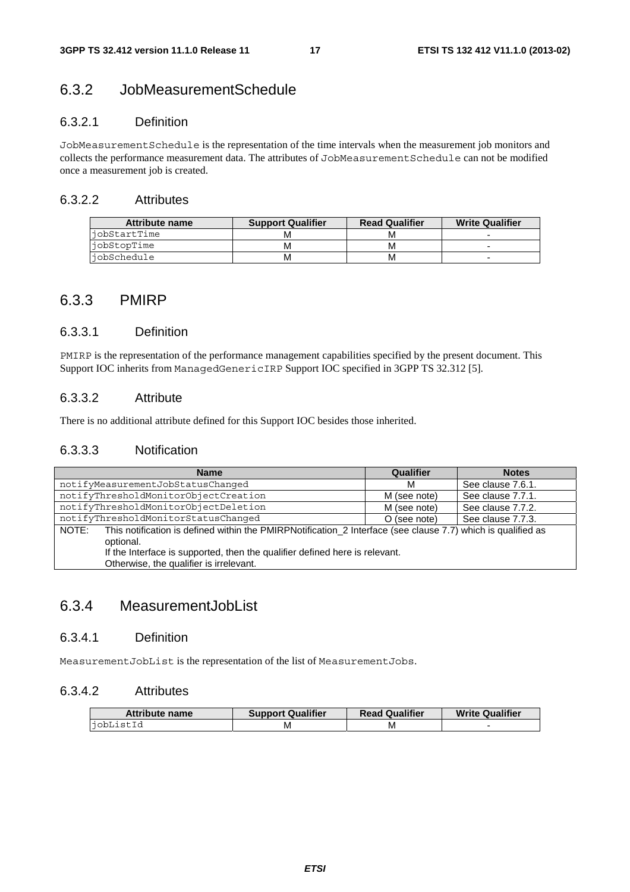### 6.3.2 JobMeasurementSchedule

#### 6.3.2.1 Definition

JobMeasurementSchedule is the representation of the time intervals when the measurement job monitors and collects the performance measurement data. The attributes of JobMeasurementSchedule can not be modified once a measurement job is created.

#### 6.3.2.2 Attributes

| Attribute name | Support Qualifier | Read Qualifier | Write Qualifier |
|---|---|---|---|
| jobStartTime | M | M | - |
| jobStopTime | M | M | - |
| jobSchedule | M | M | - |

### 6.3.3 PMIRP

#### 6.3.3.1 Definition

PMIRP is the representation of the performance management capabilities specified by the present document. This Support IOC inherits from ManagedGenericIRP Support IOC specified in 3GPP TS 32.312 [5].

#### 6.3.3.2 Attribute

There is no additional attribute defined for this Support IOC besides those inherited.

#### 6.3.3.3 Notification

| Name | Qualifier | Notes |
|---|---|---|
| notifyMeasurementJobStatusChanged | M | See clause 7.6.1. |
| notifyThresholdMonitorObjectCreation | M (see note) | See clause 7.7.1. |
| notifyThresholdMonitorObjectDeletion | M (see note) | See clause 7.7.2. |
| notifyThresholdMonitorStatusChanged | O (see note) | See clause 7.7.3. |
| NOTE: This notification is defined within the PMIRPNotification_2 Interface (see clause 7.7) which is qualified as optional. If the Interface is supported, then the qualifier defined here is relevant. Otherwise, the qualifier is irrelevant. | | |

### 6.3.4 MeasurementJobList

#### 6.3.4.1 Definition

MeasurementJobList is the representation of the list of MeasurementJobs.

#### 6.3.4.2 Attributes

| Attribute name | Support Qualifier | Read Qualifier | Write Qualifier |
|---|---|---|---|
| jobListId | M | M | - |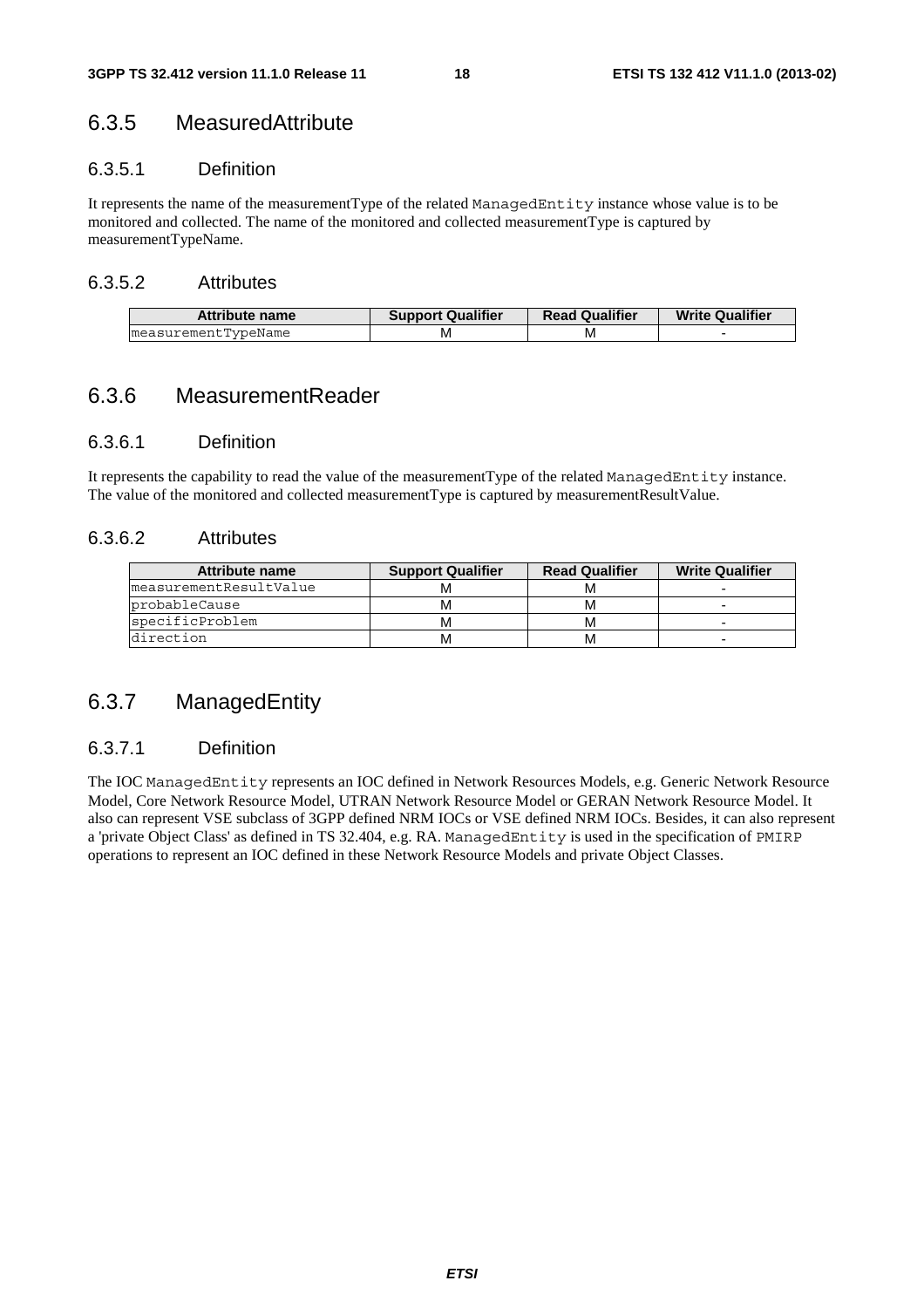### 6.3.5 MeasuredAttribute

#### 6.3.5.1 Definition

It represents the name of the measurementType of the related `ManagedEntity` instance whose value is to be monitored and collected. The name of the monitored and collected measurementType is captured by measurementTypeName.

#### 6.3.5.2 Attributes

| Attribute name | Support Qualifier | Read Qualifier | Write Qualifier |
|---|---|---|---|
| measurementTypeName | M | M | - |

### 6.3.6 MeasurementReader

#### 6.3.6.1 Definition

It represents the capability to read the value of the measurementType of the related `ManagedEntity` instance. The value of the monitored and collected measurementType is captured by measurementResultValue.

#### 6.3.6.2 Attributes

| Attribute name | Support Qualifier | Read Qualifier | Write Qualifier |
|---|---|---|---|
| measurementResultValue | M | M | - |
| probableCause | M | M | - |
| specificProblem | M | M | - |
| direction | M | M | - |

### 6.3.7 ManagedEntity

#### 6.3.7.1 Definition

The IOC `ManagedEntity` represents an IOC defined in Network Resources Models, e.g. Generic Network Resource Model, Core Network Resource Model, UTRAN Network Resource Model or GERAN Network Resource Model. It also can represent VSE subclass of 3GPP defined NRM IOCs or VSE defined NRM IOCs. Besides, it can also represent a 'private Object Class' as defined in TS 32.404, e.g. RA. `ManagedEntity` is used in the specification of `PMIRP` operations to represent an IOC defined in these Network Resource Models and private Object Classes.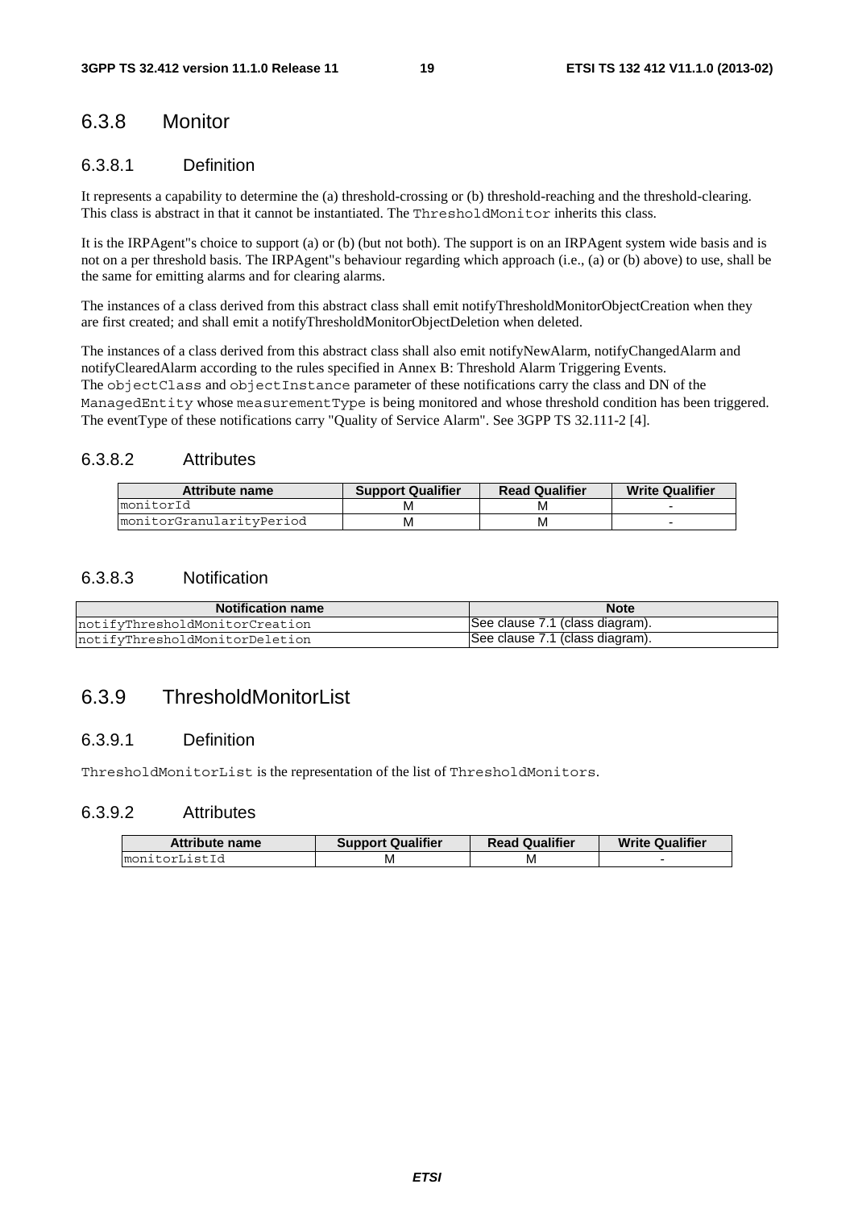### 6.3.8 Monitor

#### 6.3.8.1 Definition

It represents a capability to determine the (a) threshold-crossing or (b) threshold-reaching and the threshold-clearing. This class is abstract in that it cannot be instantiated. The `ThresholdMonitor` inherits this class.

It is the IRPAgent''s choice to support (a) or (b) (but not both). The support is on an IRPAgent system wide basis and is not on a per threshold basis. The IRPAgent''s behaviour regarding which approach (i.e., (a) or (b) above) to use, shall be the same for emitting alarms and for clearing alarms.

The instances of a class derived from this abstract class shall emit notifyThresholdMonitorObjectCreation when they are first created; and shall emit a notifyThresholdMonitorObjectDeletion when deleted.

The instances of a class derived from this abstract class shall also emit notifyNewAlarm, notifyChangedAlarm and notifyClearedAlarm according to the rules specified in Annex B: Threshold Alarm Triggering Events.
The `objectClass` and `objectInstance` parameter of these notifications carry the class and DN of the `ManagedEntity` whose `measurementType` is being monitored and whose threshold condition has been triggered. The eventType of these notifications carry "Quality of Service Alarm". See 3GPP TS 32.111-2 [4].

#### 6.3.8.2 Attributes

| Attribute name | Support Qualifier | Read Qualifier | Write Qualifier |
|---|---|---|---|
| monitorId | M | M | - |
| monitorGranularityPeriod | M | M | - |

#### 6.3.8.3 Notification

| Notification name | Note |
|---|---|
| notifyThresholdMonitorCreation | See clause 7.1 (class diagram). |
| notifyThresholdMonitorDeletion | See clause 7.1 (class diagram). |

### 6.3.9 ThresholdMonitorList

#### 6.3.9.1 Definition

`ThresholdMonitorList` is the representation of the list of `ThresholdMonitors`.

#### 6.3.9.2 Attributes

| Attribute name | Support Qualifier | Read Qualifier | Write Qualifier |
|---|---|---|---|
| monitorListId | M | M | - |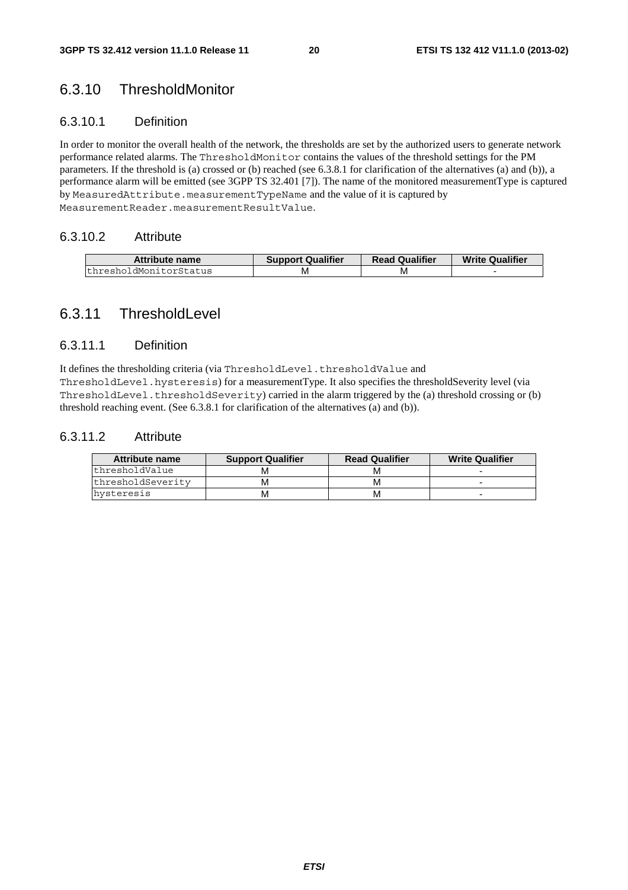### 6.3.10 ThresholdMonitor

#### 6.3.10.1 Definition

In order to monitor the overall health of the network, the thresholds are set by the authorized users to generate network performance related alarms. The `ThresholdMonitor` contains the values of the threshold settings for the PM parameters. If the threshold is (a) crossed or (b) reached (see 6.3.8.1 for clarification of the alternatives (a) and (b)), a performance alarm will be emitted (see 3GPP TS 32.401 [7]). The name of the monitored measurementType is captured by `MeasuredAttribute.measurementTypeName` and the value of it is captured by `MeasurementReader.measurementResultValue`.

#### 6.3.10.2 Attribute

| Attribute name | Support Qualifier | Read Qualifier | Write Qualifier |
|---|---|---|---|
| thresholdMonitorStatus | M | M | - |

### 6.3.11 ThresholdLevel

#### 6.3.11.1 Definition

It defines the thresholding criteria (via `ThresholdLevel.thresholdValue` and `ThresholdLevel.hysteresis`) for a measurementType. It also specifies the thresholdSeverity level (via `ThresholdLevel.thresholdSeverity`) carried in the alarm triggered by the (a) threshold crossing or (b) threshold reaching event. (See 6.3.8.1 for clarification of the alternatives (a) and (b)).

#### 6.3.11.2 Attribute

| Attribute name | Support Qualifier | Read Qualifier | Write Qualifier |
|---|---|---|---|
| thresholdValue | M | M | - |
| thresholdSeverity | M | M | - |
| hysteresis | M | M | - |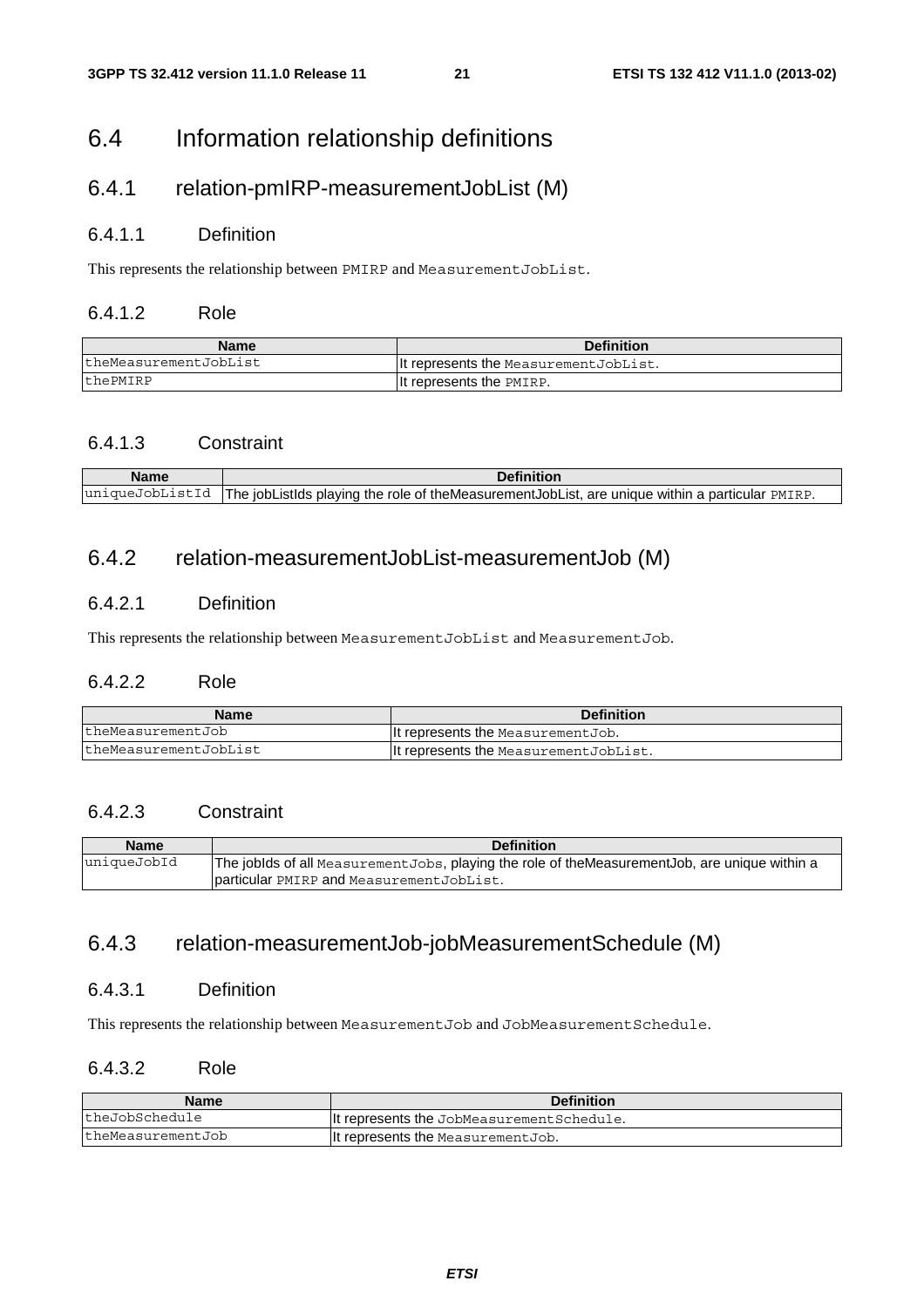# 6.4 Information relationship definitions

## 6.4.1 relation-pmIRP-measurementJobList (M)

### 6.4.1.1 Definition

This represents the relationship between PMIRP and MeasurementJobList.

### 6.4.1.2 Role

| Name | Definition |
| --- | --- |
| theMeasurementJobList | It represents the MeasurementJobList. |
| thePMIRP | It represents the PMIRP. |

### 6.4.1.3 Constraint

| Name | Definition |
| --- | --- |
| uniqueJobListId | The jobListIds playing the role of theMeasurementJobList, are unique within a particular PMIRP. |

## 6.4.2 relation-measurementJobList-measurementJob (M)

### 6.4.2.1 Definition

This represents the relationship between MeasurementJobList and MeasurementJob.

### 6.4.2.2 Role

| Name | Definition |
| --- | --- |
| theMeasurementJob | It represents the MeasurementJob. |
| theMeasurementJobList | It represents the MeasurementJobList. |

### 6.4.2.3 Constraint

| Name | Definition |
| --- | --- |
| uniqueJobId | The jobIds of all MeasurementJobs, playing the role of theMeasurementJob, are unique within a particular PMIRP and MeasurementJobList. |

## 6.4.3 relation-measurementJob-jobMeasurementSchedule (M)

### 6.4.3.1 Definition

This represents the relationship between MeasurementJob and JobMeasurementSchedule.

### 6.4.3.2 Role

| Name | Definition |
| --- | --- |
| theJobSchedule | It represents the JobMeasurementSchedule. |
| theMeasurementJob | It represents the MeasurementJob. |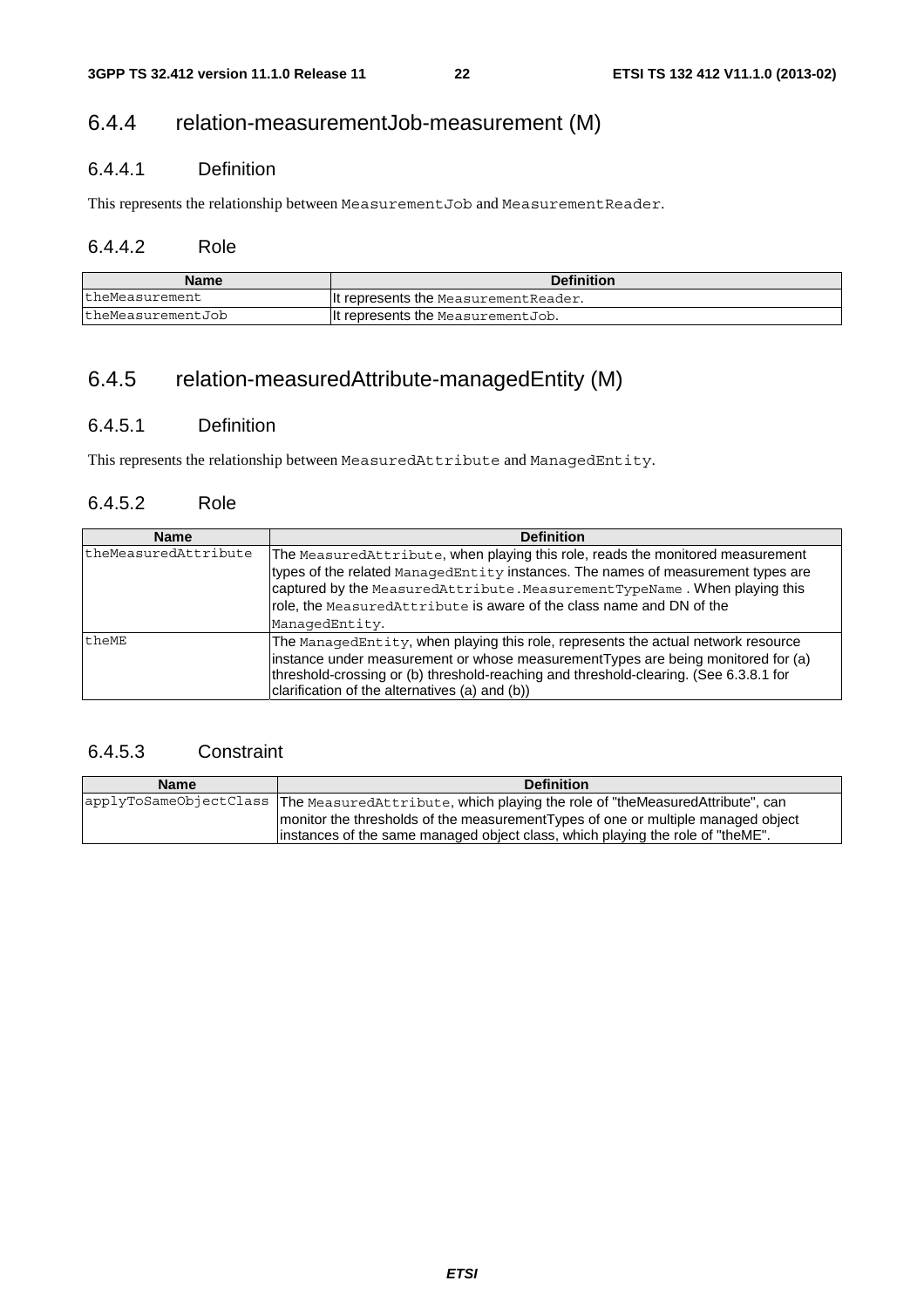### 6.4.4 relation-measurementJob-measurement (M)

#### 6.4.4.1 Definition

This represents the relationship between `MeasurementJob` and `MeasurementReader`.

#### 6.4.4.2 Role

| Name | Definition |
|---|---|
| `theMeasurement` | It represents the `MeasurementReader`. |
| `theMeasurementJob` | It represents the `MeasurementJob`. |

### 6.4.5 relation-measuredAttribute-managedEntity (M)

#### 6.4.5.1 Definition

This represents the relationship between `MeasuredAttribute` and `ManagedEntity`.

#### 6.4.5.2 Role

| Name | Definition |
|---|---|
| `theMeasuredAttribute` | The `MeasuredAttribute`, when playing this role, reads the monitored measurement types of the related `ManagedEntity` instances. The names of measurement types are captured by the `MeasuredAttribute.MeasurementTypeName` . When playing this role, the `MeasuredAttribute` is aware of the class name and DN of the `ManagedEntity`. |
| `theME` | The `ManagedEntity`, when playing this role, represents the actual network resource instance under measurement or whose measurementTypes are being monitored for (a) threshold-crossing or (b) threshold-reaching and threshold-clearing. (See 6.3.8.1 for clarification of the alternatives (a) and (b)) |

#### 6.4.5.3 Constraint

| Name | Definition |
|---|---|
| `applyToSameObjectClass` | The `MeasuredAttribute`, which playing the role of "theMeasuredAttribute", can monitor the thresholds of the measurementTypes of one or multiple managed object instances of the same managed object class, which playing the role of "theME". |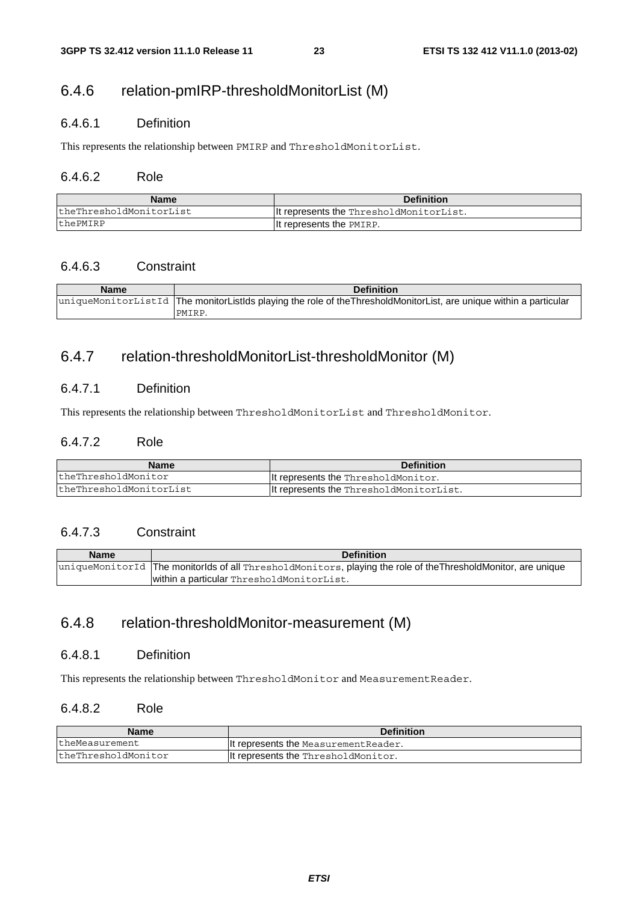### 6.4.6 relation-pmIRP-thresholdMonitorList (M)

#### 6.4.6.1 Definition

This represents the relationship between `PMIRP` and `ThresholdMonitorList`.

#### 6.4.6.2 Role

| Name | Definition |
|---|---|
| `theThresholdMonitorList` | It represents the `ThresholdMonitorList`. |
| `thePMIRP` | It represents the `PMIRP`. |

#### 6.4.6.3 Constraint

| Name | Definition |
|---|---|
| `uniqueMonitorListId` | The monitorListIds playing the role of theThresholdMonitorList, are unique within a particular `PMIRP`. |

### 6.4.7 relation-thresholdMonitorList-thresholdMonitor (M)

#### 6.4.7.1 Definition

This represents the relationship between `ThresholdMonitorList` and `ThresholdMonitor`.

#### 6.4.7.2 Role

| Name | Definition |
|---|---|
| `theThresholdMonitor` | It represents the `ThresholdMonitor`. |
| `theThresholdMonitorList` | It represents the `ThresholdMonitorList`. |

#### 6.4.7.3 Constraint

| Name | Definition |
|---|---|
| `uniqueMonitorId` | The monitorIds of all `ThresholdMonitors`, playing the role of theThresholdMonitor, are unique within a particular `ThresholdMonitorList`. |

### 6.4.8 relation-thresholdMonitor-measurement (M)

#### 6.4.8.1 Definition

This represents the relationship between `ThresholdMonitor` and `MeasurementReader`.

#### 6.4.8.2 Role

| Name | Definition |
|---|---|
| `theMeasurement` | It represents the `MeasurementReader`. |
| `theThresholdMonitor` | It represents the `ThresholdMonitor`. |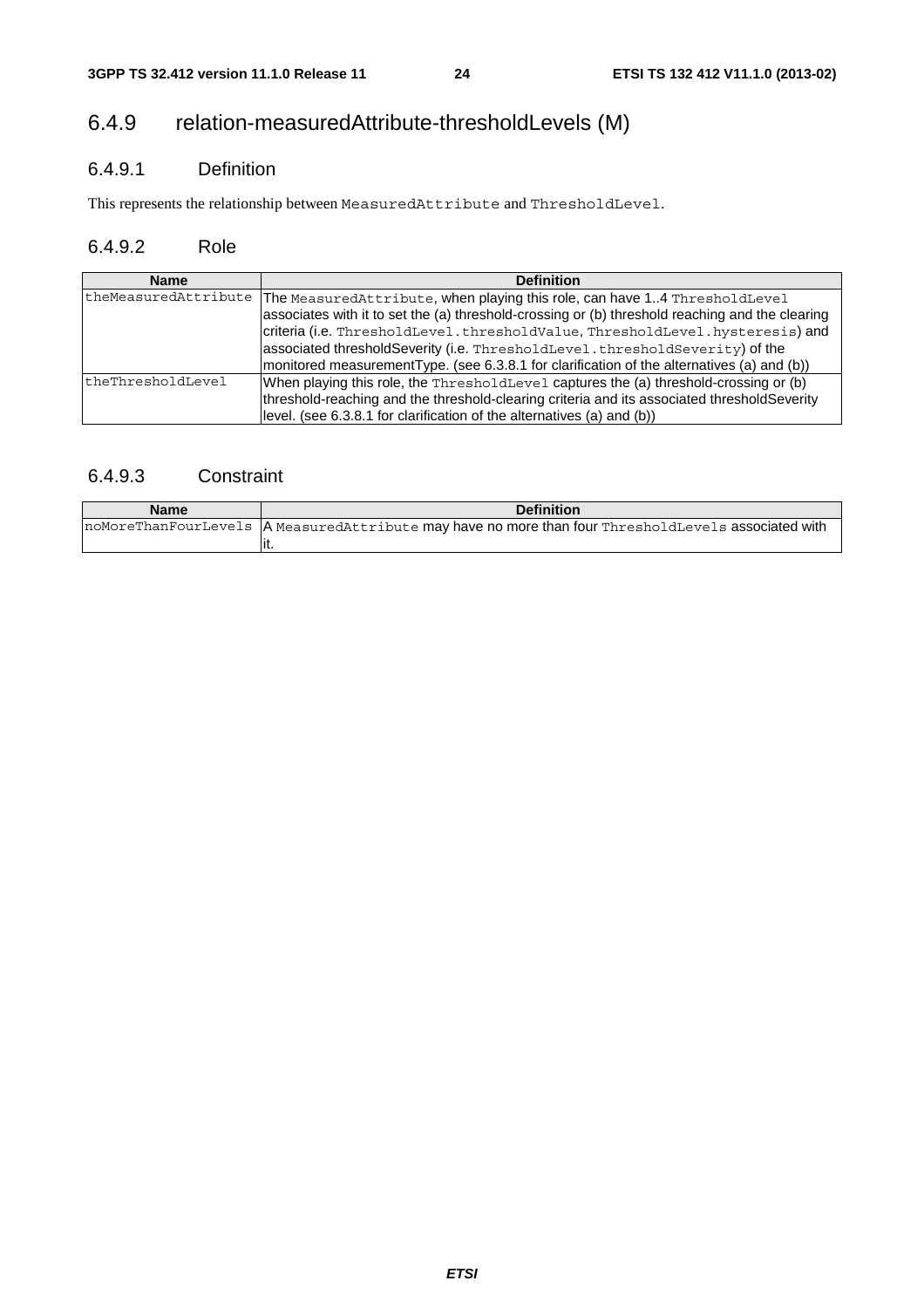### 6.4.9 relation-measuredAttribute-thresholdLevels (M)

#### 6.4.9.1 Definition

This represents the relationship between `MeasuredAttribute` and `ThresholdLevel`.

#### 6.4.9.2 Role

| Name | Definition |
|---|---|
| `theMeasuredAttribute` | The `MeasuredAttribute`, when playing this role, can have 1..4 `ThresholdLevel` associates with it to set the (a) threshold-crossing or (b) threshold reaching and the clearing criteria (i.e. `ThresholdLevel.thresholdValue`, `ThresholdLevel.hysteresis`) and associated thresholdSeverity (i.e. `ThresholdLevel.thresholdSeverity`) of the monitored measurementType. (see 6.3.8.1 for clarification of the alternatives (a) and (b)) |
| `theThresholdLevel` | When playing this role, the `ThresholdLevel` captures the (a) threshold-crossing or (b) threshold-reaching and the threshold-clearing criteria and its associated thresholdSeverity level. (see 6.3.8.1 for clarification of the alternatives (a) and (b)) |

#### 6.4.9.3 Constraint

| Name | Definition |
|---|---|
| `noMoreThanFourLevels` | A `MeasuredAttribute` may have no more than four `ThresholdLevels` associated with it. |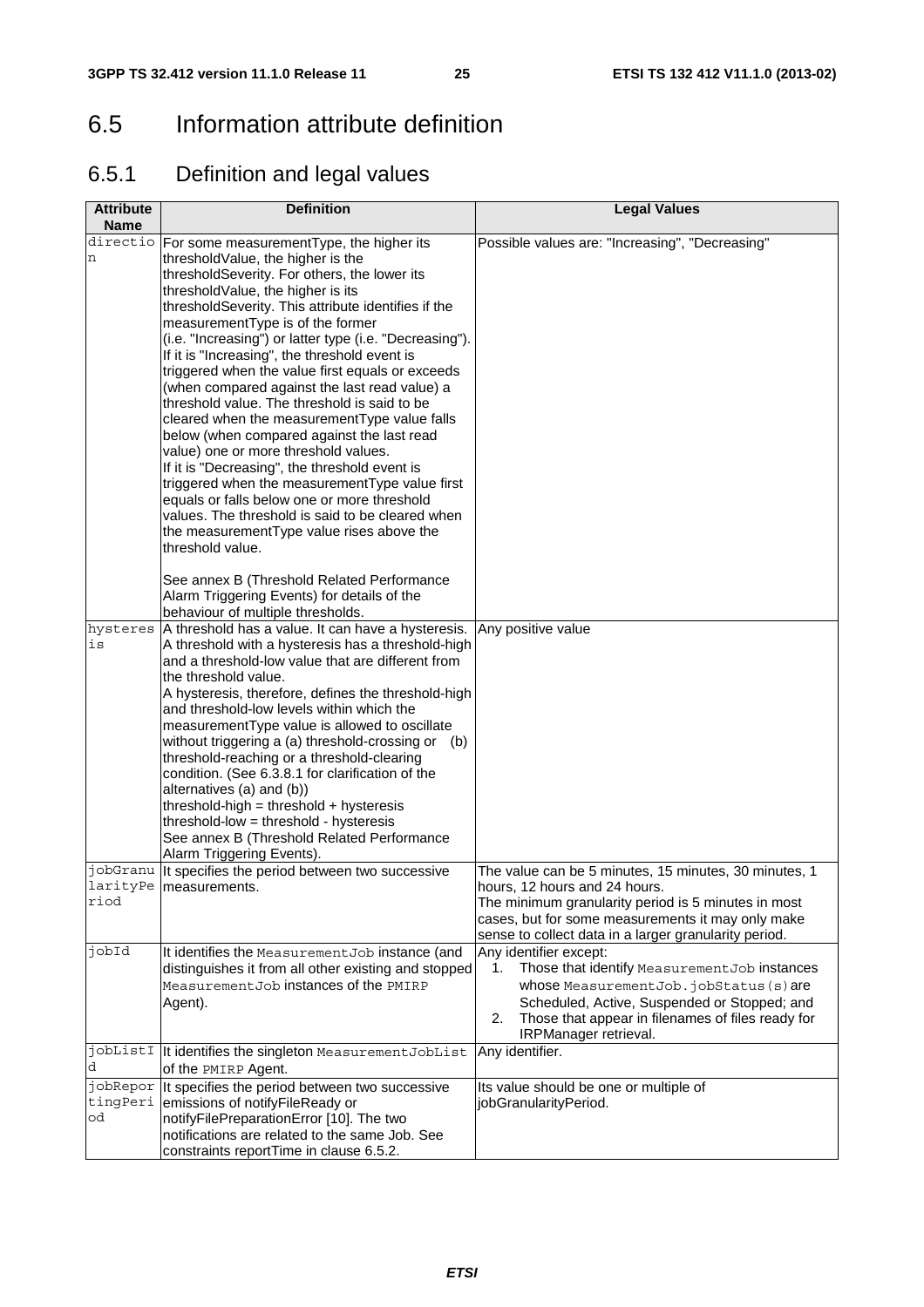# 6.5 Information attribute definition

## 6.5.1 Definition and legal values

| Attribute Name | Definition | Legal Values |
|---|---|---|
| direction | For some measurementType, the higher its thresholdValue, the higher is the thresholdSeverity. For others, the lower its thresholdValue, the higher is its thresholdSeverity. This attribute identifies if the measurementType is of the former (i.e. "Increasing") or latter type (i.e. "Decreasing"). If it is "Increasing", the threshold event is triggered when the value first equals or exceeds (when compared against the last read value) a threshold value. The threshold is said to be cleared when the measurementType value falls below (when compared against the last read value) one or more threshold values. If it is "Decreasing", the threshold event is triggered when the measurementType value first equals or falls below one or more threshold values. The threshold is said to be cleared when the measurementType value rises above the threshold value.<br><br>See annex B (Threshold Related Performance Alarm Triggering Events) for details of the behaviour of multiple thresholds. | Possible values are: "Increasing", "Decreasing" |
| hysteresis | A threshold has a value. It can have a hysteresis. A threshold with a hysteresis has a threshold-high and a threshold-low value that are different from the threshold value.<br>A hysteresis, therefore, defines the threshold-high and threshold-low levels within which the measurementType value is allowed to oscillate without triggering a (a) threshold-crossing or (b) threshold-reaching or a threshold-clearing condition. (See 6.3.8.1 for clarification of the alternatives (a) and (b))<br>threshold-high = threshold + hysteresis<br>threshold-low = threshold - hysteresis<br>See annex B (Threshold Related Performance Alarm Triggering Events). | Any positive value |
| jobGranularityPeriod | It specifies the period between two successive measurements. | The value can be 5 minutes, 15 minutes, 30 minutes, 1 hours, 12 hours and 24 hours.<br>The minimum granularity period is 5 minutes in most cases, but for some measurements it may only make sense to collect data in a larger granularity period. |
| jobId | It identifies the `MeasurementJob` instance (and distinguishes it from all other existing and stopped `MeasurementJob` instances of the `PMIRP` Agent). | Any identifier except:<br>1. Those that identify `MeasurementJob` instances whose `MeasurementJob.jobStatus(s)` are Scheduled, Active, Suspended or Stopped; and<br>2. Those that appear in filenames of files ready for IRPManager retrieval. |
| jobListId | It identifies the singleton `MeasurementJobList` of the `PMIRP` Agent. | Any identifier. |
| jobReportingPeriod | It specifies the period between two successive emissions of notifyFileReady or notifyFilePreparationError [10]. The two notifications are related to the same Job. See constraints reportTime in clause 6.5.2. | Its value should be one or multiple of jobGranularityPeriod. |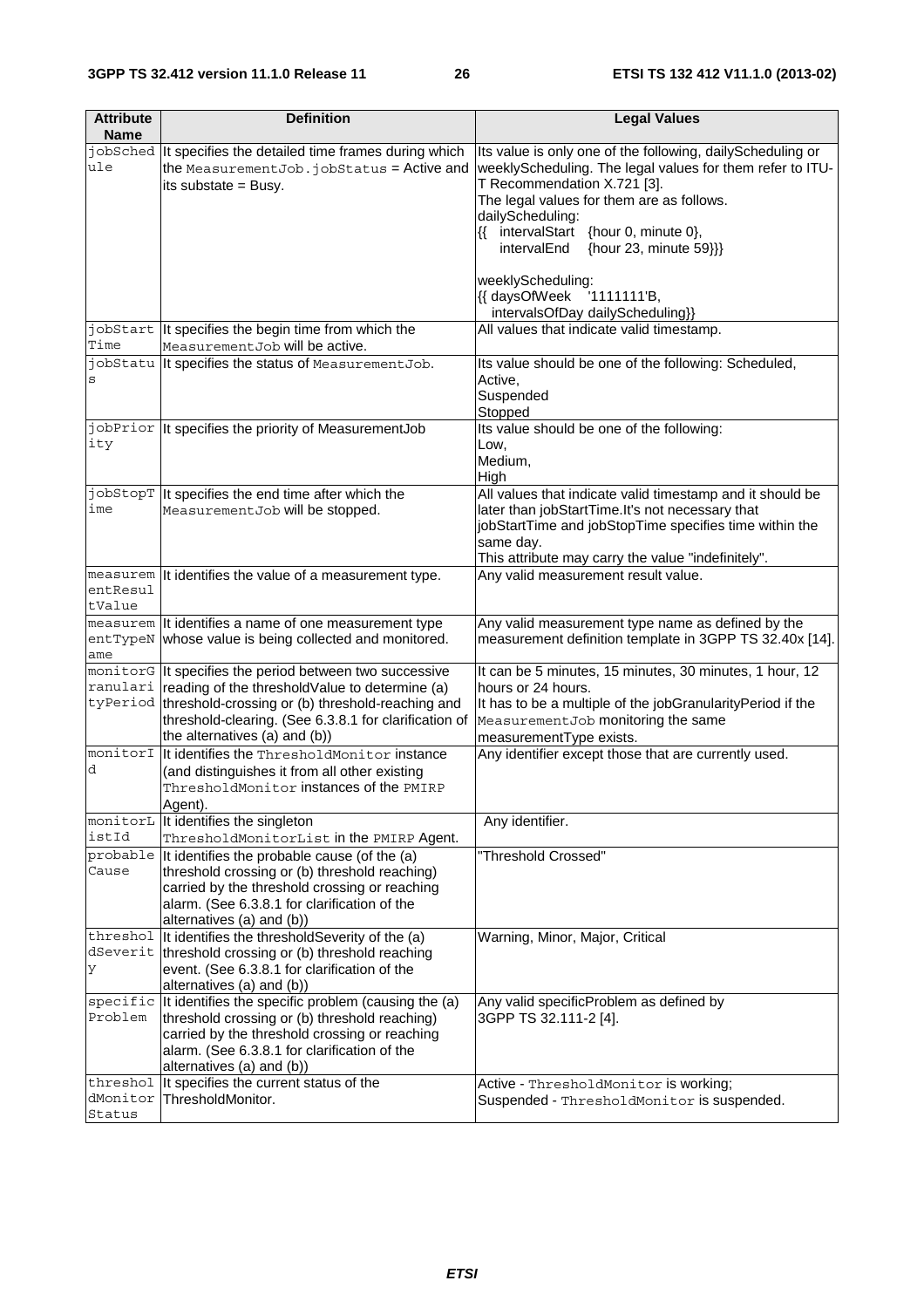| Attribute Name | Definition | Legal Values |
|---|---|---|
| jobSchedule | It specifies the detailed time frames during which the MeasurementJob.jobStatus = Active and its substate = Busy. | Its value is only one of the following, dailyScheduling or weeklyScheduling. The legal values for them refer to ITU-T Recommendation X.721 [3].<br>The legal values for them are as follows.<br>dailyScheduling:<br>{{ intervalStart {hour 0, minute 0},<br>intervalEnd {hour 23, minute 59}}}<br><br>weeklyScheduling:<br>{{ daysOfWeek '1111111'B,<br>intervalsOfDay dailyScheduling}} |
| jobStartTime | It specifies the begin time from which the MeasurementJob will be active. | All values that indicate valid timestamp. |
| jobStatus | It specifies the status of MeasurementJob. | Its value should be one of the following: Scheduled,<br>Active,<br>Suspended<br>Stopped |
| jobPriority | It specifies the priority of MeasurementJob | Its value should be one of the following:<br>Low,<br>Medium,<br>High |
| jobStopTime | It specifies the end time after which the MeasurementJob will be stopped. | All values that indicate valid timestamp and it should be later than jobStartTime.It's not necessary that jobStartTime and jobStopTime specifies time within the same day.<br>This attribute may carry the value "indefinitely". |
| measurementResultValue | It identifies the value of a measurement type. | Any valid measurement result value. |
| measurementTypeName | It identifies a name of one measurement type whose value is being collected and monitored. | Any valid measurement type name as defined by the measurement definition template in 3GPP TS 32.40x [14]. |
| monitorGranularityPeriod | It specifies the period between two successive reading of the thresholdValue to determine (a) threshold-crossing or (b) threshold-reaching and threshold-clearing. (See 6.3.8.1 for clarification of the alternatives (a) and (b)) | It can be 5 minutes, 15 minutes, 30 minutes, 1 hour, 12 hours or 24 hours.<br>It has to be a multiple of the jobGranularityPeriod if the MeasurementJob monitoring the same measurementType exists. |
| monitorId | It identifies the ThresholdMonitor instance (and distinguishes it from all other existing ThresholdMonitor instances of the PMIRP Agent). | Any identifier except those that are currently used. |
| monitorListId | It identifies the singleton ThresholdMonitorList in the PMIRP Agent. | Any identifier. |
| probableCause | It identifies the probable cause (of the (a) threshold crossing or (b) threshold reaching) carried by the threshold crossing or reaching alarm. (See 6.3.8.1 for clarification of the alternatives (a) and (b)) | "Threshold Crossed" |
| thresholdSeverity | It identifies the thresholdSeverity of the (a) threshold crossing or (b) threshold reaching event. (See 6.3.8.1 for clarification of the alternatives (a) and (b)) | Warning, Minor, Major, Critical |
| specificProblem | It identifies the specific problem (causing the (a) threshold crossing or (b) threshold reaching) carried by the threshold crossing or reaching alarm. (See 6.3.8.1 for clarification of the alternatives (a) and (b)) | Any valid specificProblem as defined by 3GPP TS 32.111-2 [4]. |
| thresholdMonitorStatus | It specifies the current status of the ThresholdMonitor. | Active - ThresholdMonitor is working;<br>Suspended - ThresholdMonitor is suspended. |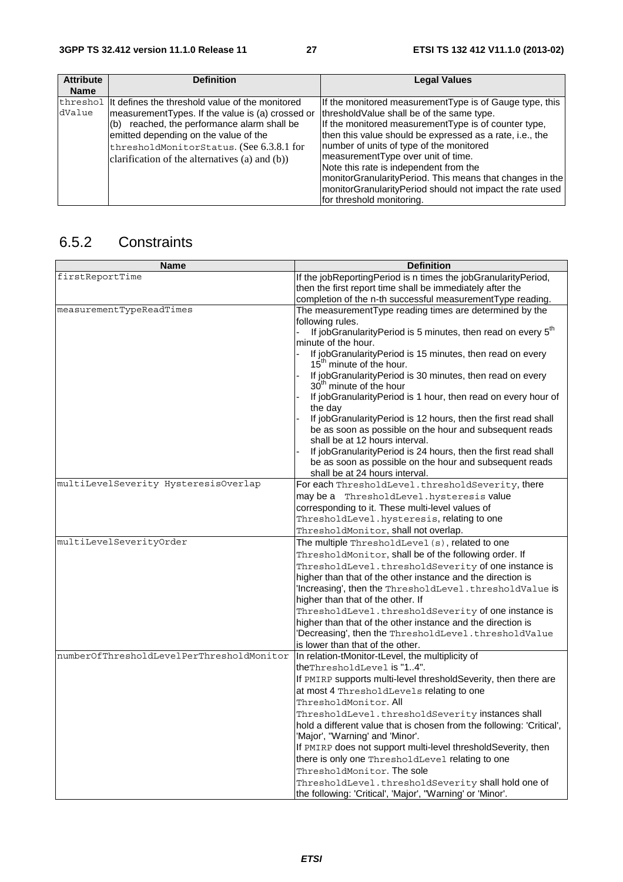| Attribute Name | Definition | Legal Values |
|---|---|---|
| thresholdValue | It defines the threshold value of the monitored measurementTypes. If the value is (a) crossed or (b) reached, the performance alarm shall be emitted depending on the value of the thresholdMonitorStatus. (See 6.3.8.1 for clarification of the alternatives (a) and (b)) | If the monitored measurementType is of Gauge type, this thresholdValue shall be of the same type. If the monitored measurementType is of counter type, then this value should be expressed as a rate, i.e., the number of units of type of the monitored measurementType over unit of time. Note this rate is independent from the monitorGranularityPeriod. This means that changes in the monitorGranularityPeriod should not impact the rate used for threshold monitoring. |

## 6.5.2 Constraints

| Name | Definition |
|---|---|
| firstReportTime | If the jobReportingPeriod is n times the jobGranularityPeriod, then the first report time shall be immediately after the completion of the n-th successful measurementType reading. |
| measurementTypeReadTimes | The measurementType reading times are determined by the following rules.<br>- If jobGranularityPeriod is 5 minutes, then read on every 5th minute of the hour.<br>- If jobGranularityPeriod is 15 minutes, then read on every 15th minute of the hour.<br>- If jobGranularityPeriod is 30 minutes, then read on every 30th minute of the hour<br>- If jobGranularityPeriod is 1 hour, then read on every hour of the day<br>- If jobGranularityPeriod is 12 hours, then the first read shall be as soon as possible on the hour and subsequent reads shall be at 12 hours interval.<br>- If jobGranularityPeriod is 24 hours, then the first read shall be as soon as possible on the hour and subsequent reads shall be at 24 hours interval. |
| multiLevelSeverity HysteresisOverlap | For each ThresholdLevel.thresholdSeverity, there may be a ThresholdLevel.hysteresis value corresponding to it. These multi-level values of ThresholdLevel.hysteresis, relating to one ThresholdMonitor, shall not overlap. |
| multiLevelSeverityOrder | The multiple ThresholdLevel(s), related to one ThresholdMonitor, shall be of the following order. If ThresholdLevel.thresholdSeverity of one instance is higher than that of the other instance and the direction is 'Increasing', then the ThresholdLevel.thresholdValue is higher than that of the other. If ThresholdLevel.thresholdSeverity of one instance is higher than that of the other instance and the direction is 'Decreasing', then the ThresholdLevel.thresholdValue is lower than that of the other. |
| numberOfThresholdLevelPerThresholdMonitor | In relation-tMonitor-tLevel, the multiplicity of theThresholdLevel is "1..4".<br>If PMIRP supports multi-level thresholdSeverity, then there are at most 4 ThresholdLevels relating to one ThresholdMonitor. All ThresholdLevel.thresholdSeverity instances shall hold a different value that is chosen from the following: 'Critical', 'Major', "Warning' and 'Minor'.<br>If PMIRP does not support multi-level thresholdSeverity, then there is only one ThresholdLevel relating to one ThresholdMonitor. The sole ThresholdLevel.thresholdSeverity shall hold one of the following: 'Critical', 'Major', "Warning' or 'Minor'. |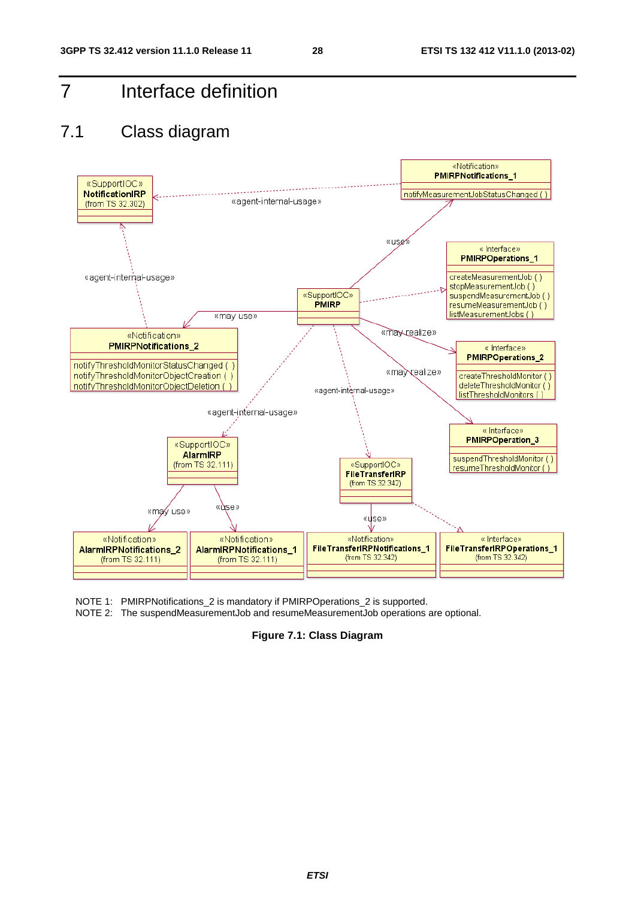# 7 Interface definition

## 7.1 Class diagram

NOTE 1: PMIRPNotifications_2 is mandatory if PMIRPOperations_2 is supported.

NOTE 2: The suspendMeasurementJob and resumeMeasurementJob operations are optional.

**Figure 7.1: Class Diagram**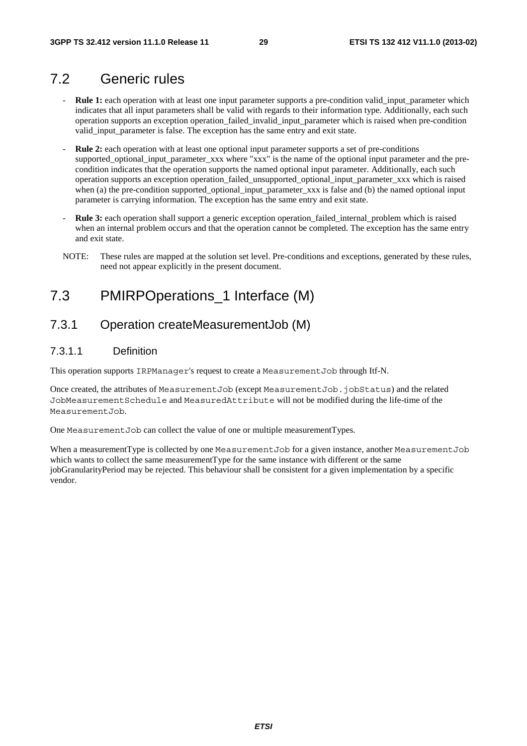## 7.2 Generic rules

- **Rule 1:** each operation with at least one input parameter supports a pre-condition valid_input_parameter which indicates that all input parameters shall be valid with regards to their information type. Additionally, each such operation supports an exception operation_failed_invalid_input_parameter which is raised when pre-condition valid_input_parameter is false. The exception has the same entry and exit state.
- **Rule 2:** each operation with at least one optional input parameter supports a set of pre-conditions supported_optional_input_parameter_xxx where "xxx" is the name of the optional input parameter and the pre-condition indicates that the operation supports the named optional input parameter. Additionally, each such operation supports an exception operation_failed_unsupported_optional_input_parameter_xxx which is raised when (a) the pre-condition supported_optional_input_parameter_xxx is false and (b) the named optional input parameter is carrying information. The exception has the same entry and exit state.
- **Rule 3:** each operation shall support a generic exception operation_failed_internal_problem which is raised when an internal problem occurs and that the operation cannot be completed. The exception has the same entry and exit state.

NOTE: These rules are mapped at the solution set level. Pre-conditions and exceptions, generated by these rules, need not appear explicitly in the present document.

## 7.3 PMIRPOperations_1 Interface (M)

### 7.3.1 Operation createMeasurementJob (M)

#### 7.3.1.1 Definition

This operation supports `IRPManager`'s request to create a `MeasurementJob` through Itf-N.

Once created, the attributes of `MeasurementJob` (except `MeasurementJob.jobStatus`) and the related `JobMeasurementSchedule` and `MeasuredAttribute` will not be modified during the life-time of the `MeasurementJob`.

One `MeasurementJob` can collect the value of one or multiple measurementTypes.

When a measurementType is collected by one `MeasurementJob` for a given instance, another `MeasurementJob` which wants to collect the same measurementType for the same instance with different or the same jobGranularityPeriod may be rejected. This behaviour shall be consistent for a given implementation by a specific vendor.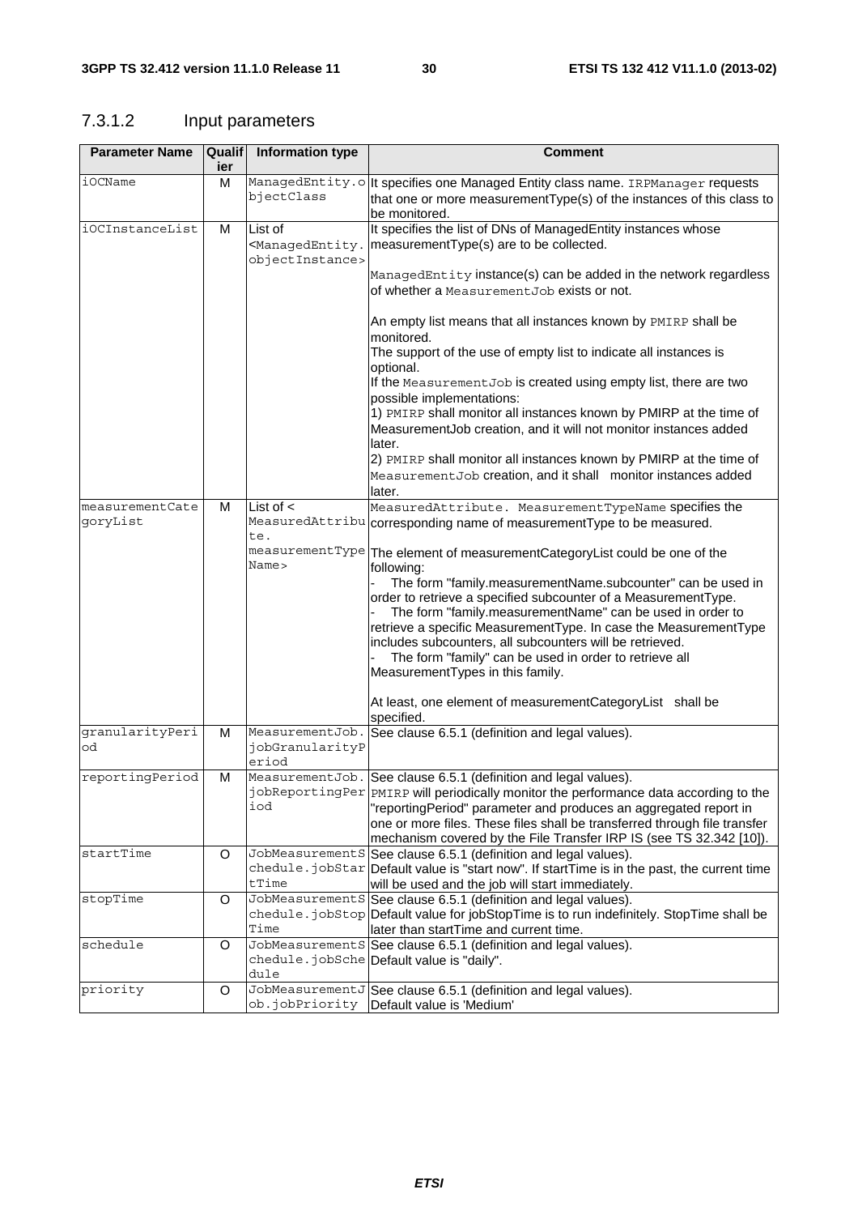### 7.3.1.2 Input parameters

| Parameter Name | Qualifier | Information type | Comment |
|---|---|---|---|
| iOCName | M | ManagedEntity.objectClass | It specifies one Managed Entity class name. IRPManager requests that one or more measurementType(s) of the instances of this class to be monitored. |
| iOCInstanceList | M | List of <ManagedEntity.objectInstance> | It specifies the list of DNs of ManagedEntity instances whose measurementType(s) are to be collected.<br><br>ManagedEntity instance(s) can be added in the network regardless of whether a MeasurementJob exists or not.<br><br>An empty list means that all instances known by PMIRP shall be monitored.<br>The support of the use of empty list to indicate all instances is optional.<br>If the MeasurementJob is created using empty list, there are two possible implementations:<br>1) PMIRP shall monitor all instances known by PMIRP at the time of MeasurementJob creation, and it will not monitor instances added later.<br>2) PMIRP shall monitor all instances known by PMIRP at the time of MeasurementJob creation, and it shall monitor instances added later. |
| measurementCategoryList | M | List of < MeasuredAttribute. measurementTypeName> | MeasuredAttribute. MeasurementTypeName specifies the corresponding name of measurementType to be measured.<br><br>The element of measurementCategoryList could be one of the following:<br>- The form "family.measurementName.subcounter" can be used in order to retrieve a specified subcounter of a MeasurementType.<br>- The form "family.measurementName" can be used in order to retrieve a specific MeasurementType. In case the MeasurementType includes subcounters, all subcounters will be retrieved.<br>- The form "family" can be used in order to retrieve all MeasurementTypes in this family.<br><br>At least, one element of measurementCategoryList shall be specified. |
| granularityPeriod | M | MeasurementJob.jobGranularityPeriod | See clause 6.5.1 (definition and legal values). |
| reportingPeriod | M | MeasurementJob.jobReportingPeriod | See clause 6.5.1 (definition and legal values).<br>PMIRP will periodically monitor the performance data according to the "reportingPeriod" parameter and produces an aggregated report in one or more files. These files shall be transferred through file transfer mechanism covered by the File Transfer IRP IS (see TS 32.342 [10]). |
| startTime | O | JobMeasurementSchedule.jobStartTime | See clause 6.5.1 (definition and legal values).<br>Default value is "start now". If startTime is in the past, the current time will be used and the job will start immediately. |
| stopTime | O | JobMeasurementSchedule.jobStopTime | See clause 6.5.1 (definition and legal values).<br>Default value for jobStopTime is to run indefinitely. StopTime shall be later than startTime and current time. |
| schedule | O | JobMeasurementSchedule.jobSchedule | See clause 6.5.1 (definition and legal values).<br>Default value is "daily". |
| priority | O | JobMeasurementJob.jobPriority | See clause 6.5.1 (definition and legal values).<br>Default value is 'Medium' |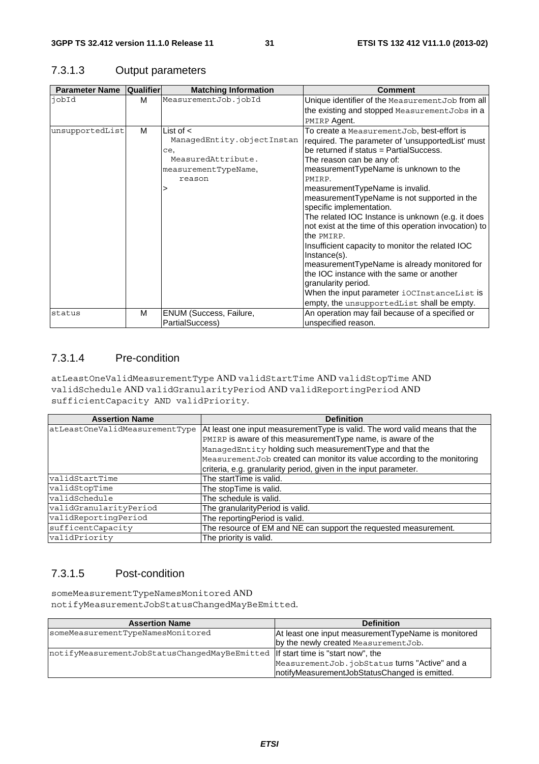### 7.3.1.3 Output parameters

| Parameter Name | Qualifier | Matching Information | Comment |
|---|---|---|---|
| jobId | M | MeasurementJob.jobId | Unique identifier of the MeasurementJob from all the existing and stopped MeasurementJobs in a PMIRP Agent. |
| unsupportedList | M | List of < ManagedEntity.objectInstance, MeasuredAttribute. measurementTypeName, reason > | To create a MeasurementJob, best-effort is required. The parameter of 'unsupportedList' must be returned if status = PartialSuccess.<br>The reason can be any of:<br>measurementTypeName is unknown to the PMIRP.<br>measurementTypeName is invalid.<br>measurementTypeName is not supported in the specific implementation.<br>The related IOC Instance is unknown (e.g. it does not exist at the time of this operation invocation) to the PMIRP.<br>Insufficient capacity to monitor the related IOC Instance(s).<br>measurementTypeName is already monitored for the IOC instance with the same or another granularity period.<br>When the input parameter iOCInstanceList is empty, the unsupportedList shall be empty. |
| status | M | ENUM (Success, Failure, PartialSuccess) | An operation may fail because of a specified or unspecified reason. |

### 7.3.1.4 Pre-condition

atLeastOneValidMeasurementType AND validStartTime AND validStopTime AND validSchedule AND validGranularityPeriod AND validReportingPeriod AND sufficientCapacity AND validPriority.

| Assertion Name | Definition |
|---|---|
| atLeastOneValidMeasurementType | At least one input measurementType is valid. The word valid means that the PMIRP is aware of this measurementType name, is aware of the ManagedEntity holding such measurementType and that the MeasurementJob created can monitor its value according to the monitoring criteria, e.g. granularity period, given in the input parameter. |
| validStartTime | The startTime is valid. |
| validStopTime | The stopTime is valid. |
| validSchedule | The schedule is valid. |
| validGranularityPeriod | The granularityPeriod is valid. |
| validReportingPeriod | The reportingPeriod is valid. |
| sufficentCapacity | The resource of EM and NE can support the requested measurement. |
| validPriority | The priority is valid. |

### 7.3.1.5 Post-condition

someMeasurementTypeNamesMonitored AND notifyMeasurementJobStatusChangedMayBeEmitted.

| Assertion Name | Definition |
|---|---|
| someMeasurementTypeNamesMonitored | At least one input measurementTypeName is monitored by the newly created MeasurementJob. |
| notifyMeasurementJobStatusChangedMayBeEmitted | If start time is "start now", the MeasurementJob.jobStatus turns "Active" and a notifyMeasurementJobStatusChanged is emitted. |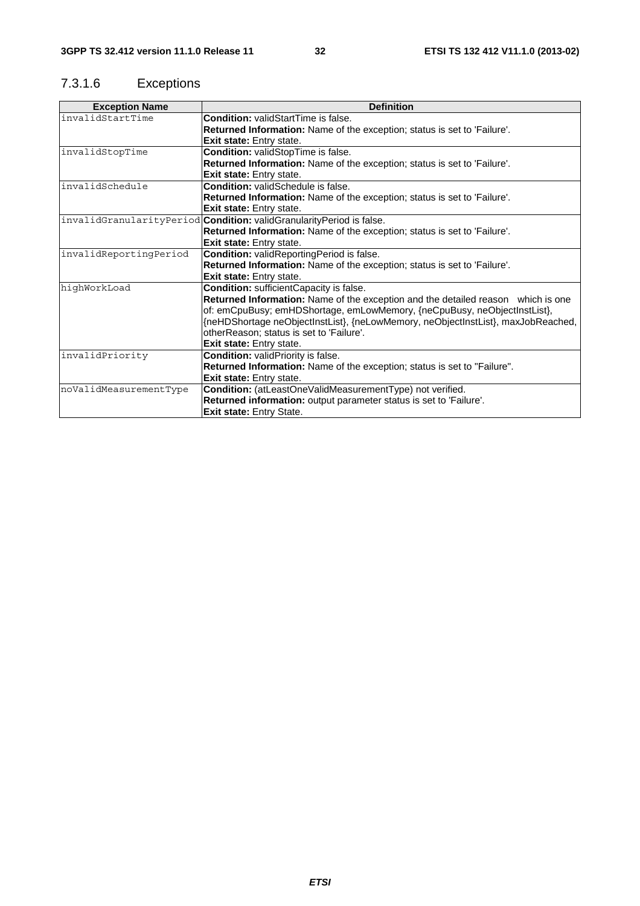#### 7.3.1.6 Exceptions

| Exception Name | Definition |
| --- | --- |
| invalidStartTime | **Condition:** validStartTime is false.<br>**Returned Information:** Name of the exception; status is set to 'Failure'.<br>**Exit state:** Entry state. |
| invalidStopTime | **Condition:** validStopTime is false.<br>**Returned Information:** Name of the exception; status is set to 'Failure'.<br>**Exit state:** Entry state. |
| invalidSchedule | **Condition:** validSchedule is false.<br>**Returned Information:** Name of the exception; status is set to 'Failure'.<br>**Exit state:** Entry state. |
| invalidGranularityPeriod | **Condition:** validGranularityPeriod is false.<br>**Returned Information:** Name of the exception; status is set to 'Failure'.<br>**Exit state:** Entry state. |
| invalidReportingPeriod | **Condition:** validReportingPeriod is false.<br>**Returned Information:** Name of the exception; status is set to 'Failure'.<br>**Exit state:** Entry state. |
| highWorkLoad | **Condition:** sufficientCapacity is false.<br>**Returned Information:** Name of the exception and the detailed reason which is one of: emCpuBusy; emHDShortage, emLowMemory, {neCpuBusy, neObjectInstList}, {neHDShortage neObjectInstList}, {neLowMemory, neObjectInstList}, maxJobReached, otherReason; status is set to 'Failure'.<br>**Exit state:** Entry state. |
| invalidPriority | **Condition:** validPriority is false.<br>**Returned Information:** Name of the exception; status is set to "Failure".<br>**Exit state:** Entry state. |
| noValidMeasurementType | **Condition:** (atLeastOneValidMeasurementType) not verified.<br>**Returned information:** output parameter status is set to 'Failure'.<br>**Exit state:** Entry State. |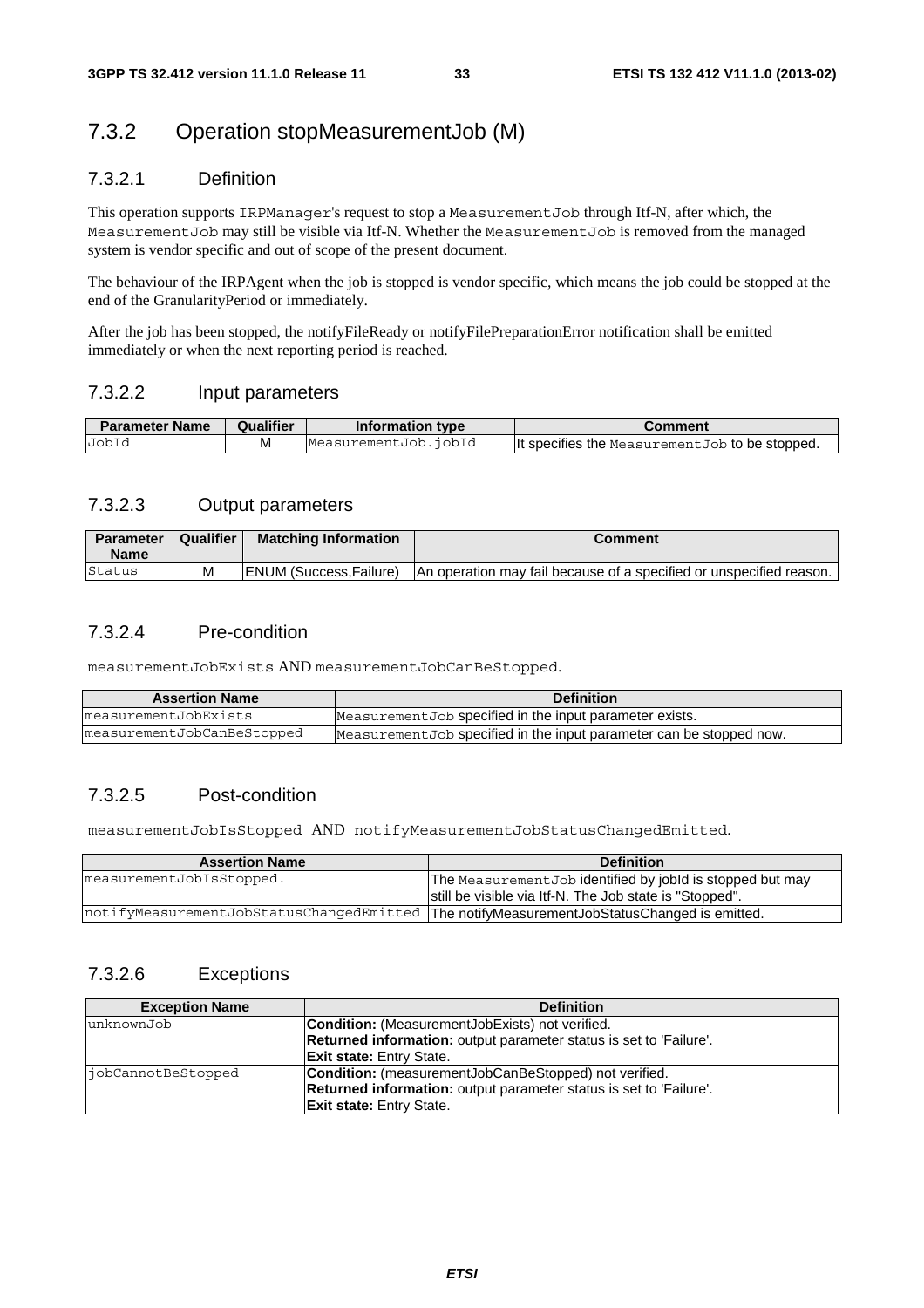## 7.3.2 Operation stopMeasurementJob (M)

### 7.3.2.1 Definition

This operation supports IRPManager's request to stop a MeasurementJob through Itf-N, after which, the MeasurementJob may still be visible via Itf-N. Whether the MeasurementJob is removed from the managed system is vendor specific and out of scope of the present document.

The behaviour of the IRPAgent when the job is stopped is vendor specific, which means the job could be stopped at the end of the GranularityPeriod or immediately.

After the job has been stopped, the notifyFileReady or notifyFilePreparationError notification shall be emitted immediately or when the next reporting period is reached.

### 7.3.2.2 Input parameters

| Parameter Name | Qualifier | Information type | Comment |
| --- | --- | --- | --- |
| JobId | M | MeasurementJob.jobId | It specifies the MeasurementJob to be stopped. |

### 7.3.2.3 Output parameters

| Parameter Name | Qualifier | Matching Information | Comment |
| --- | --- | --- | --- |
| Status | M | ENUM (Success,Failure) | An operation may fail because of a specified or unspecified reason. |

### 7.3.2.4 Pre-condition

measurementJobExists AND measurementJobCanBeStopped.

| Assertion Name | Definition |
| --- | --- |
| measurementJobExists | MeasurementJob specified in the input parameter exists. |
| measurementJobCanBeStopped | MeasurementJob specified in the input parameter can be stopped now. |

### 7.3.2.5 Post-condition

measurementJobIsStopped AND notifyMeasurementJobStatusChangedEmitted.

| Assertion Name | Definition |
| --- | --- |
| measurementJobIsStopped. | The MeasurementJob identified by jobId is stopped but may still be visible via Itf-N. The Job state is "Stopped". |
| notifyMeasurementJobStatusChangedEmitted | The notifyMeasurementJobStatusChanged is emitted. |

### 7.3.2.6 Exceptions

| Exception Name | Definition |
| --- | --- |
| unknownJob | **Condition:** (MeasurementJobExists) not verified.<br>**Returned information:** output parameter status is set to 'Failure'.<br>**Exit state:** Entry State. |
| jobCannotBeStopped | **Condition:** (measurementJobCanBeStopped) not verified.<br>**Returned information:** output parameter status is set to 'Failure'.<br>**Exit state:** Entry State. |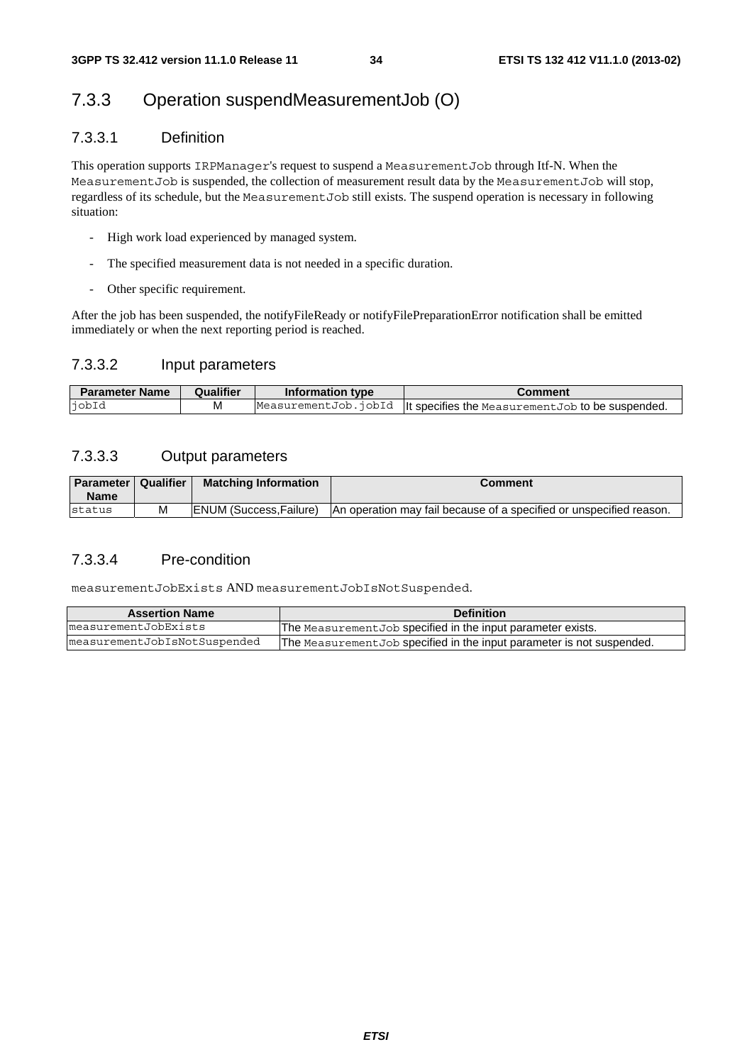### 7.3.3 Operation suspendMeasurementJob (O)

#### 7.3.3.1 Definition

This operation supports IRPManager's request to suspend a MeasurementJob through Itf-N. When the MeasurementJob is suspended, the collection of measurement result data by the MeasurementJob will stop, regardless of its schedule, but the MeasurementJob still exists. The suspend operation is necessary in following situation:

- High work load experienced by managed system.
- The specified measurement data is not needed in a specific duration.
- Other specific requirement.

After the job has been suspended, the notifyFileReady or notifyFilePreparationError notification shall be emitted immediately or when the next reporting period is reached.

#### 7.3.3.2 Input parameters

| Parameter Name | Qualifier | Information type | Comment |
| --- | --- | --- | --- |
| jobId | M | MeasurementJob.jobId | It specifies the MeasurementJob to be suspended. |

#### 7.3.3.3 Output parameters

| Parameter Name | Qualifier | Matching Information | Comment |
| --- | --- | --- | --- |
| status | M | ENUM (Success,Failure) | An operation may fail because of a specified or unspecified reason. |

#### 7.3.3.4 Pre-condition

measurementJobExists AND measurementJobIsNotSuspended.

| Assertion Name | Definition |
| --- | --- |
| measurementJobExists | The MeasurementJob specified in the input parameter exists. |
| measurementJobIsNotSuspended | The MeasurementJob specified in the input parameter is not suspended. |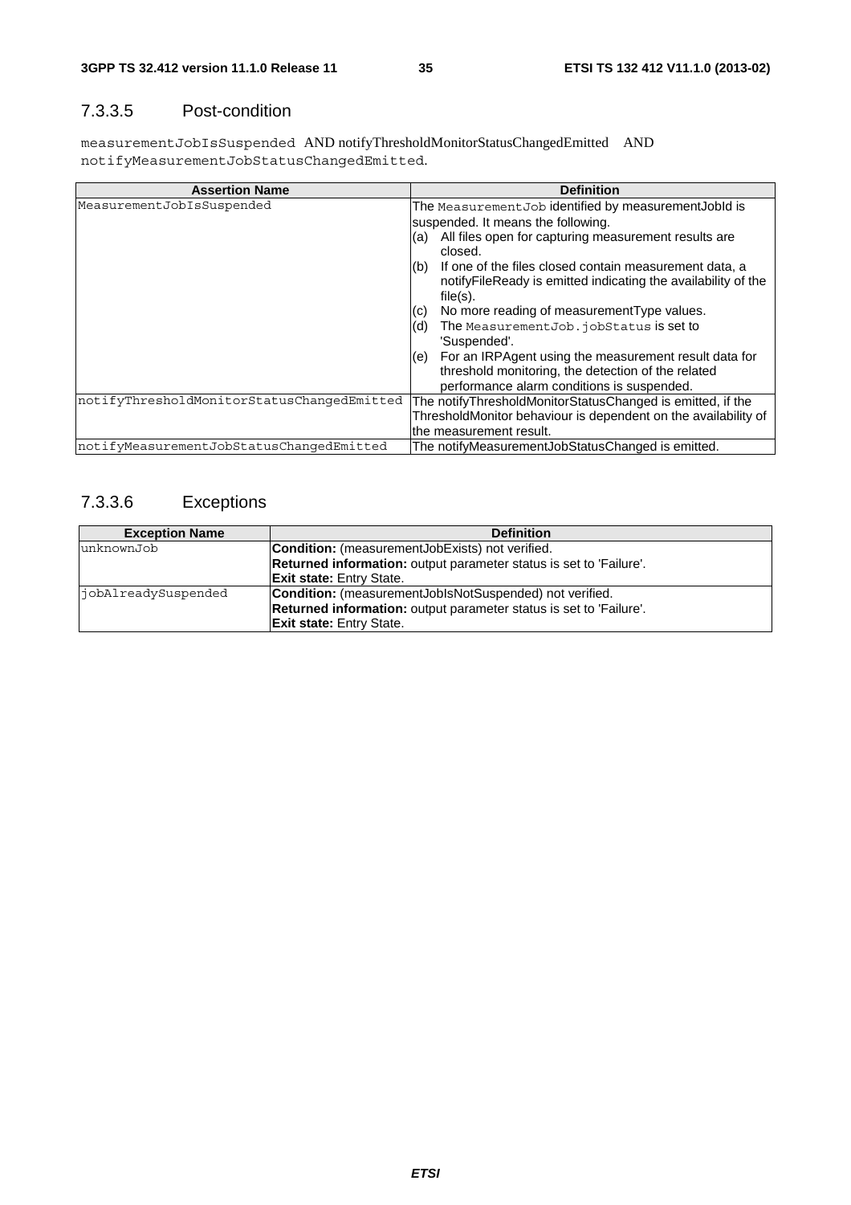### 7.3.3.5 Post-condition

measurementJobIsSuspended AND notifyThresholdMonitorStatusChangedEmitted AND notifyMeasurementJobStatusChangedEmitted.

| Assertion Name | Definition |
|---|---|
| MeasurementJobIsSuspended | The MeasurementJob identified by measurementJobId is suspended. It means the following.<br>(a) All files open for capturing measurement results are closed.<br>(b) If one of the files closed contain measurement data, a notifyFileReady is emitted indicating the availability of the file(s).<br>(c) No more reading of measurementType values.<br>(d) The MeasurementJob.jobStatus is set to 'Suspended'.<br>(e) For an IRPAgent using the measurement result data for threshold monitoring, the detection of the related performance alarm conditions is suspended. |
| notifyThresholdMonitorStatusChangedEmitted | The notifyThresholdMonitorStatusChanged is emitted, if the ThresholdMonitor behaviour is dependent on the availability of the measurement result. |
| notifyMeasurementJobStatusChangedEmitted | The notifyMeasurementJobStatusChanged is emitted. |

### 7.3.3.6 Exceptions

| Exception Name | Definition |
|---|---|
| unknownJob | **Condition:** (measurementJobExists) not verified.<br>**Returned information:** output parameter status is set to 'Failure'.<br>**Exit state:** Entry State. |
| jobAlreadySuspended | **Condition:** (measurementJobIsNotSuspended) not verified.<br>**Returned information:** output parameter status is set to 'Failure'.<br>**Exit state:** Entry State. |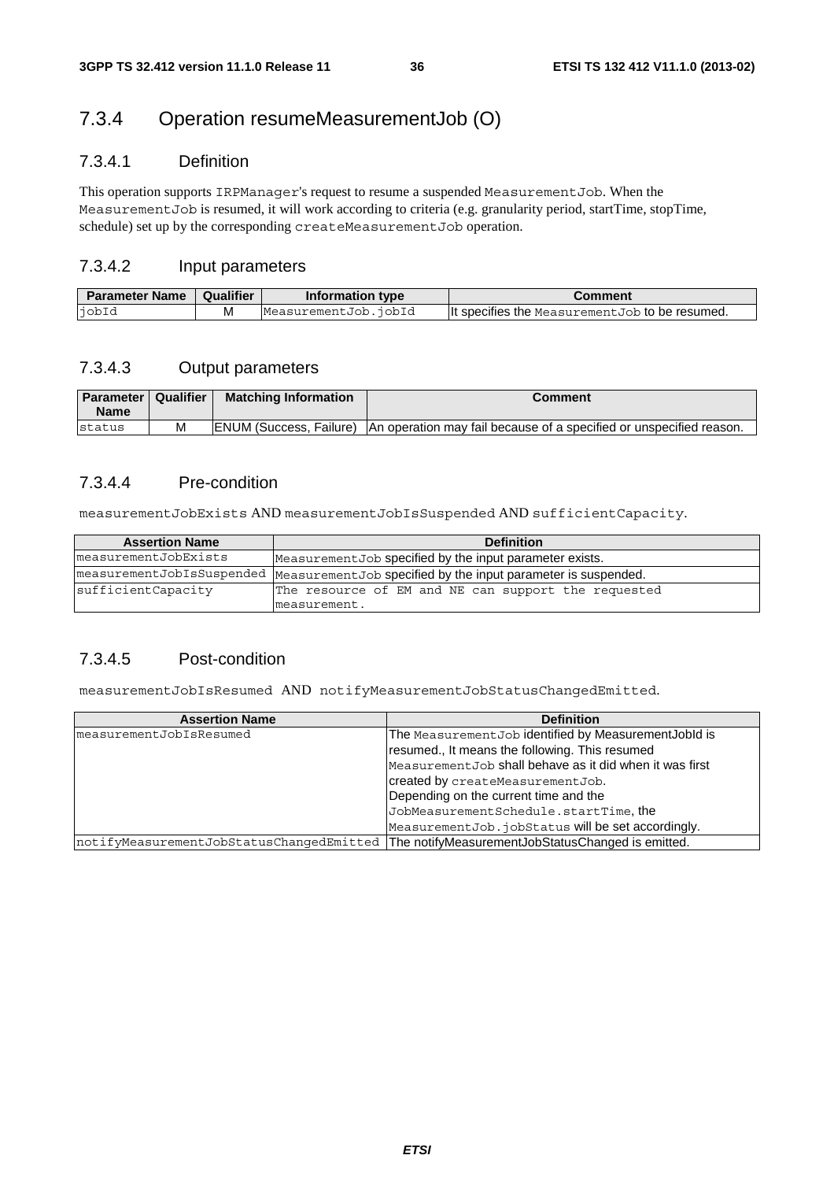## 7.3.4 Operation resumeMeasurementJob (O)

### 7.3.4.1 Definition

This operation supports IRPManager's request to resume a suspended MeasurementJob. When the MeasurementJob is resumed, it will work according to criteria (e.g. granularity period, startTime, stopTime, schedule) set up by the corresponding createMeasurementJob operation.

### 7.3.4.2 Input parameters

| Parameter Name | Qualifier | Information type | Comment |
|---|---|---|---|
| jobId | M | MeasurementJob.jobId | It specifies the MeasurementJob to be resumed. |

### 7.3.4.3 Output parameters

| Parameter Name | Qualifier | Matching Information | Comment |
|---|---|---|---|
| status | M | ENUM (Success, Failure) | An operation may fail because of a specified or unspecified reason. |

### 7.3.4.4 Pre-condition

measurementJobExists AND measurementJobIsSuspended AND sufficientCapacity.

| Assertion Name | Definition |
|---|---|
| measurementJobExists | MeasurementJob specified by the input parameter exists. |
| measurementJobIsSuspended | MeasurementJob specified by the input parameter is suspended. |
| sufficientCapacity | The resource of EM and NE can support the requested measurement. |

### 7.3.4.5 Post-condition

measurementJobIsResumed AND notifyMeasurementJobStatusChangedEmitted.

| Assertion Name | Definition |
|---|---|
| measurementJobIsResumed | The MeasurementJob identified by MeasurementJobId is resumed., It means the following. This resumed MeasurementJob shall behave as it did when it was first created by createMeasurementJob.<br>Depending on the current time and the JobMeasurementSchedule.startTime, the MeasurementJob.jobStatus will be set accordingly. |
| notifyMeasurementJobStatusChangedEmitted | The notifyMeasurementJobStatusChanged is emitted. |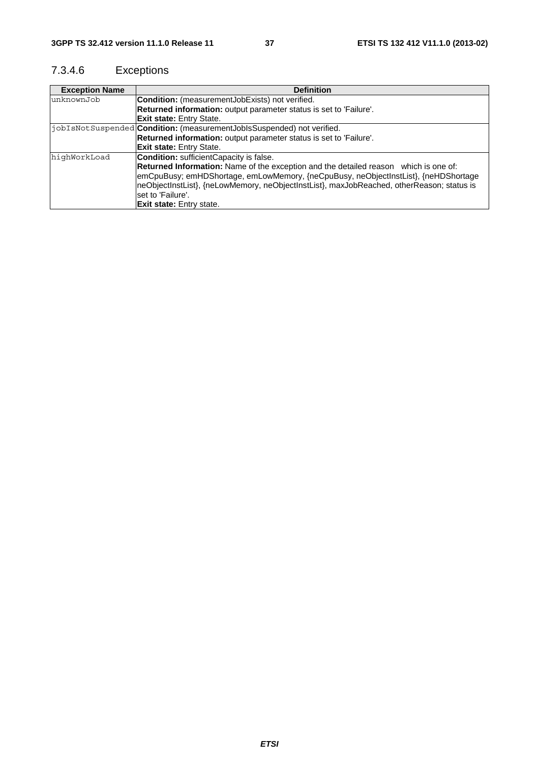### 7.3.4.6 Exceptions

| Exception Name | Definition |
|---|---|
| unknownJob | **Condition:** (measurementJobExists) not verified.<br>**Returned information:** output parameter status is set to 'Failure'.<br>**Exit state:** Entry State. |
| jobIsNotSuspended | **Condition:** (measurementJobIsSuspended) not verified.<br>**Returned information:** output parameter status is set to 'Failure'.<br>**Exit state:** Entry State. |
| highWorkLoad | **Condition:** sufficientCapacity is false.<br>**Returned Information:** Name of the exception and the detailed reason which is one of: emCpuBusy; emHDShortage, emLowMemory, {neCpuBusy, neObjectInstList}, {neHDShortage neObjectInstList}, {neLowMemory, neObjectInstList}, maxJobReached, otherReason; status is set to 'Failure'.<br>**Exit state:** Entry state. |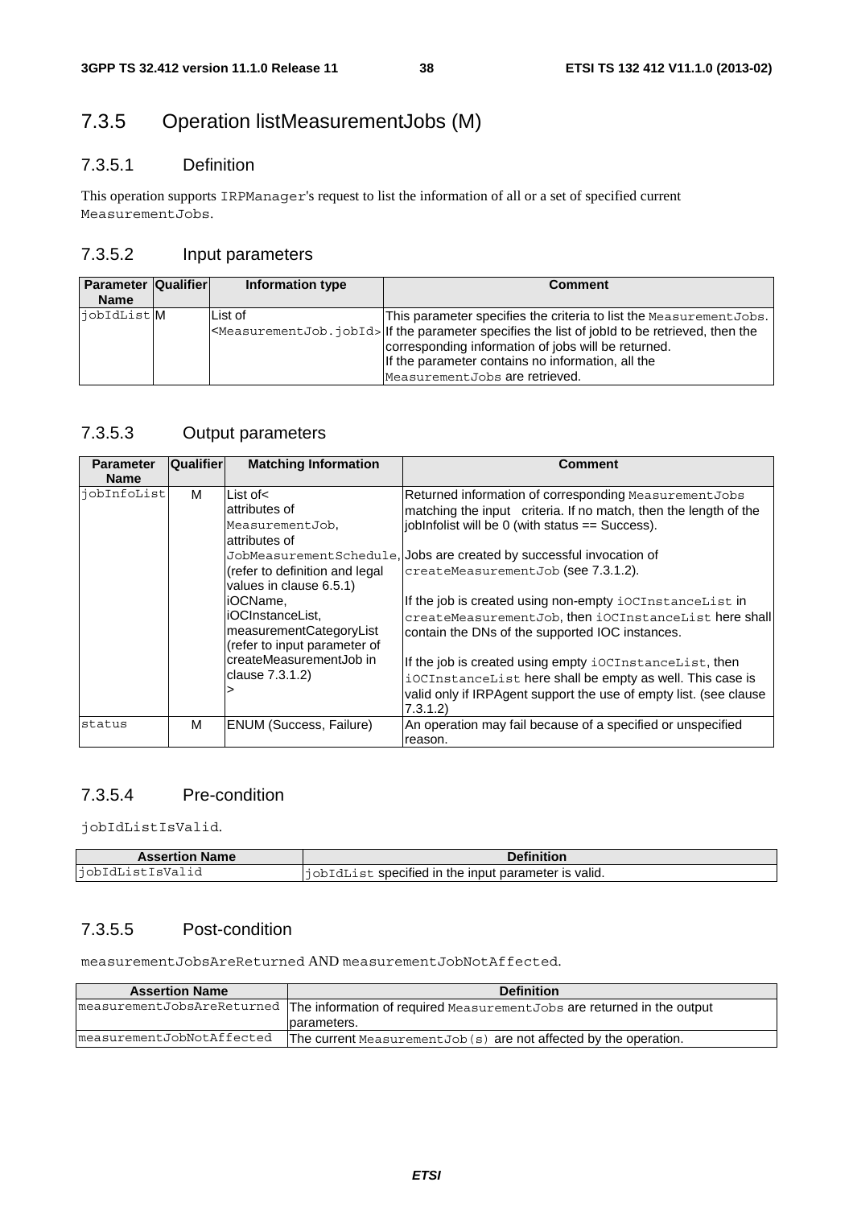## 7.3.5 Operation listMeasurementJobs (M)

### 7.3.5.1 Definition

This operation supports IRPManager's request to list the information of all or a set of specified current MeasurementJobs.

### 7.3.5.2 Input parameters

| Parameter Name | Qualifier | Information type | Comment |
|---|---|---|---|
| jobIdList | M | List of <MeasurementJob.jobId> | This parameter specifies the criteria to list the MeasurementJobs. If the parameter specifies the list of jobId to be retrieved, then the corresponding information of jobs will be returned. If the parameter contains no information, all the MeasurementJobs are retrieved. |

### 7.3.5.3 Output parameters

| Parameter Name | Qualifier | Matching Information | Comment |
|---|---|---|---|
| jobInfoList | M | List of< attributes of MeasurementJob, attributes of JobMeasurementSchedule, (refer to definition and legal values in clause 6.5.1) iOCName, iOCInstanceList, measurementCategoryList (refer to input parameter of createMeasurementJob in clause 7.3.1.2) > | Returned information of corresponding MeasurementJobs matching the input criteria. If no match, then the length of the jobInfolist will be 0 (with status == Success).<br><br>Jobs are created by successful invocation of createMeasurementJob (see 7.3.1.2).<br><br>If the job is created using non-empty iOCInstanceList in createMeasurementJob, then iOCInstanceList here shall contain the DNs of the supported IOC instances.<br><br>If the job is created using empty iOCInstanceList, then iOCInstanceList here shall be empty as well. This case is valid only if IRPAgent support the use of empty list. (see clause 7.3.1.2) |
| status | M | ENUM (Success, Failure) | An operation may fail because of a specified or unspecified reason. |

### 7.3.5.4 Pre-condition

jobIdListIsValid.

| Assertion Name | Definition |
|---|---|
| jobIdListIsValid | jobIdList specified in the input parameter is valid. |

### 7.3.5.5 Post-condition

measurementJobsAreReturned AND measurementJobNotAffected.

| Assertion Name | Definition |
|---|---|
| measurementJobsAreReturned | The information of required MeasurementJobs are returned in the output parameters. |
| measurementJobNotAffected | The current MeasurementJob(s) are not affected by the operation. |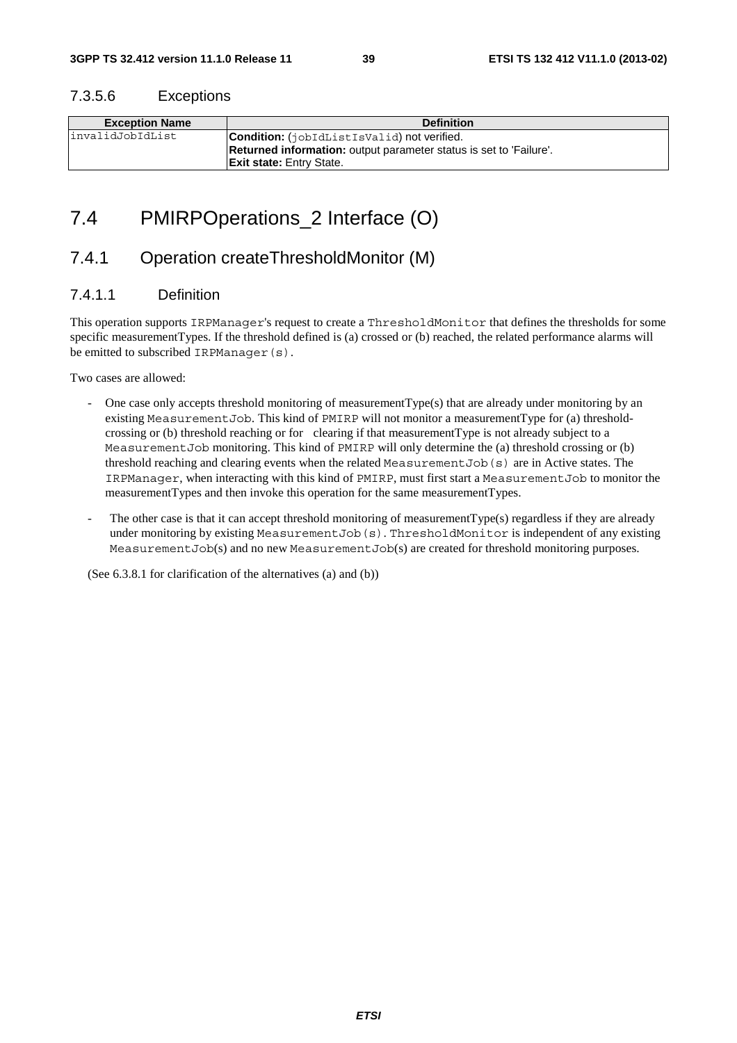#### 7.3.5.6 Exceptions

| Exception Name | Definition |
|---|---|
| invalidJobIdList | **Condition:** (jobIdListIsValid) not verified.<br>**Returned information:** output parameter status is set to 'Failure'.<br>**Exit state:** Entry State. |

## 7.4 PMIRPOperations_2 Interface (O)

### 7.4.1 Operation createThresholdMonitor (M)

#### 7.4.1.1 Definition

This operation supports IRPManager's request to create a ThresholdMonitor that defines the thresholds for some specific measurementTypes. If the threshold defined is (a) crossed or (b) reached, the related performance alarms will be emitted to subscribed IRPManager(s).

Two cases are allowed:

- One case only accepts threshold monitoring of measurementType(s) that are already under monitoring by an existing MeasurementJob. This kind of PMIRP will not monitor a measurementType for (a) threshold-crossing or (b) threshold reaching or for clearing if that measurementType is not already subject to a MeasurementJob monitoring. This kind of PMIRP will only determine the (a) threshold crossing or (b) threshold reaching and clearing events when the related MeasurementJob(s) are in Active states. The IRPManager, when interacting with this kind of PMIRP, must first start a MeasurementJob to monitor the measurementTypes and then invoke this operation for the same measurementTypes.
- The other case is that it can accept threshold monitoring of measurementType(s) regardless if they are already under monitoring by existing MeasurementJob(s). ThresholdMonitor is independent of any existing MeasurementJob(s) and no new MeasurementJob(s) are created for threshold monitoring purposes.

(See 6.3.8.1 for clarification of the alternatives (a) and (b))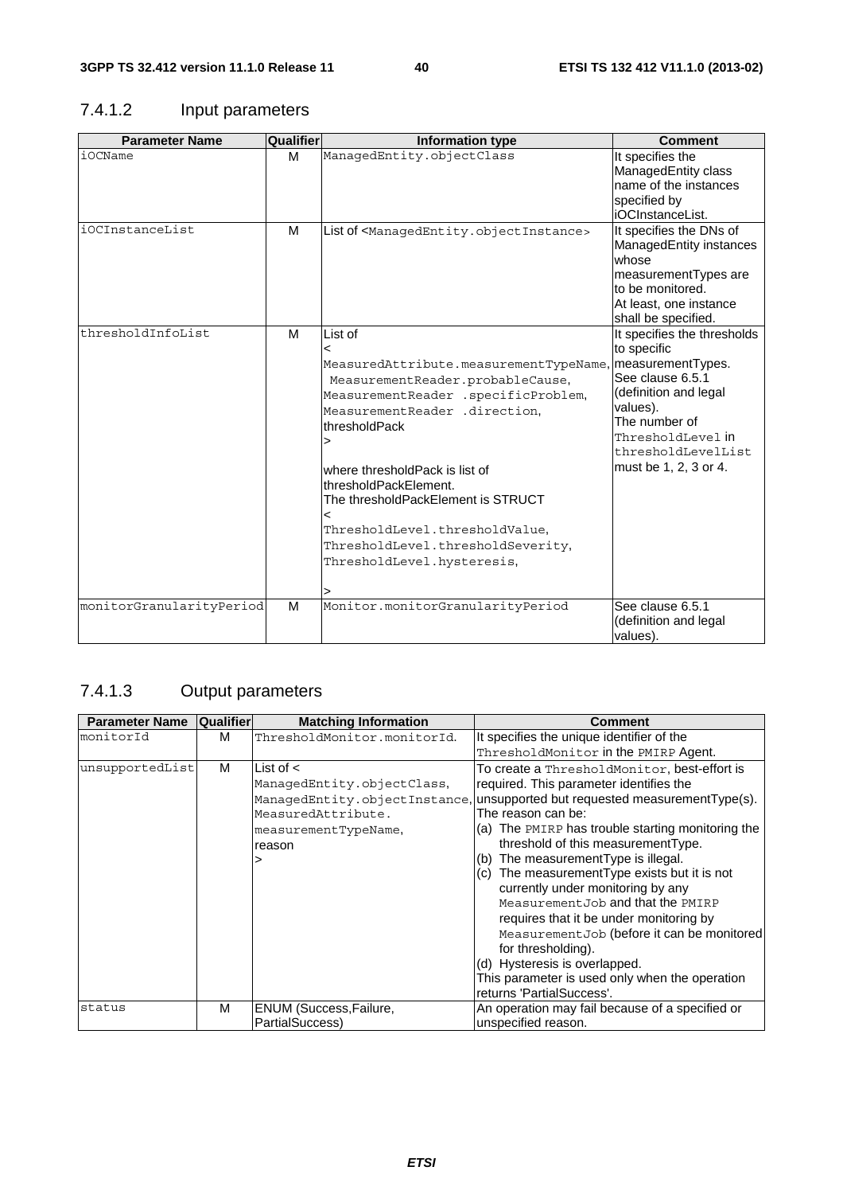### 7.4.1.2 Input parameters

| Parameter Name | Qualifier | Information type | Comment |
|---|---|---|---|
| iOCName | M | ManagedEntity.objectClass | It specifies the ManagedEntity class name of the instances specified by iOCInstanceList. |
| iOCInstanceList | M | List of <ManagedEntity.objectInstance> | It specifies the DNs of ManagedEntity instances whose measurementTypes are to be monitored. At least, one instance shall be specified. |
| thresholdInfoList | M | List of < MeasuredAttribute.measurementTypeName, MeasurementReader.probableCause, MeasurementReader .specificProblem, MeasurementReader .direction, thresholdPack > where thresholdPack is list of thresholdPackElement. The thresholdPackElement is STRUCT < ThresholdLevel.thresholdValue, ThresholdLevel.thresholdSeverity, ThresholdLevel.hysteresis, > | It specifies the thresholds to specific measurementTypes. See clause 6.5.1 (definition and legal values). The number of ThresholdLevel in thresholdLevelList must be 1, 2, 3 or 4. |
| monitorGranularityPeriod | M | Monitor.monitorGranularityPeriod | See clause 6.5.1 (definition and legal values). |

### 7.4.1.3 Output parameters

| Parameter Name | Qualifier | Matching Information | Comment |
|---|---|---|---|
| monitorId | M | ThresholdMonitor.monitorId. | It specifies the unique identifier of the ThresholdMonitor in the PMIRP Agent. |
| unsupportedList | M | List of < ManagedEntity.objectClass, ManagedEntity.objectInstance, MeasuredAttribute. measurementTypeName, reason > | To create a ThresholdMonitor, best-effort is required. This parameter identifies the unsupported but requested measurementType(s). The reason can be: (a) The PMIRP has trouble starting monitoring the threshold of this measurementType. (b) The measurementType is illegal. (c) The measurementType exists but it is not currently under monitoring by any MeasurementJob and that the PMIRP requires that it be under monitoring by MeasurementJob (before it can be monitored for thresholding). (d) Hysteresis is overlapped. This parameter is used only when the operation returns 'PartialSuccess'. |
| status | M | ENUM (Success,Failure, PartialSuccess) | An operation may fail because of a specified or unspecified reason. |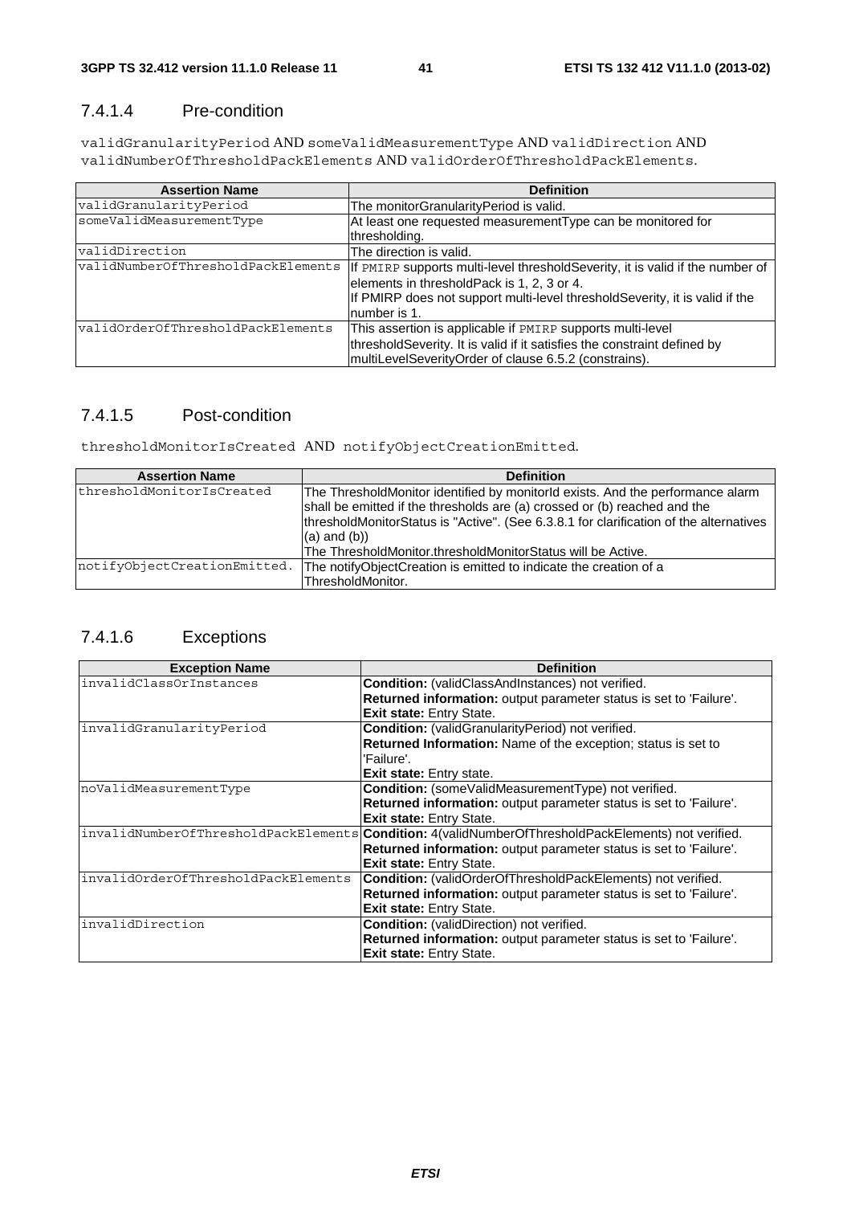### 7.4.1.4 Pre-condition

validGranularityPeriod AND someValidMeasurementType AND validDirection AND validNumberOfThresholdPackElements AND validOrderOfThresholdPackElements.

| Assertion Name | Definition |
|---|---|
| validGranularityPeriod | The monitorGranularityPeriod is valid. |
| someValidMeasurementType | At least one requested measurementType can be monitored for thresholding. |
| validDirection | The direction is valid. |
| validNumberOfThresholdPackElements | If PMIRP supports multi-level thresholdSeverity, it is valid if the number of elements in thresholdPack is 1, 2, 3 or 4.<br>If PMIRP does not support multi-level thresholdSeverity, it is valid if the number is 1. |
| validOrderOfThresholdPackElements | This assertion is applicable if PMIRP supports multi-level thresholdSeverity. It is valid if it satisfies the constraint defined by multiLevelSeverityOrder of clause 6.5.2 (constrains). |

### 7.4.1.5 Post-condition

thresholdMonitorIsCreated AND notifyObjectCreationEmitted.

| Assertion Name | Definition |
|---|---|
| thresholdMonitorIsCreated | The ThresholdMonitor identified by monitorId exists. And the performance alarm shall be emitted if the thresholds are (a) crossed or (b) reached and the thresholdMonitorStatus is "Active". (See 6.3.8.1 for clarification of the alternatives (a) and (b))<br>The ThresholdMonitor.thresholdMonitorStatus will be Active. |
| notifyObjectCreationEmitted. | The notifyObjectCreation is emitted to indicate the creation of a ThresholdMonitor. |

### 7.4.1.6 Exceptions

| Exception Name | Definition |
|---|---|
| invalidClassOrInstances | **Condition:** (validClassAndInstances) not verified.<br>**Returned information:** output parameter status is set to 'Failure'.<br>**Exit state:** Entry State. |
| invalidGranularityPeriod | **Condition:** (validGranularityPeriod) not verified.<br>**Returned Information:** Name of the exception; status is set to 'Failure'.<br>**Exit state:** Entry state. |
| noValidMeasurementType | **Condition:** (someValidMeasurementType) not verified.<br>**Returned information:** output parameter status is set to 'Failure'.<br>**Exit state:** Entry State. |
| invalidNumberOfThresholdPackElements | **Condition:** 4(validNumberOfThresholdPackElements) not verified.<br>**Returned information:** output parameter status is set to 'Failure'.<br>**Exit state:** Entry State. |
| invalidOrderOfThresholdPackElements | **Condition:** (validOrderOfThresholdPackElements) not verified.<br>**Returned information:** output parameter status is set to 'Failure'.<br>**Exit state:** Entry State. |
| invalidDirection | **Condition:** (validDirection) not verified.<br>**Returned information:** output parameter status is set to 'Failure'.<br>**Exit state:** Entry State. |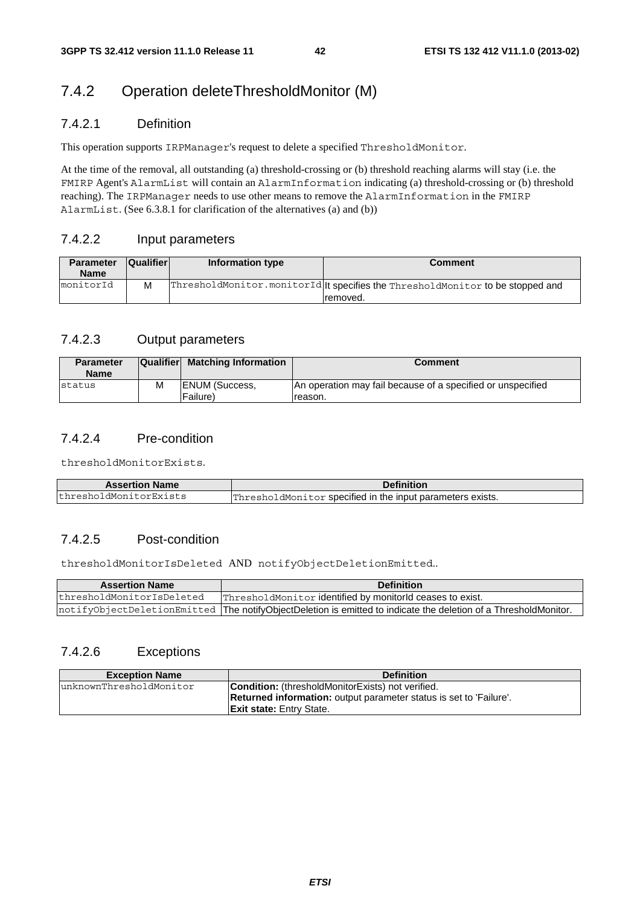## 7.4.2 Operation deleteThresholdMonitor (M)

### 7.4.2.1 Definition

This operation supports IRPManager's request to delete a specified ThresholdMonitor.

At the time of the removal, all outstanding (a) threshold-crossing or (b) threshold reaching alarms will stay (i.e. the FMIRP Agent's AlarmList will contain an AlarmInformation indicating (a) threshold-crossing or (b) threshold reaching). The IRPManager needs to use other means to remove the AlarmInformation in the FMIRP AlarmList. (See 6.3.8.1 for clarification of the alternatives (a) and (b))

### 7.4.2.2 Input parameters

| Parameter Name | Qualifier | Information type | Comment |
|---|---|---|---|
| monitorId | M | ThresholdMonitor.monitorId | It specifies the ThresholdMonitor to be stopped and removed. |

### 7.4.2.3 Output parameters

| Parameter Name | Qualifier | Matching Information | Comment |
|---|---|---|---|
| status | M | ENUM (Success, Failure) | An operation may fail because of a specified or unspecified reason. |

### 7.4.2.4 Pre-condition

thresholdMonitorExists.

| Assertion Name | Definition |
|---|---|
| thresholdMonitorExists | ThresholdMonitor specified in the input parameters exists. |

### 7.4.2.5 Post-condition

thresholdMonitorIsDeleted AND notifyObjectDeletionEmitted..

| Assertion Name | Definition |
|---|---|
| thresholdMonitorIsDeleted | ThresholdMonitor identified by monitorId ceases to exist. |
| notifyObjectDeletionEmitted | The notifyObjectDeletion is emitted to indicate the deletion of a ThresholdMonitor. |

### 7.4.2.6 Exceptions

| Exception Name | Definition |
|---|---|
| unknownThresholdMonitor | **Condition:** (thresholdMonitorExists) not verified.<br>**Returned information:** output parameter status is set to 'Failure'.<br>**Exit state:** Entry State. |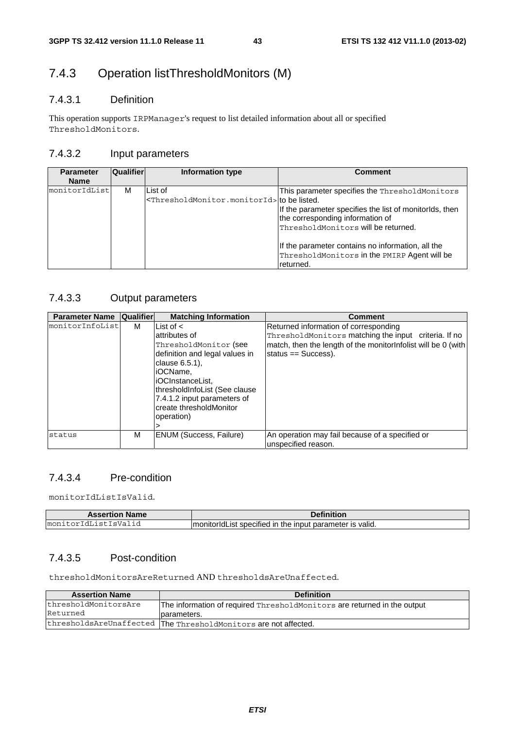## 7.4.3 Operation listThresholdMonitors (M)

### 7.4.3.1 Definition

This operation supports IRPManager's request to list detailed information about all or specified ThresholdMonitors.

### 7.4.3.2 Input parameters

| Parameter Name | Qualifier | Information type | Comment |
|---|---|---|---|
| monitorIdList | M | List of <ThresholdMonitor.monitorId> | This parameter specifies the ThresholdMonitors to be listed. If the parameter specifies the list of monitorIds, then the corresponding information of ThresholdMonitors will be returned. If the parameter contains no information, all the ThresholdMonitors in the PMIRP Agent will be returned. |

### 7.4.3.3 Output parameters

| Parameter Name | Qualifier | Matching Information | Comment |
|---|---|---|---|
| monitorInfoList | M | List of < attributes of ThresholdMonitor (see definition and legal values in clause 6.5.1), iOCName, iOCInstanceList, thresholdInfoList (See clause 7.4.1.2 input parameters of create thresholdMonitor operation) > | Returned information of corresponding ThresholdMonitors matching the input criteria. If no match, then the length of the monitorInfolist will be 0 (with status == Success). |
| status | M | ENUM (Success, Failure) | An operation may fail because of a specified or unspecified reason. |

### 7.4.3.4 Pre-condition

monitorIdListIsValid.

| Assertion Name | Definition |
|---|---|
| monitorIdListIsValid | monitorIdList specified in the input parameter is valid. |

### 7.4.3.5 Post-condition

thresholdMonitorsAreReturned AND thresholdsAreUnaffected.

| Assertion Name | Definition |
|---|---|
| thresholdMonitorsAreReturned | The information of required ThresholdMonitors are returned in the output parameters. |
| thresholdsAreUnaffected | The ThresholdMonitors are not affected. |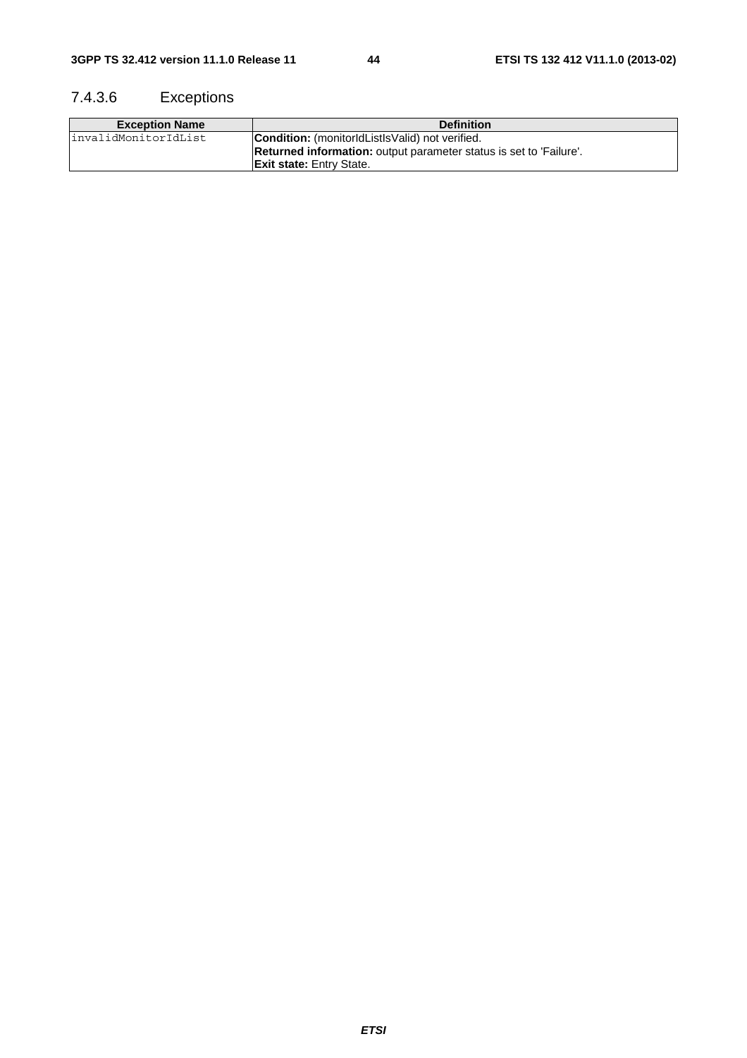#### 7.4.3.6 Exceptions

| Exception Name | Definition |
|---|---|
| invalidMonitorIdList | **Condition:** (monitorIdListIsValid) not verified.<br>**Returned information:** output parameter status is set to 'Failure'.<br>**Exit state:** Entry State. |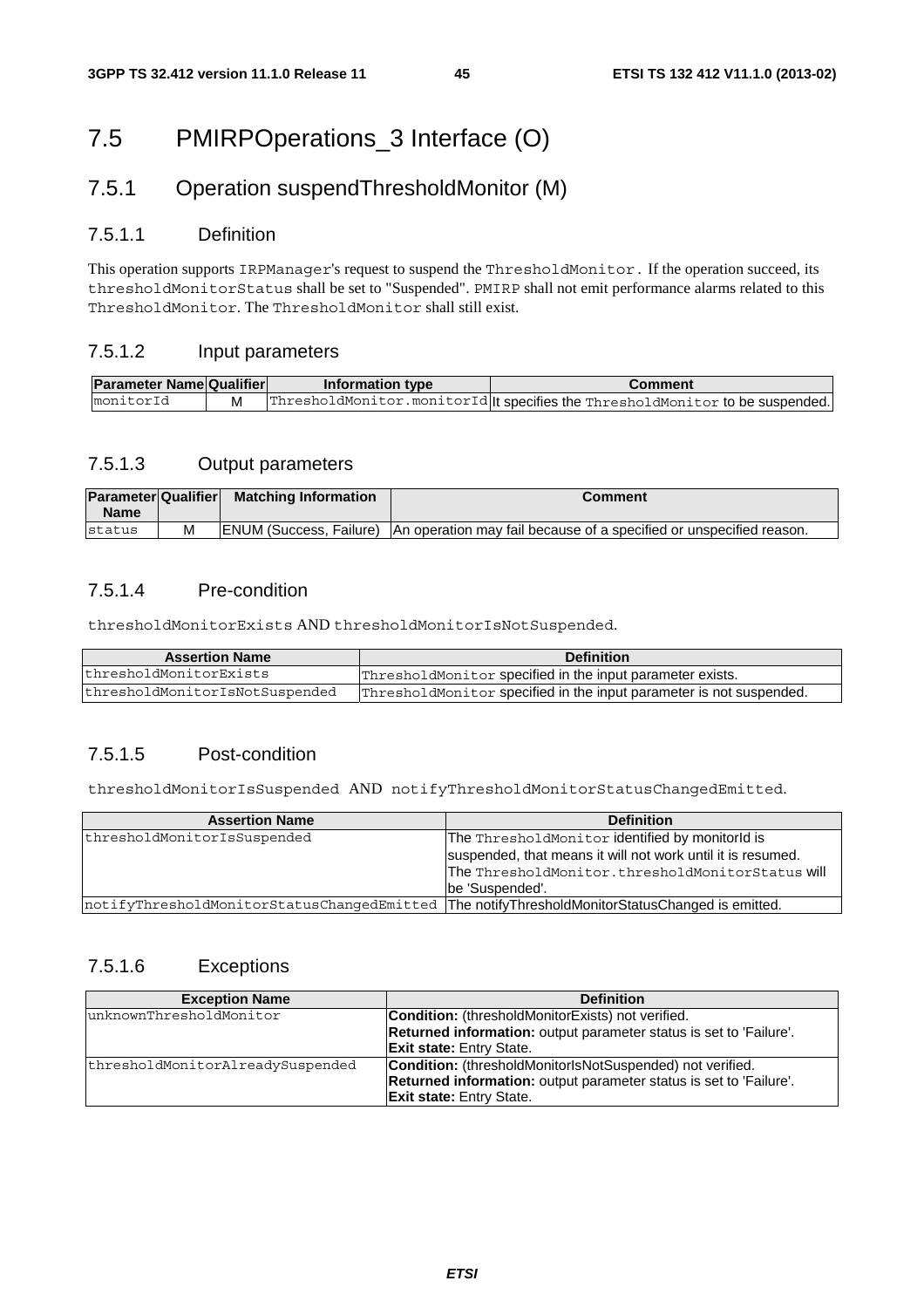# 7.5 PMIRPOperations_3 Interface (O)

## 7.5.1 Operation suspendThresholdMonitor (M)

### 7.5.1.1 Definition

This operation supports IRPManager's request to suspend the ThresholdMonitor. If the operation succeed, its thresholdMonitorStatus shall be set to "Suspended". PMIRP shall not emit performance alarms related to this ThresholdMonitor. The ThresholdMonitor shall still exist.

### 7.5.1.2 Input parameters

| Parameter Name | Qualifier | Information type | Comment |
|---|---|---|---|
| monitorId | M | ThresholdMonitor.monitorId | It specifies the ThresholdMonitor to be suspended. |

### 7.5.1.3 Output parameters

| Parameter Name | Qualifier | Matching Information | Comment |
|---|---|---|---|
| status | M | ENUM (Success, Failure) | An operation may fail because of a specified or unspecified reason. |

### 7.5.1.4 Pre-condition

thresholdMonitorExists AND thresholdMonitorIsNotSuspended.

| Assertion Name | Definition |
|---|---|
| thresholdMonitorExists | ThresholdMonitor specified in the input parameter exists. |
| thresholdMonitorIsNotSuspended | ThresholdMonitor specified in the input parameter is not suspended. |

### 7.5.1.5 Post-condition

thresholdMonitorIsSuspended AND notifyThresholdMonitorStatusChangedEmitted.

| Assertion Name | Definition |
|---|---|
| thresholdMonitorIsSuspended | The ThresholdMonitor identified by monitorId is suspended, that means it will not work until it is resumed. The ThresholdMonitor.thresholdMonitorStatus will be 'Suspended'. |
| notifyThresholdMonitorStatusChangedEmitted | The notifyThresholdMonitorStatusChanged is emitted. |

### 7.5.1.6 Exceptions

| Exception Name | Definition |
|---|---|
| unknownThresholdMonitor | **Condition:** (thresholdMonitorExists) not verified.<br>**Returned information:** output parameter status is set to 'Failure'.<br>**Exit state:** Entry State. |
| thresholdMonitorAlreadySuspended | **Condition:** (thresholdMonitorIsNotSuspended) not verified.<br>**Returned information:** output parameter status is set to 'Failure'.<br>**Exit state:** Entry State. |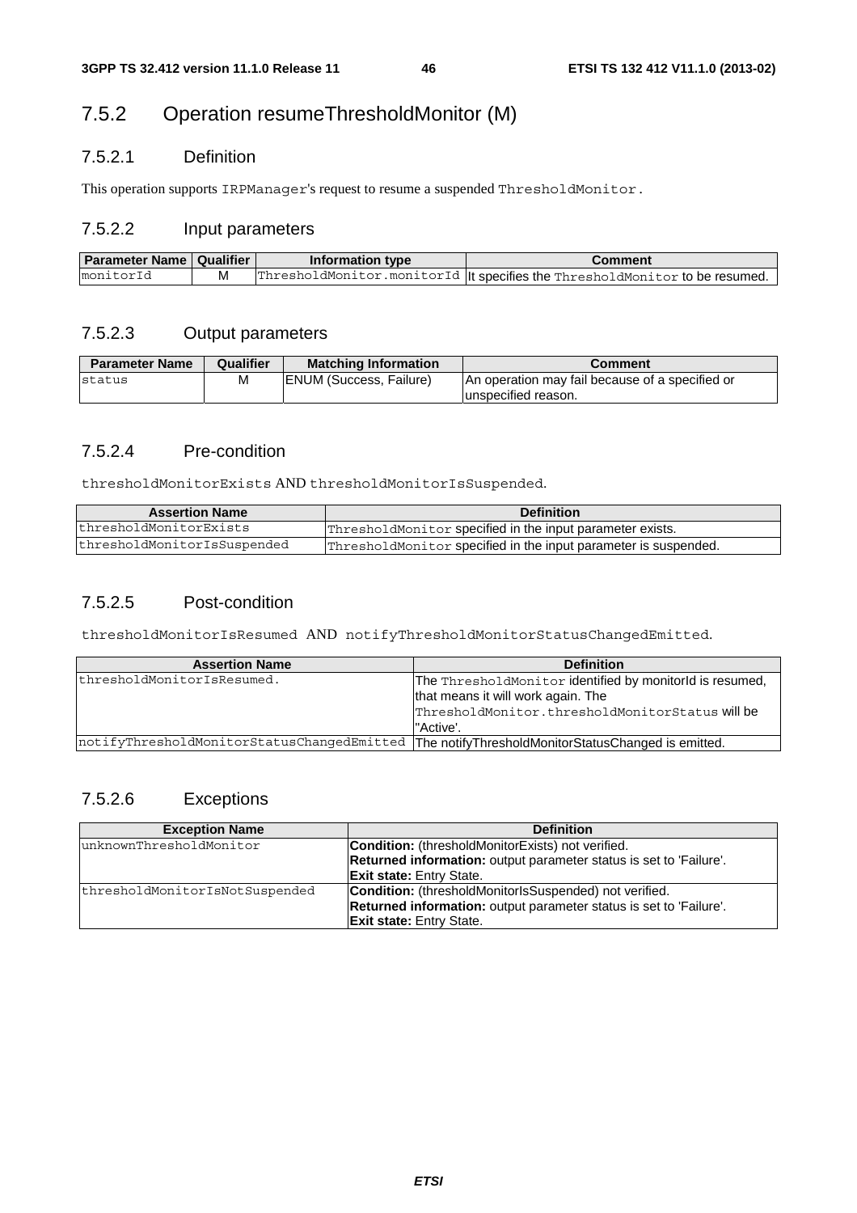### 7.5.2 Operation resumeThresholdMonitor (M)

#### 7.5.2.1 Definition

This operation supports IRPManager's request to resume a suspended ThresholdMonitor.

#### 7.5.2.2 Input parameters

| Parameter Name | Qualifier | Information type | Comment |
|---|---|---|---|
| monitorId | M | ThresholdMonitor.monitorId | It specifies the ThresholdMonitor to be resumed. |

#### 7.5.2.3 Output parameters

| Parameter Name | Qualifier | Matching Information | Comment |
|---|---|---|---|
| status | M | ENUM (Success, Failure) | An operation may fail because of a specified or unspecified reason. |

#### 7.5.2.4 Pre-condition

thresholdMonitorExists AND thresholdMonitorIsSuspended.

| Assertion Name | Definition |
|---|---|
| thresholdMonitorExists | ThresholdMonitor specified in the input parameter exists. |
| thresholdMonitorIsSuspended | ThresholdMonitor specified in the input parameter is suspended. |

#### 7.5.2.5 Post-condition

thresholdMonitorIsResumed AND notifyThresholdMonitorStatusChangedEmitted.

| Assertion Name | Definition |
|---|---|
| thresholdMonitorIsResumed. | The ThresholdMonitor identified by monitorId is resumed, that means it will work again. The ThresholdMonitor.thresholdMonitorStatus will be "Active'. |
| notifyThresholdMonitorStatusChangedEmitted | The notifyThresholdMonitorStatusChanged is emitted. |

#### 7.5.2.6 Exceptions

| Exception Name | Definition |
|---|---|
| unknownThresholdMonitor | **Condition:** (thresholdMonitorExists) not verified.<br>**Returned information:** output parameter status is set to 'Failure'.<br>**Exit state:** Entry State. |
| thresholdMonitorIsNotSuspended | **Condition:** (thresholdMonitorIsSuspended) not verified.<br>**Returned information:** output parameter status is set to 'Failure'.<br>**Exit state:** Entry State. |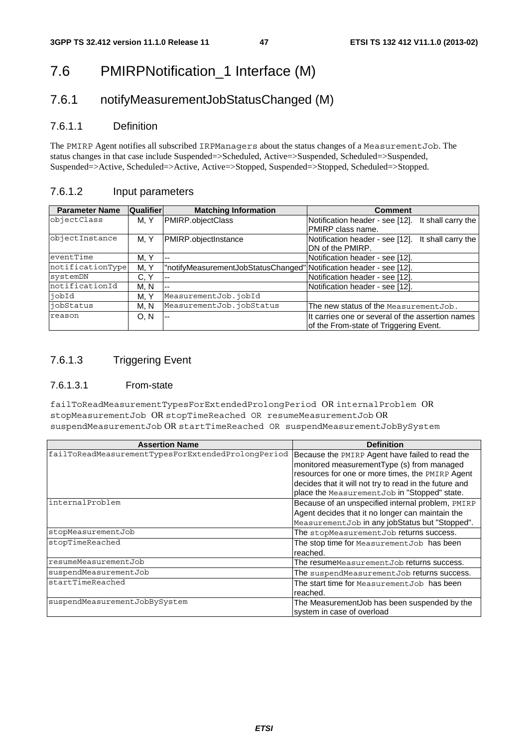# 7.6 PMIRPNotification_1 Interface (M)

## 7.6.1 notifyMeasurementJobStatusChanged (M)

### 7.6.1.1 Definition

The PMIRP Agent notifies all subscribed IRPManagers about the status changes of a MeasurementJob. The status changes in that case include Suspended=>Scheduled, Active=>Suspended, Scheduled=>Suspended, Suspended=>Active, Scheduled=>Active, Active=>Stopped, Suspended=>Stopped, Scheduled=>Stopped.

### 7.6.1.2 Input parameters

| Parameter Name | Qualifier | Matching Information | Comment |
|---|---|---|---|
| objectClass | M, Y | PMIRP.objectClass | Notification header - see [12]. It shall carry the PMIRP class name. |
| objectInstance | M, Y | PMIRP.objectInstance | Notification header - see [12]. It shall carry the DN of the PMIRP. |
| eventTime | M, Y | -- | Notification header - see [12]. |
| notificationType | M, Y | "notifyMeasurementJobStatusChanged" | Notification header - see [12]. |
| systemDN | C, Y | -- | Notification header - see [12]. |
| notificationId | M, N | -- | Notification header - see [12]. |
| jobId | M, Y | MeasurementJob.jobId | |
| jobStatus | M, N | MeasurementJob.jobStatus | The new status of the MeasurementJob. |
| reason | O, N | -- | It carries one or several of the assertion names of the From-state of Triggering Event. |

### 7.6.1.3 Triggering Event

#### 7.6.1.3.1 From-state

failToReadMeasurementTypesForExtendedProlongPeriod OR internalProblem OR stopMeasurementJob OR stopTimeReached OR resumeMeasurementJob OR suspendMeasurementJob OR startTimeReached OR suspendMeasurementJobBySystem

| Assertion Name | Definition |
|---|---|
| failToReadMeasurementTypesForExtendedProlongPeriod | Because the PMIRP Agent have failed to read the monitored measurementType (s) from managed resources for one or more times, the PMIRP Agent decides that it will not try to read in the future and place the MeasurementJob in "Stopped" state. |
| internalProblem | Because of an unspecified internal problem, PMIRP Agent decides that it no longer can maintain the MeasurementJob in any jobStatus but "Stopped". |
| stopMeasurementJob | The stopMeasurementJob returns success. |
| stopTimeReached | The stop time for MeasurementJob has been reached. |
| resumeMeasurementJob | The resumeMeasurementJob returns success. |
| suspendMeasurementJob | The suspendMeasurementJob returns success. |
| startTimeReached | The start time for MeasurementJob has been reached. |
| suspendMeasurementJobBySystem | The MeasurementJob has been suspended by the system in case of overload |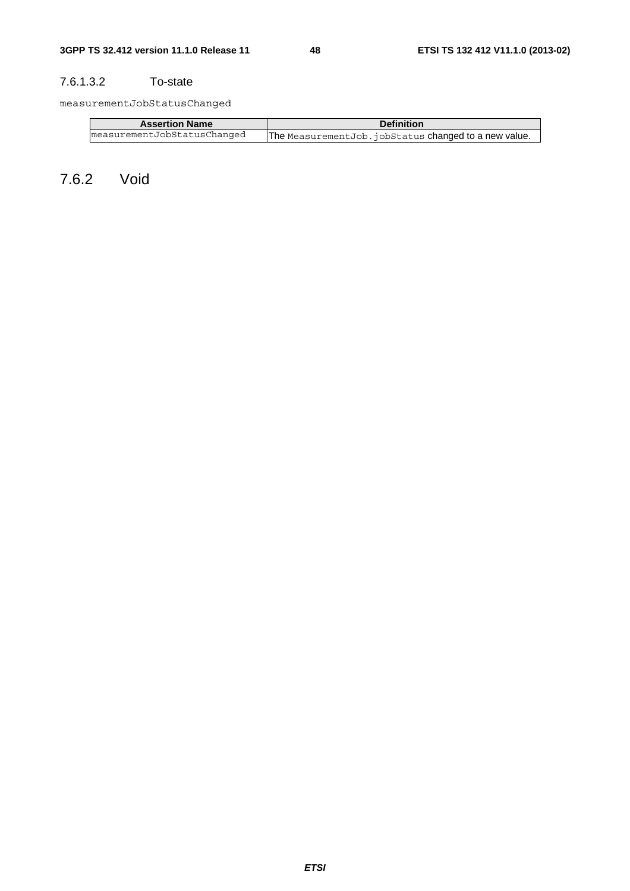#### 7.6.1.3.2 To-state

measurementJobStatusChanged

| Assertion Name | Definition |
|---|---|
| measurementJobStatusChanged | The MeasurementJob.jobStatus changed to a new value. |

### 7.6.2 Void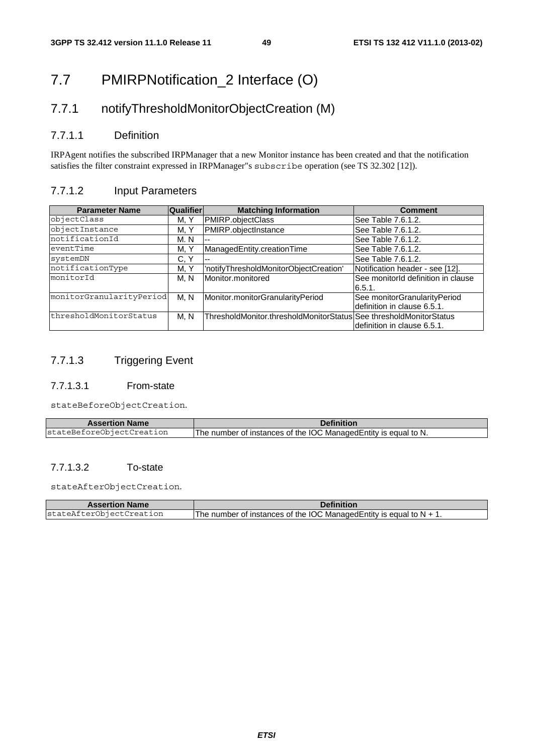# 7.7 PMIRPNotification_2 Interface (O)

## 7.7.1 notifyThresholdMonitorObjectCreation (M)

### 7.7.1.1 Definition

IRPAgent notifies the subscribed IRPManager that a new Monitor instance has been created and that the notification satisfies the filter constraint expressed in IRPManager"s `subscribe` operation (see TS 32.302 [12]).

### 7.7.1.2 Input Parameters

| Parameter Name | Qualifier | Matching Information | Comment |
|---|---|---|---|
| `objectClass` | M, Y | PMIRP.objectClass | See Table 7.6.1.2. |
| `objectInstance` | M, Y | PMIRP.objectInstance | See Table 7.6.1.2. |
| `notificationId` | M. N | -- | See Table 7.6.1.2. |
| `eventTime` | M, Y | ManagedEntity.creationTime | See Table 7.6.1.2. |
| `systemDN` | C, Y | -- | See Table 7.6.1.2. |
| `notificationType` | M, Y | 'notifyThresholdMonitorObjectCreation' | Notification header - see [12]. |
| `monitorId` | M, N | Monitor.monitored | See monitorId definition in clause 6.5.1. |
| `monitorGranularityPeriod` | M, N | Monitor.monitorGranularityPeriod | See monitorGranularityPeriod definition in clause 6.5.1. |
| `thresholdMonitorStatus` | M, N | ThresholdMonitor.thresholdMonitorStatus | See thresholdMonitorStatus definition in clause 6.5.1. |

### 7.7.1.3 Triggering Event

#### 7.7.1.3.1 From-state

`stateBeforeObjectCreation`.

| Assertion Name | Definition |
|---|---|
| `stateBeforeObjectCreation` | The number of instances of the IOC ManagedEntity is equal to N. |

#### 7.7.1.3.2 To-state

`stateAfterObjectCreation`.

| Assertion Name | Definition |
|---|---|
| `stateAfterObjectCreation` | The number of instances of the IOC ManagedEntity is equal to N + 1. |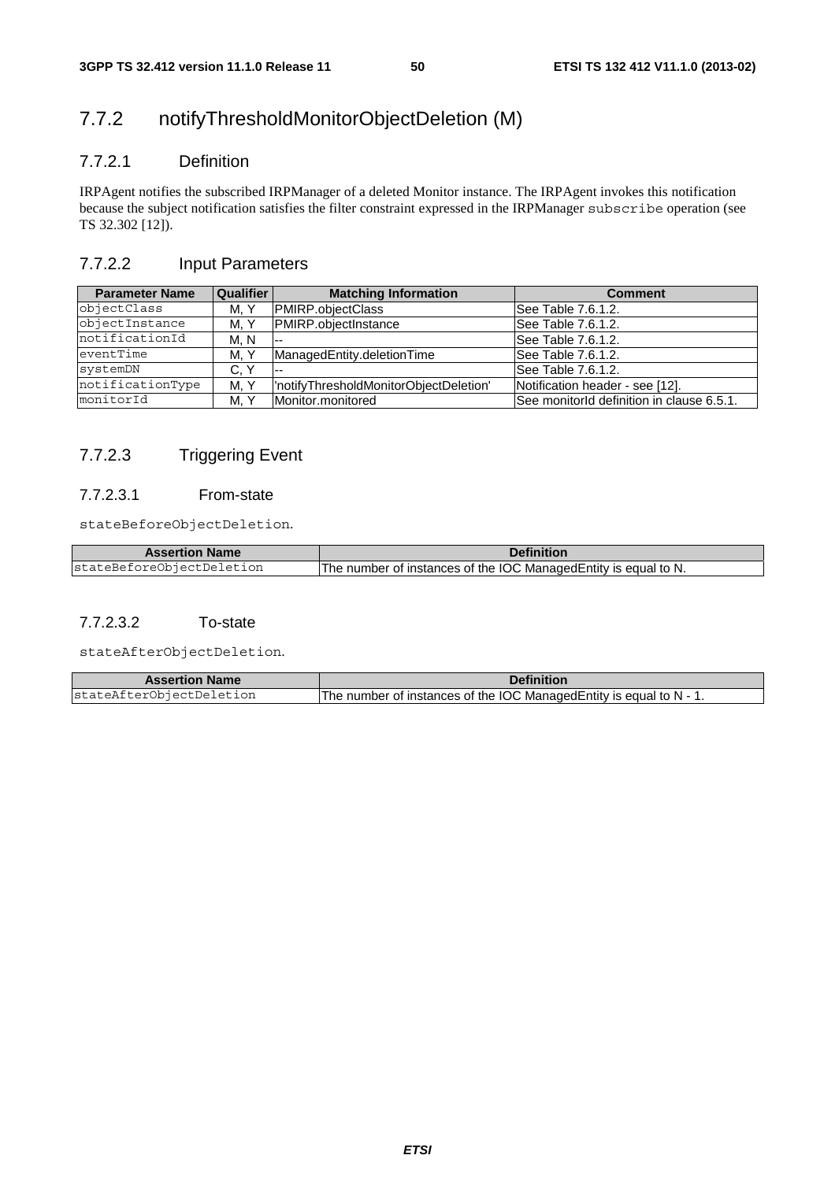## 7.7.2 notifyThresholdMonitorObjectDeletion (M)

### 7.7.2.1 Definition

IRPAgent notifies the subscribed IRPManager of a deleted Monitor instance. The IRPAgent invokes this notification because the subject notification satisfies the filter constraint expressed in the IRPManager `subscribe` operation (see TS 32.302 [12]).

### 7.7.2.2 Input Parameters

| Parameter Name | Qualifier | Matching Information | Comment |
|---|---|---|---|
| `objectClass` | M, Y | PMIRP.objectClass | See Table 7.6.1.2. |
| `objectInstance` | M, Y | PMIRP.objectInstance | See Table 7.6.1.2. |
| `notificationId` | M, N | -- | See Table 7.6.1.2. |
| `eventTime` | M, Y | ManagedEntity.deletionTime | See Table 7.6.1.2. |
| `systemDN` | C, Y | -- | See Table 7.6.1.2. |
| `notificationType` | M, Y | 'notifyThresholdMonitorObjectDeletion' | Notification header - see [12]. |
| `monitorId` | M, Y | Monitor.monitored | See monitorId definition in clause 6.5.1. |

### 7.7.2.3 Triggering Event

#### 7.7.2.3.1 From-state

`stateBeforeObjectDeletion`.

| Assertion Name | Definition |
|---|---|
| `stateBeforeObjectDeletion` | The number of instances of the IOC ManagedEntity is equal to N. |

#### 7.7.2.3.2 To-state

`stateAfterObjectDeletion`.

| Assertion Name | Definition |
|---|---|
| `stateAfterObjectDeletion` | The number of instances of the IOC ManagedEntity is equal to N - 1. |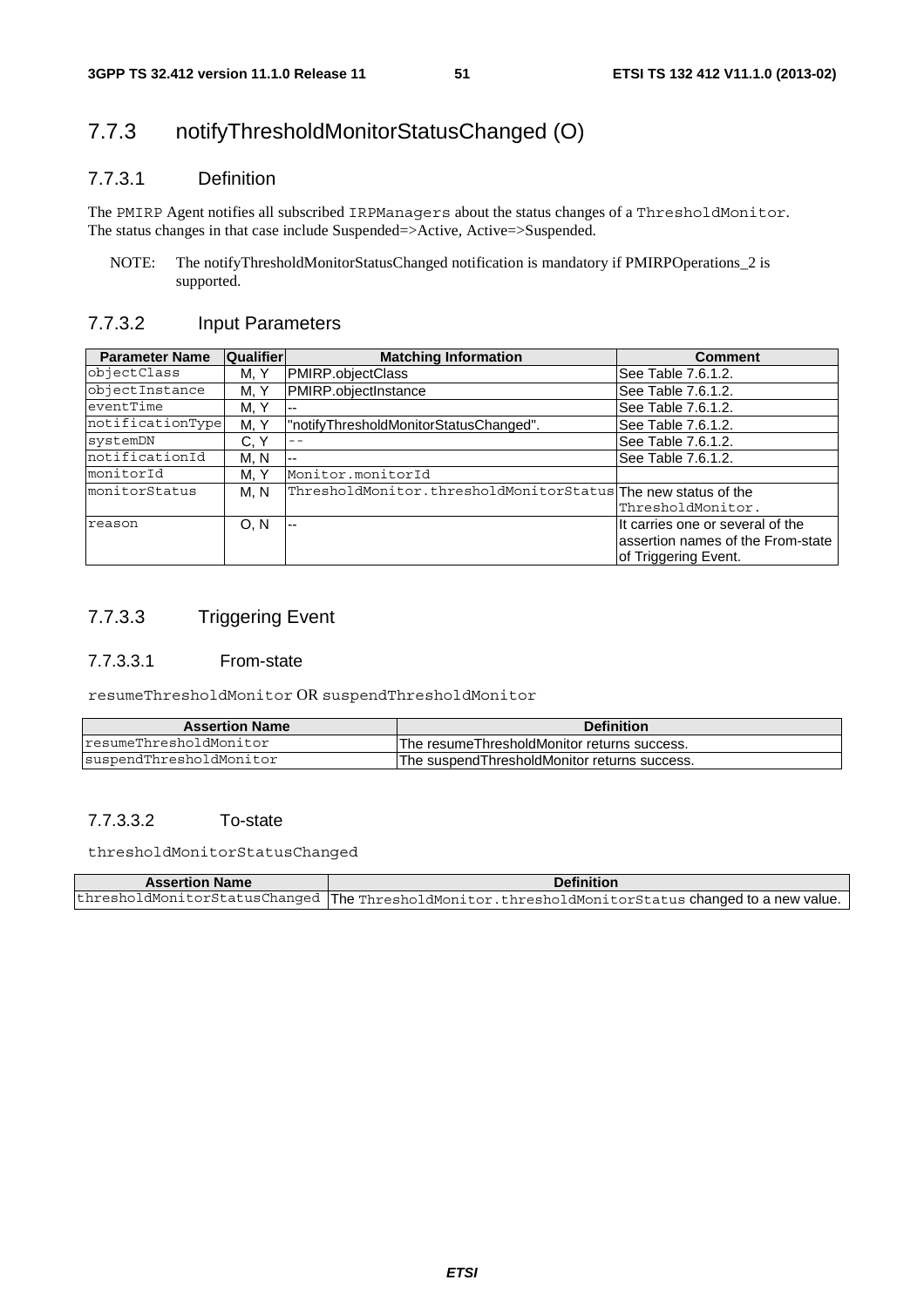## 7.7.3 notifyThresholdMonitorStatusChanged (O)

### 7.7.3.1 Definition

The PMIRP Agent notifies all subscribed IRPManagers about the status changes of a ThresholdMonitor. The status changes in that case include Suspended=>Active, Active=>Suspended.

NOTE: The notifyThresholdMonitorStatusChanged notification is mandatory if PMIRPOperations_2 is supported.

### 7.7.3.2 Input Parameters

| Parameter Name | Qualifier | Matching Information | Comment |
|---|---|---|---|
| objectClass | M, Y | PMIRP.objectClass | See Table 7.6.1.2. |
| objectInstance | M, Y | PMIRP.objectInstance | See Table 7.6.1.2. |
| eventTime | M, Y | -- | See Table 7.6.1.2. |
| notificationType | M, Y | "notifyThresholdMonitorStatusChanged". | See Table 7.6.1.2. |
| systemDN | C, Y | -- | See Table 7.6.1.2. |
| notificationId | M, N | -- | See Table 7.6.1.2. |
| monitorId | M, Y | Monitor.monitorId | |
| monitorStatus | M, N | ThresholdMonitor.thresholdMonitorStatus | The new status of the ThresholdMonitor. |
| reason | O, N | -- | It carries one or several of the assertion names of the From-state of Triggering Event. |

### 7.7.3.3 Triggering Event

#### 7.7.3.3.1 From-state

resumeThresholdMonitor OR suspendThresholdMonitor

| Assertion Name | Definition |
|---|---|
| resumeThresholdMonitor | The resumeThresholdMonitor returns success. |
| suspendThresholdMonitor | The suspendThresholdMonitor returns success. |

#### 7.7.3.3.2 To-state

thresholdMonitorStatusChanged

| Assertion Name | Definition |
|---|---|
| thresholdMonitorStatusChanged | The ThresholdMonitor.thresholdMonitorStatus changed to a new value. |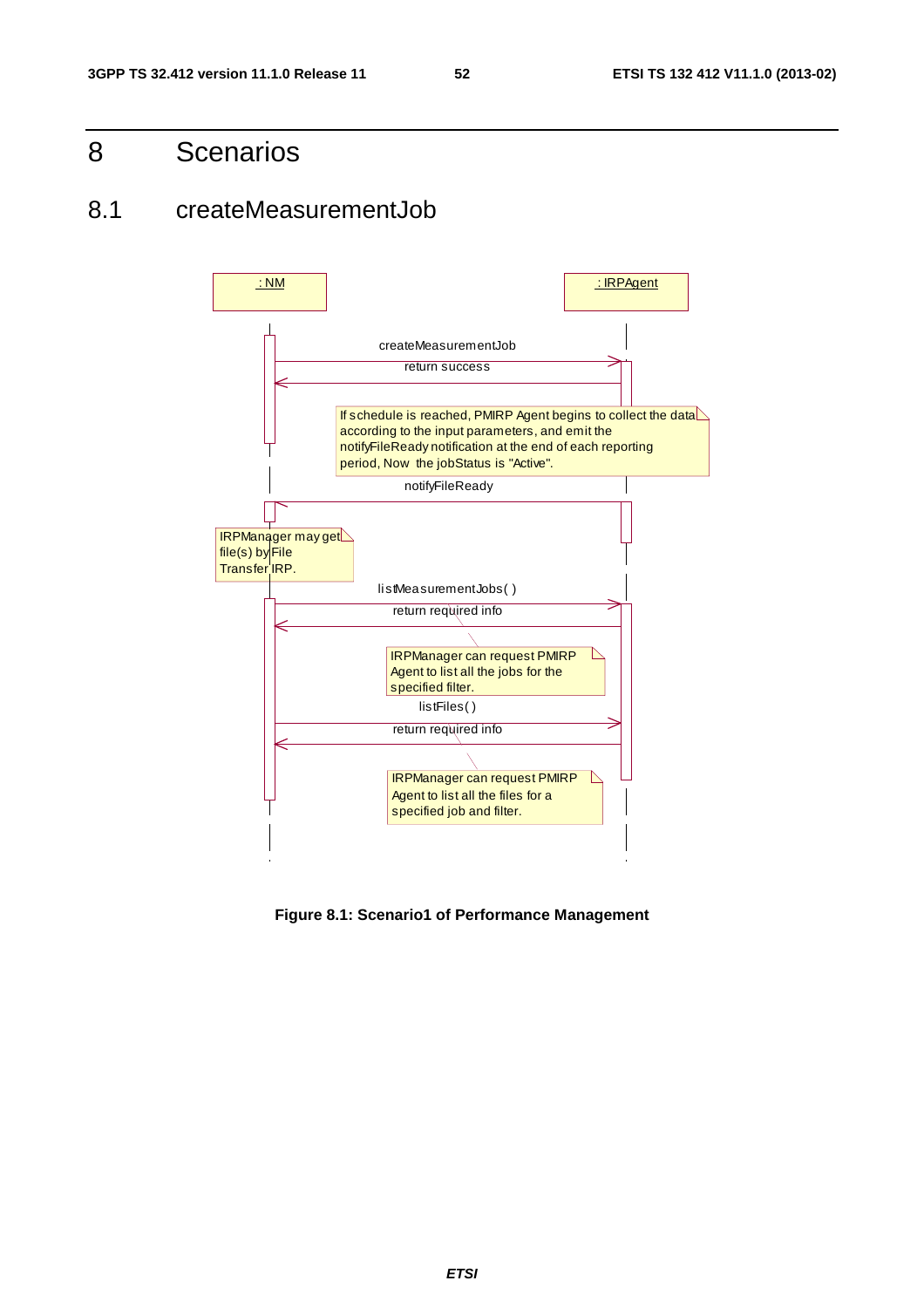# 8 Scenarios

## 8.1 createMeasurementJob

: NM

: IRPAgent

createMeasurementJob

return success

If schedule is reached, PMIRP Agent begins to collect the data according to the input parameters, and emit the notifyFileReady notification at the end of each reporting period, Now the jobStatus is "Active".

notifyFileReady

IRPManager may get file(s) by File Transfer IRP.

listMeasurementJobs( )

return required info

IRPManager can request PMIRP Agent to list all the jobs for the specified filter.

listFiles( )

return required info

IRPManager can request PMIRP Agent to list all the files for a specified job and filter.

**Figure 8.1: Scenario1 of Performance Management**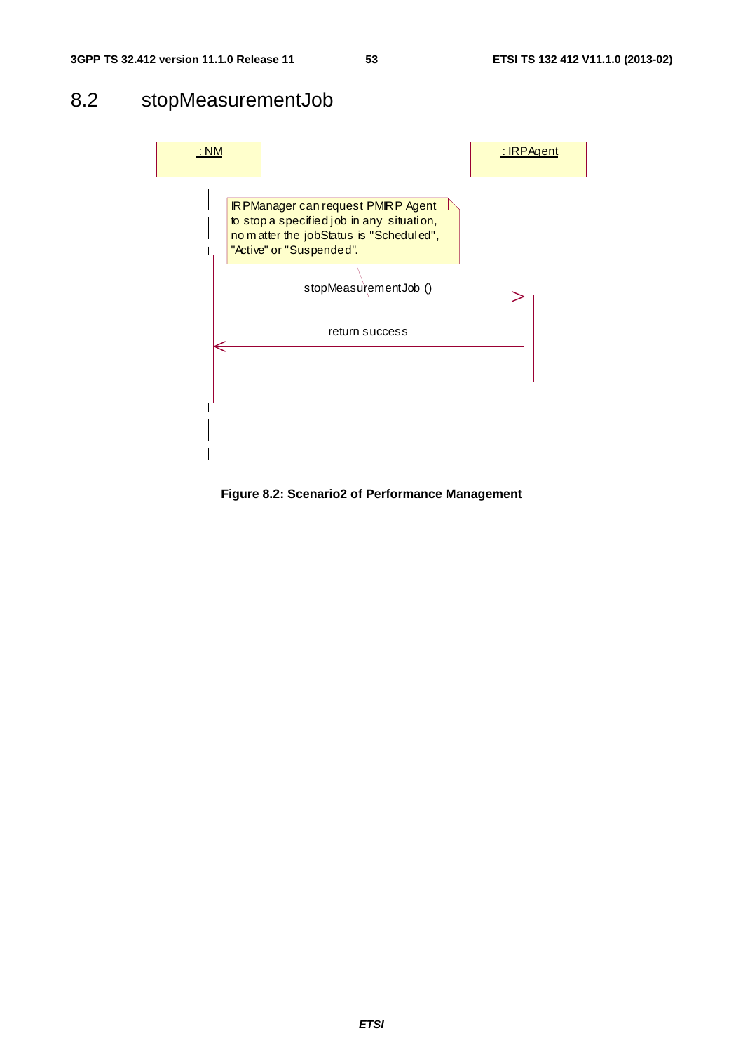## 8.2 stopMeasurementJob

: NM

: IRPAgent

IRPManager can request PMIRP Agent to stop a specified job in any situation, no matter the jobStatus is "Scheduled", "Active" or "Suspended".

stopMeasurementJob ()

return success

**Figure 8.2: Scenario2 of Performance Management**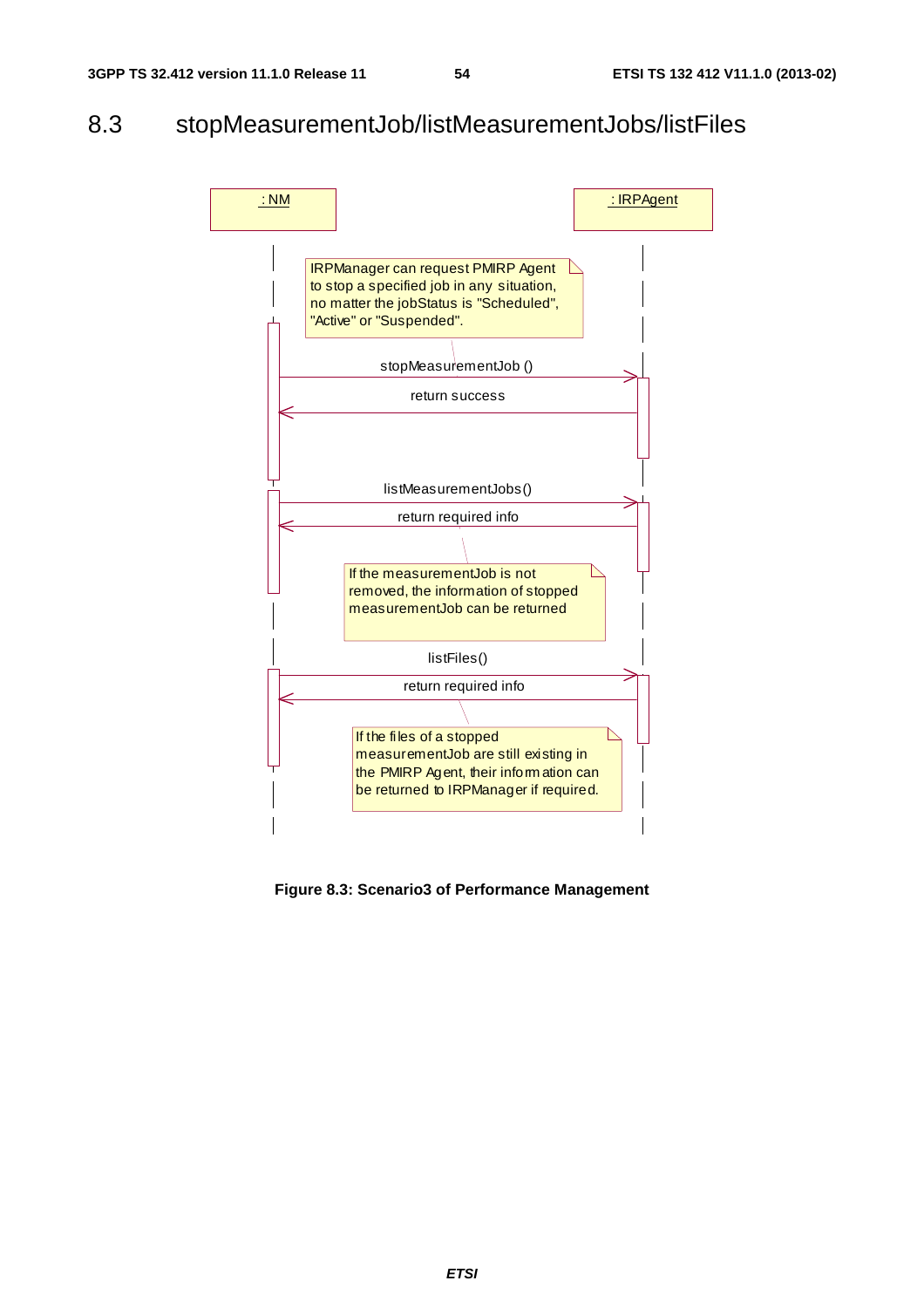## 8.3 stopMeasurementJob/listMeasurementJobs/listFiles

: NM

: IRPAgent

IRPManager can request PMIRP Agent to stop a specified job in any situation, no matter the jobStatus is "Scheduled", "Active" or "Suspended".

stopMeasurementJob ()

return success

listMeasurementJobs()

return required info

If the measurementJob is not removed, the information of stopped measurementJob can be returned

listFiles()

return required info

If the files of a stopped measurementJob are still existing in the PMIRP Agent, their information can be returned to IRPManager if required.

**Figure 8.3: Scenario3 of Performance Management**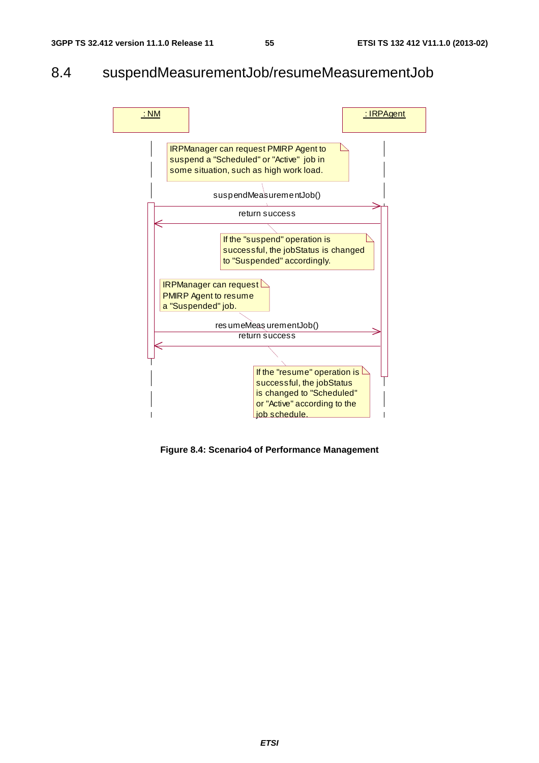## 8.4 suspendMeasurementJob/resumeMeasurementJob

: NM

: IRPAgent

IRPManager can request PMIRP Agent to suspend a "Scheduled" or "Active" job in some situation, such as high work load.

suspendMeasurementJob()

return success

If the "suspend" operation is successful, the jobStatus is changed to "Suspended" accordingly.

IRPManager can request PMIRP Agent to resume a "Suspended" job.

resumeMeasurementJob()

return success

If the "resume" operation is successful, the jobStatus is changed to "Scheduled" or "Active" according to the job schedule.

**Figure 8.4: Scenario4 of Performance Management**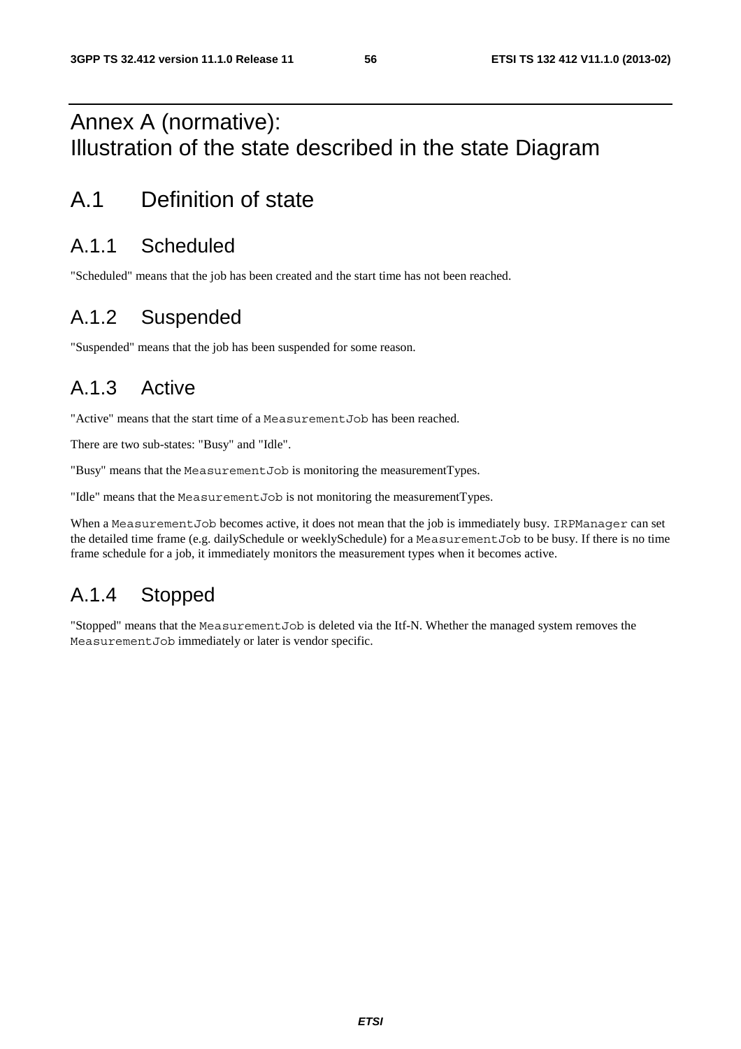# Annex A (normative): Illustration of the state described in the state Diagram

## A.1 Definition of state

### A.1.1 Scheduled

"Scheduled" means that the job has been created and the start time has not been reached.

### A.1.2 Suspended

"Suspended" means that the job has been suspended for some reason.

### A.1.3 Active

"Active" means that the start time of a `MeasurementJob` has been reached.

There are two sub-states: "Busy" and "Idle".

"Busy" means that the `MeasurementJob` is monitoring the measurementTypes.

"Idle" means that the `MeasurementJob` is not monitoring the measurementTypes.

When a `MeasurementJob` becomes active, it does not mean that the job is immediately busy. `IRPManager` can set the detailed time frame (e.g. dailySchedule or weeklySchedule) for a `MeasurementJob` to be busy. If there is no time frame schedule for a job, it immediately monitors the measurement types when it becomes active.

### A.1.4 Stopped

"Stopped" means that the `MeasurementJob` is deleted via the Itf-N. Whether the managed system removes the `MeasurementJob` immediately or later is vendor specific.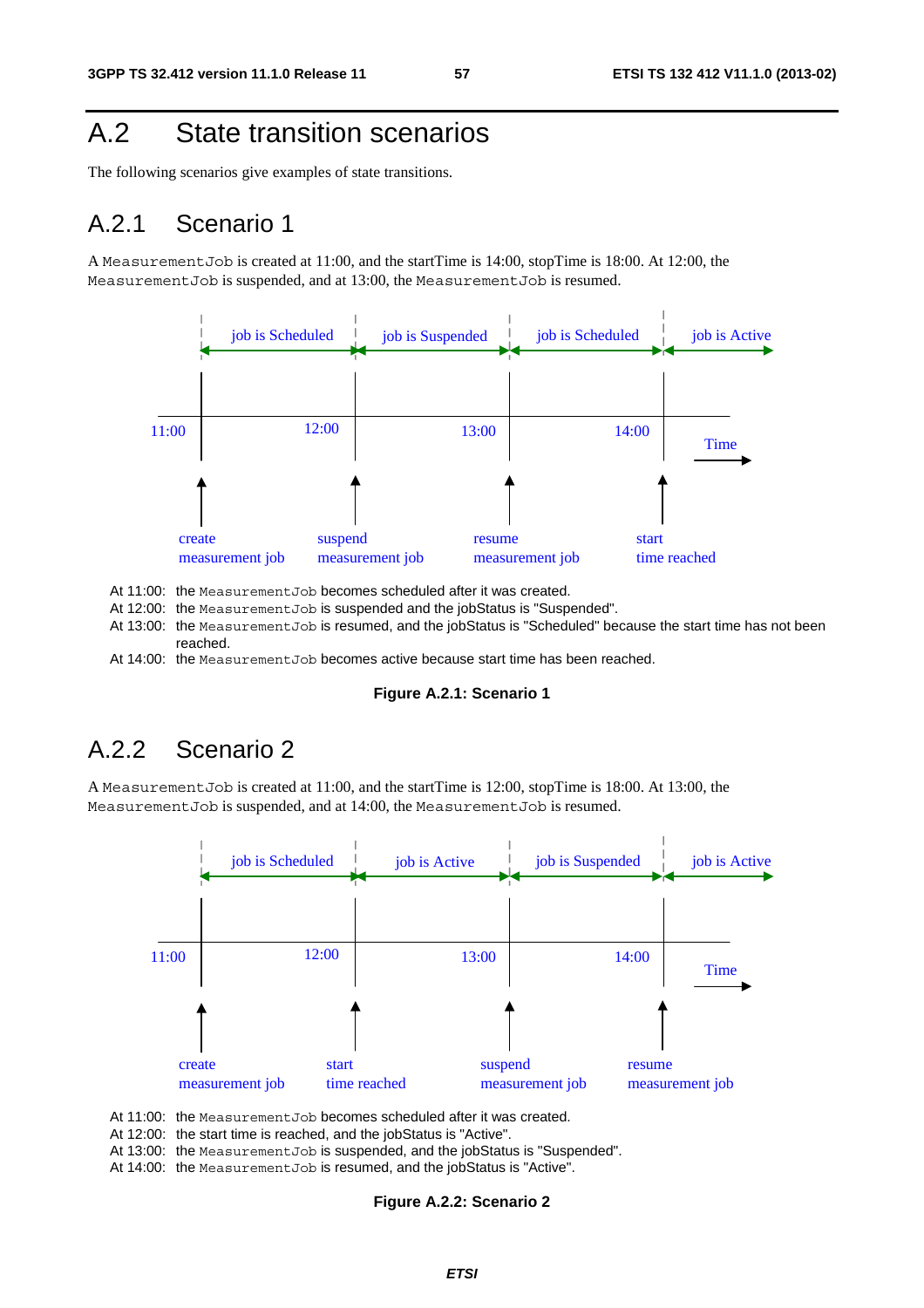# A.2 State transition scenarios

The following scenarios give examples of state transitions.

## A.2.1 Scenario 1

A MeasurementJob is created at 11:00, and the startTime is 14:00, stopTime is 18:00. At 12:00, the MeasurementJob is suspended, and at 13:00, the MeasurementJob is resumed.

At 11:00: the MeasurementJob becomes scheduled after it was created.
At 12:00: the MeasurementJob is suspended and the jobStatus is "Suspended".
At 13:00: the MeasurementJob is resumed, and the jobStatus is "Scheduled" because the start time has not been reached.
At 14:00: the MeasurementJob becomes active because start time has been reached.

**Figure A.2.1: Scenario 1**

## A.2.2 Scenario 2

A MeasurementJob is created at 11:00, and the startTime is 12:00, stopTime is 18:00. At 13:00, the MeasurementJob is suspended, and at 14:00, the MeasurementJob is resumed.

At 11:00: the MeasurementJob becomes scheduled after it was created.
At 12:00: the start time is reached, and the jobStatus is "Active".
At 13:00: the MeasurementJob is suspended, and the jobStatus is "Suspended".
At 14:00: the MeasurementJob is resumed, and the jobStatus is "Active".

**Figure A.2.2: Scenario 2**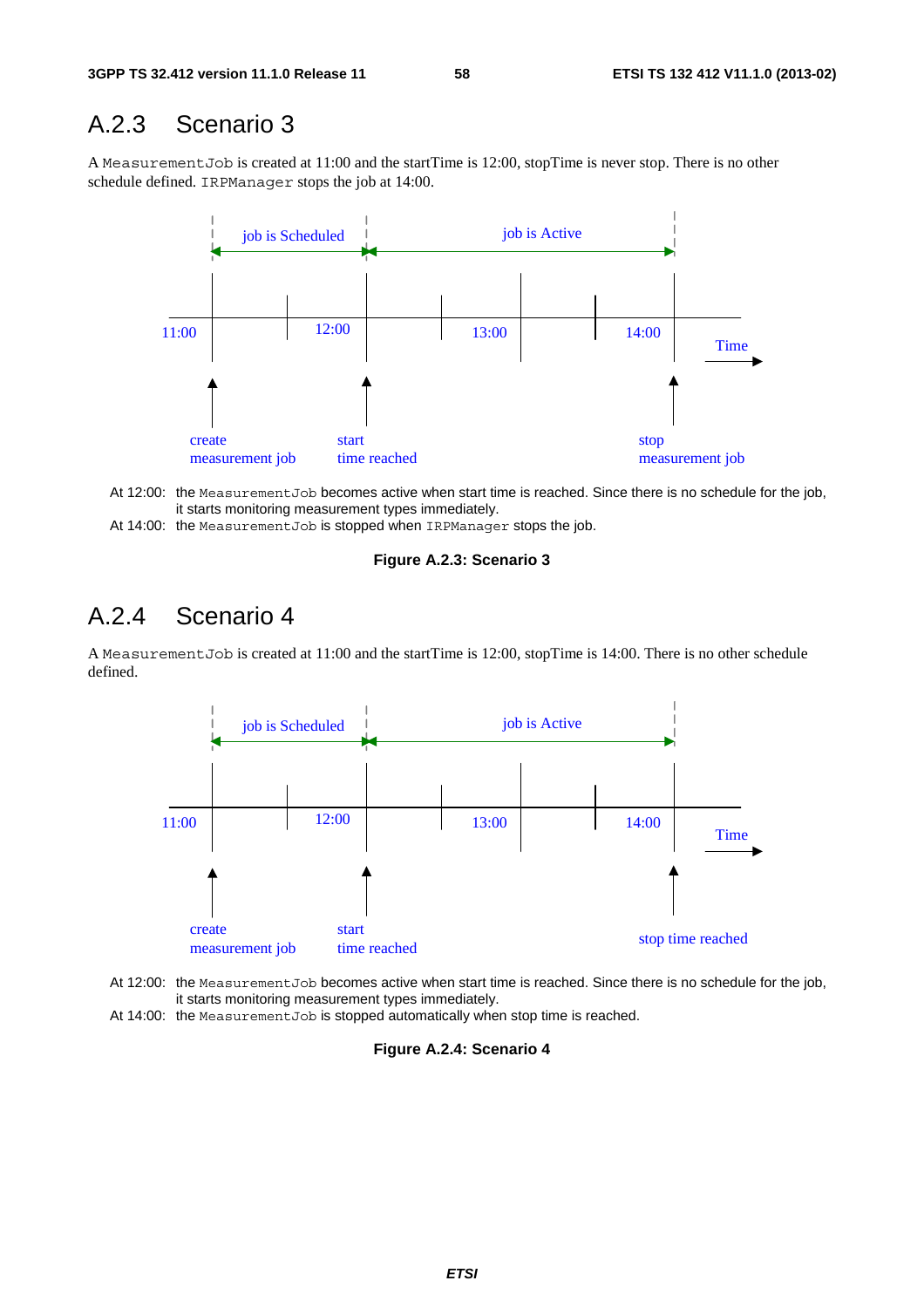## A.2.3 Scenario 3

A `MeasurementJob` is created at 11:00 and the startTime is 12:00, stopTime is never stop. There is no other schedule defined. `IRPManager` stops the job at 14:00.

At 12:00: the `MeasurementJob` becomes active when start time is reached. Since there is no schedule for the job, it starts monitoring measurement types immediately.

At 14:00: the `MeasurementJob` is stopped when `IRPManager` stops the job.

**Figure A.2.3: Scenario 3**

## A.2.4 Scenario 4

A `MeasurementJob` is created at 11:00 and the startTime is 12:00, stopTime is 14:00. There is no other schedule defined.

At 12:00: the `MeasurementJob` becomes active when start time is reached. Since there is no schedule for the job, it starts monitoring measurement types immediately.

At 14:00: the `MeasurementJob` is stopped automatically when stop time is reached.

**Figure A.2.4: Scenario 4**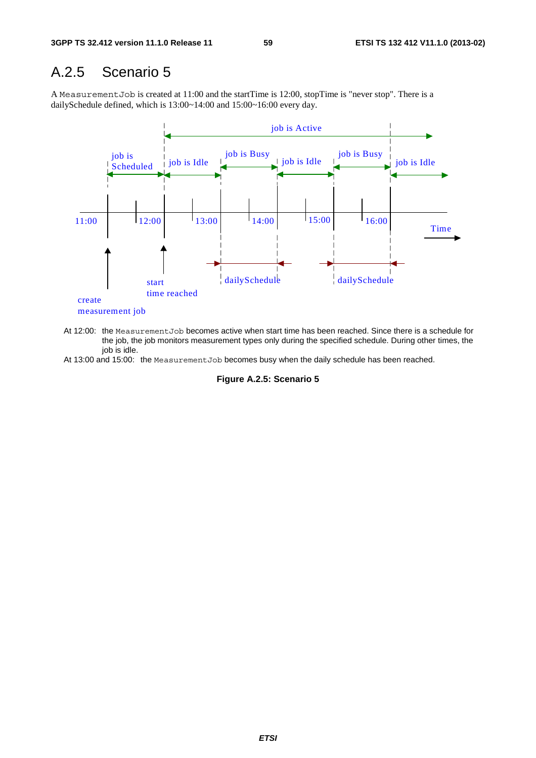## A.2.5 Scenario 5

A MeasurementJob is created at 11:00 and the startTime is 12:00, stopTime is "never stop". There is a dailySchedule defined, which is 13:00~14:00 and 15:00~16:00 every day.

At 12:00: the MeasurementJob becomes active when start time has been reached. Since there is a schedule for the job, the job monitors measurement types only during the specified schedule. During other times, the job is idle.

At 13:00 and 15:00: the MeasurementJob becomes busy when the daily schedule has been reached.

**Figure A.2.5: Scenario 5**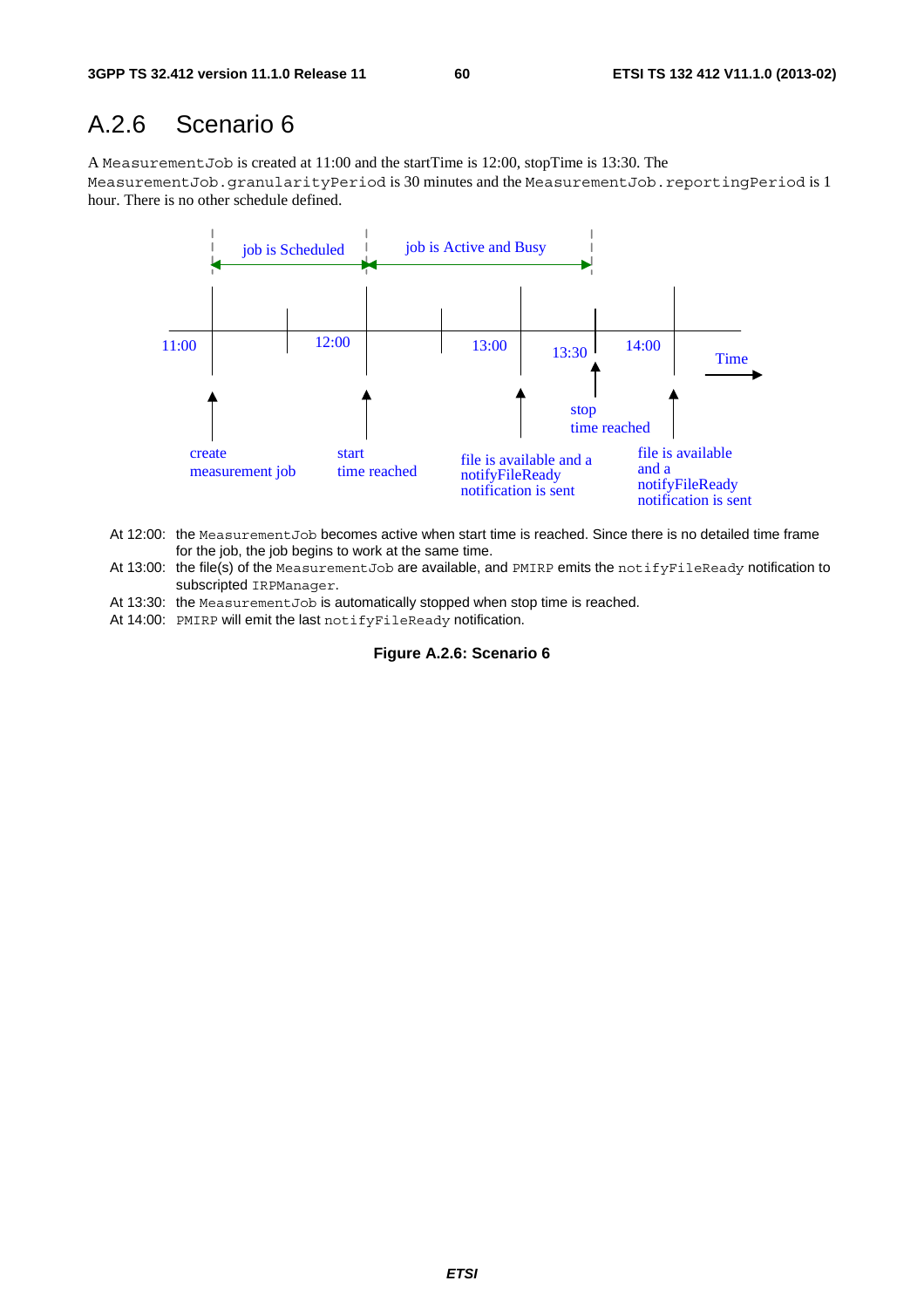## A.2.6 Scenario 6

A MeasurementJob is created at 11:00 and the startTime is 12:00, stopTime is 13:30. The MeasurementJob.granularityPeriod is 30 minutes and the MeasurementJob.reportingPeriod is 1 hour. There is no other schedule defined.

job is Scheduled | job is Active and Busy

11:00 | 12:00 | 13:00 | 13:30 | 14:00 | Time

create measurement job

start time reached

file is available and a notifyFileReady notification is sent

stop time reached

file is available and a notifyFileReady notification is sent

At 12:00: the MeasurementJob becomes active when start time is reached. Since there is no detailed time frame for the job, the job begins to work at the same time.

At 13:00: the file(s) of the MeasurementJob are available, and PMIRP emits the notifyFileReady notification to subscripted IRPManager.

At 13:30: the MeasurementJob is automatically stopped when stop time is reached.

At 14:00: PMIRP will emit the last notifyFileReady notification.

**Figure A.2.6: Scenario 6**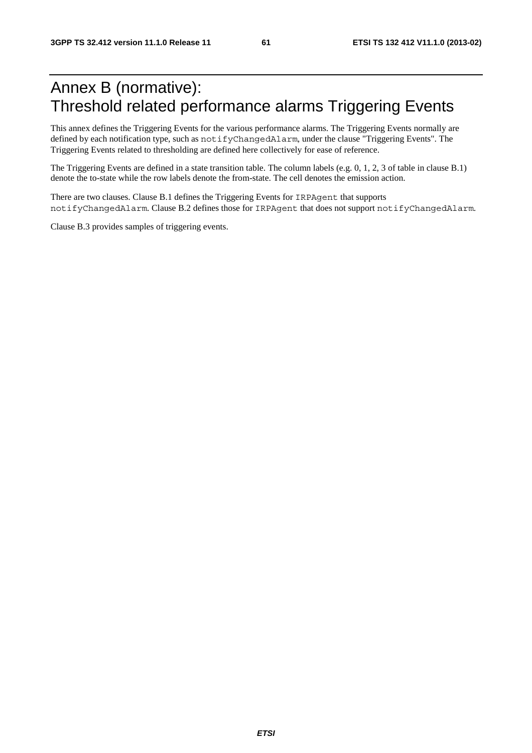# Annex B (normative): Threshold related performance alarms Triggering Events

This annex defines the Triggering Events for the various performance alarms. The Triggering Events normally are defined by each notification type, such as `notifyChangedAlarm`, under the clause "Triggering Events". The Triggering Events related to thresholding are defined here collectively for ease of reference.

The Triggering Events are defined in a state transition table. The column labels (e.g. 0, 1, 2, 3 of table in clause B.1) denote the to-state while the row labels denote the from-state. The cell denotes the emission action.

There are two clauses. Clause B.1 defines the Triggering Events for `IRPAgent` that supports `notifyChangedAlarm`. Clause B.2 defines those for `IRPAgent` that does not support `notifyChangedAlarm`.

Clause B.3 provides samples of triggering events.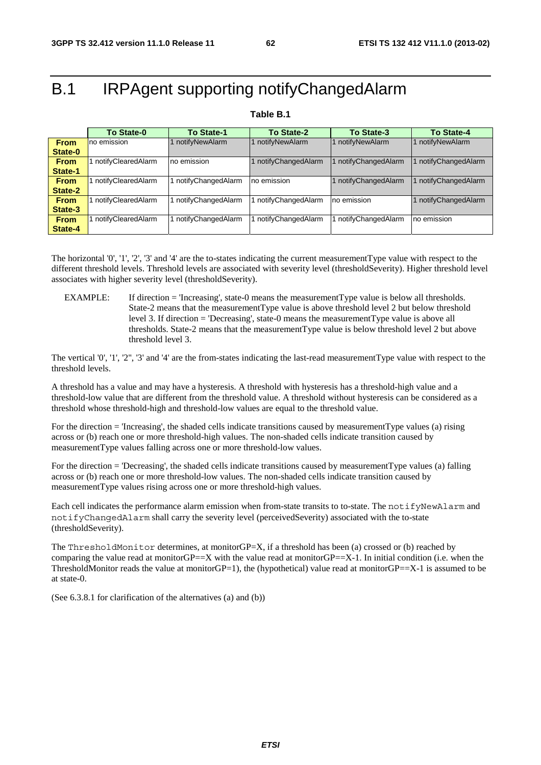# B.1 IRPAgent supporting notifyChangedAlarm

**Table B.1**

| | To State-0 | To State-1 | To State-2 | To State-3 | To State-4 |
|---|---|---|---|---|---|
| **From State-0** | no emission | 1 notifyNewAlarm | 1 notifyNewAlarm | 1 notifyNewAlarm | 1 notifyNewAlarm |
| **From State-1** | 1 notifyClearedAlarm | no emission | 1 notifyChangedAlarm | 1 notifyChangedAlarm | 1 notifyChangedAlarm |
| **From State-2** | 1 notifyClearedAlarm | 1 notifyChangedAlarm | no emission | 1 notifyChangedAlarm | 1 notifyChangedAlarm |
| **From State-3** | 1 notifyClearedAlarm | 1 notifyChangedAlarm | 1 notifyChangedAlarm | no emission | 1 notifyChangedAlarm |
| **From State-4** | 1 notifyClearedAlarm | 1 notifyChangedAlarm | 1 notifyChangedAlarm | 1 notifyChangedAlarm | no emission |

The horizontal '0', '1', '2', '3' and '4' are the to-states indicating the current measurementType value with respect to the different threshold levels. Threshold levels are associated with severity level (thresholdSeverity). Higher threshold level associates with higher severity level (thresholdSeverity).

EXAMPLE: If direction = 'Increasing', state-0 means the measurementType value is below all thresholds. State-2 means that the measurementType value is above threshold level 2 but below threshold level 3. If direction = 'Decreasing', state-0 means the measurementType value is above all thresholds. State-2 means that the measurementType value is below threshold level 2 but above threshold level 3.

The vertical '0', '1', '2'', '3' and '4' are the from-states indicating the last-read measurementType value with respect to the threshold levels.

A threshold has a value and may have a hysteresis. A threshold with hysteresis has a threshold-high value and a threshold-low value that are different from the threshold value. A threshold without hysteresis can be considered as a threshold whose threshold-high and threshold-low values are equal to the threshold value.

For the direction = 'Increasing', the shaded cells indicate transitions caused by measurementType values (a) rising across or (b) reach one or more threshold-high values. The non-shaded cells indicate transition caused by measurementType values falling across one or more threshold-low values.

For the direction = 'Decreasing', the shaded cells indicate transitions caused by measurementType values (a) falling across or (b) reach one or more threshold-low values. The non-shaded cells indicate transition caused by measurementType values rising across one or more threshold-high values.

Each cell indicates the performance alarm emission when from-state transits to to-state. The `notifyNewAlarm` and `notifyChangedAlarm` shall carry the severity level (perceivedSeverity) associated with the to-state (thresholdSeverity).

The `ThresholdMonitor` determines, at monitorGP=X, if a threshold has been (a) crossed or (b) reached by comparing the value read at monitorGP==X with the value read at monitorGP==X-1. In initial condition (i.e. when the ThresholdMonitor reads the value at monitorGP=1), the (hypothetical) value read at monitorGP==X-1 is assumed to be at state-0.

(See 6.3.8.1 for clarification of the alternatives (a) and (b))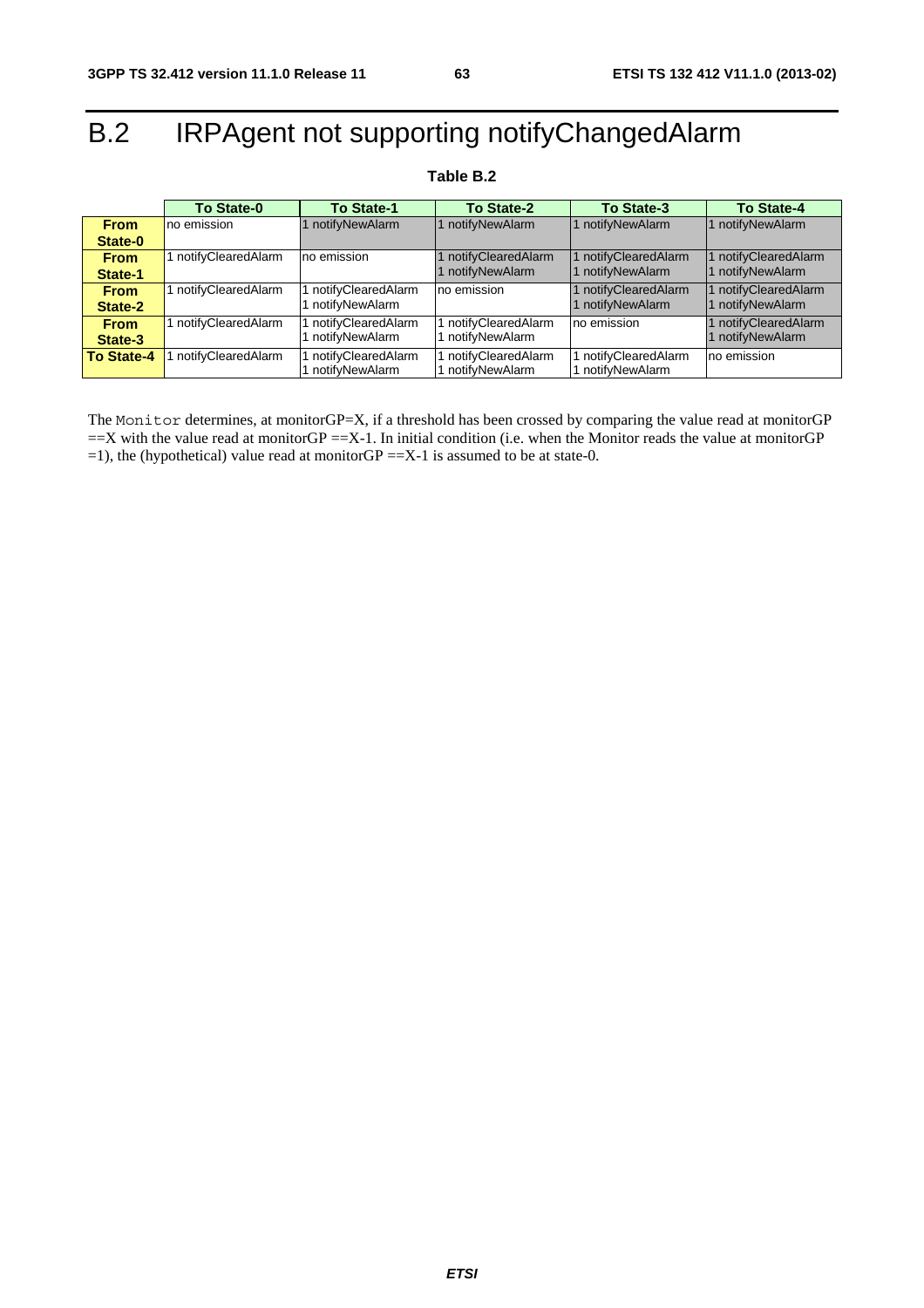# B.2 IRPAgent not supporting notifyChangedAlarm

**Table B.2**

| | To State-0 | To State-1 | To State-2 | To State-3 | To State-4 |
|---|---|---|---|---|---|
| **From State-0** | no emission | 1 notifyNewAlarm | 1 notifyNewAlarm | 1 notifyNewAlarm | 1 notifyNewAlarm |
| **From State-1** | 1 notifyClearedAlarm | no emission | 1 notifyClearedAlarm<br>1 notifyNewAlarm | 1 notifyClearedAlarm<br>1 notifyNewAlarm | 1 notifyClearedAlarm<br>1 notifyNewAlarm |
| **From State-2** | 1 notifyClearedAlarm | 1 notifyClearedAlarm<br>1 notifyNewAlarm | no emission | 1 notifyClearedAlarm<br>1 notifyNewAlarm | 1 notifyClearedAlarm<br>1 notifyNewAlarm |
| **From State-3** | 1 notifyClearedAlarm | 1 notifyClearedAlarm<br>1 notifyNewAlarm | 1 notifyClearedAlarm<br>1 notifyNewAlarm | no emission | 1 notifyClearedAlarm<br>1 notifyNewAlarm |
| **To State-4** | 1 notifyClearedAlarm | 1 notifyClearedAlarm<br>1 notifyNewAlarm | 1 notifyClearedAlarm<br>1 notifyNewAlarm | 1 notifyClearedAlarm<br>1 notifyNewAlarm | no emission |

The `Monitor` determines, at monitorGP=X, if a threshold has been crossed by comparing the value read at monitorGP ==X with the value read at monitorGP ==X-1. In initial condition (i.e. when the Monitor reads the value at monitorGP =1), the (hypothetical) value read at monitorGP ==X-1 is assumed to be at state-0.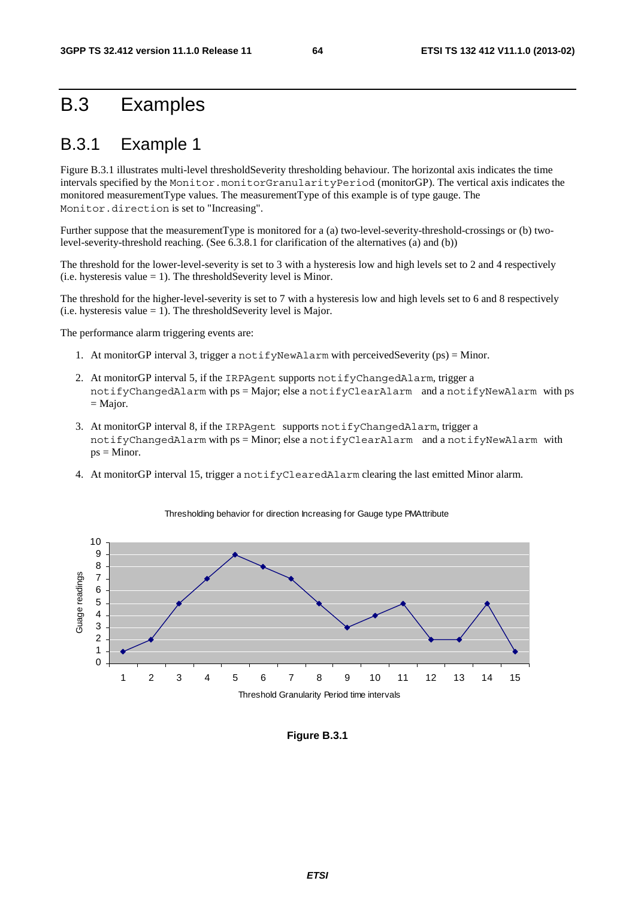# B.3 Examples

## B.3.1 Example 1

Figure B.3.1 illustrates multi-level thresholdSeverity thresholding behaviour. The horizontal axis indicates the time intervals specified by the `Monitor.monitorGranularityPeriod` (monitorGP). The vertical axis indicates the monitored measurementType values. The measurementType of this example is of type gauge. The `Monitor.direction` is set to "Increasing".

Further suppose that the measurementType is monitored for a (a) two-level-severity-threshold-crossings or (b) two-level-severity-threshold reaching. (See 6.3.8.1 for clarification of the alternatives (a) and (b))

The threshold for the lower-level-severity is set to 3 with a hysteresis low and high levels set to 2 and 4 respectively (i.e. hysteresis value = 1). The thresholdSeverity level is Minor.

The threshold for the higher-level-severity is set to 7 with a hysteresis low and high levels set to 6 and 8 respectively (i.e. hysteresis value = 1). The thresholdSeverity level is Major.

The performance alarm triggering events are:

1. At monitorGP interval 3, trigger a `notifyNewAlarm` with perceivedSeverity (ps) = Minor.
2. At monitorGP interval 5, if the `IRPAgent` supports `notifyChangedAlarm`, trigger a `notifyChangedAlarm` with ps = Major; else a `notifyClearAlarm` and a `notifyNewAlarm` with ps = Major.
3. At monitorGP interval 8, if the `IRPAgent` supports `notifyChangedAlarm`, trigger a `notifyChangedAlarm` with ps = Minor; else a `notifyClearAlarm` and a `notifyNewAlarm` with ps = Minor.
4. At monitorGP interval 15, trigger a `notifyClearedAlarm` clearing the last emitted Minor alarm.

Thresholding behavior for direction Increasing for Gauge type PMAttribute

| Threshold Granularity Period time intervals | 1 | 2 | 3 | 4 | 5 | 6 | 7 | 8 | 9 | 10 | 11 | 12 | 13 | 14 | 15 |
|---|---|---|---|---|---|---|---|---|---|---|---|---|---|---|---|
| Guage readings | 1 | 2 | 5 | 7 | 9 | 8 | 7 | 5 | 3 | 4 | 5 | 2 | 2 | 5 | 1 |

**Figure B.3.1**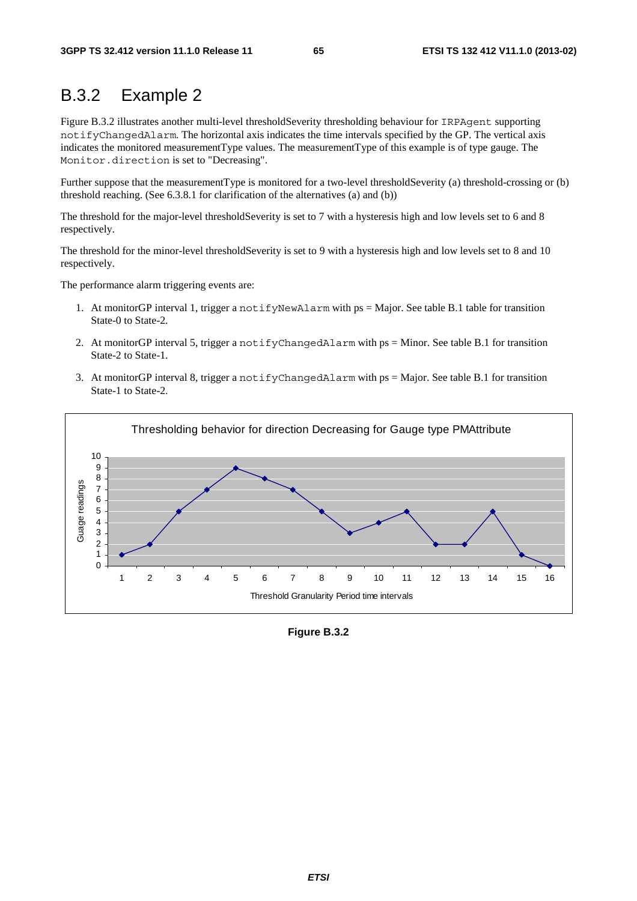## B.3.2 Example 2

Figure B.3.2 illustrates another multi-level thresholdSeverity thresholding behaviour for `IRPAgent` supporting `notifyChangedAlarm`. The horizontal axis indicates the time intervals specified by the GP. The vertical axis indicates the monitored measurementType values. The measurementType of this example is of type gauge. The `Monitor.direction` is set to "Decreasing".

Further suppose that the measurementType is monitored for a two-level thresholdSeverity (a) threshold-crossing or (b) threshold reaching. (See 6.3.8.1 for clarification of the alternatives (a) and (b))

The threshold for the major-level thresholdSeverity is set to 7 with a hysteresis high and low levels set to 6 and 8 respectively.

The threshold for the minor-level thresholdSeverity is set to 9 with a hysteresis high and low levels set to 8 and 10 respectively.

The performance alarm triggering events are:

1. At monitorGP interval 1, trigger a `notifyNewAlarm` with ps = Major. See table B.1 table for transition State-0 to State-2.
2. At monitorGP interval 5, trigger a `notifyChangedAlarm` with ps = Minor. See table B.1 for transition State-2 to State-1.
3. At monitorGP interval 8, trigger a `notifyChangedAlarm` with ps = Major. See table B.1 for transition State-1 to State-2.

Thresholding behavior for direction Decreasing for Gauge type PMAttribute

| Threshold Granularity Period time intervals | 1 | 2 | 3 | 4 | 5 | 6 | 7 | 8 | 9 | 10 | 11 | 12 | 13 | 14 | 15 | 16 |
|---|---|---|---|---|---|---|---|---|---|---|---|---|---|---|---|---|
| Guage readings | 1 | 2 | 5 | 7 | 9 | 8 | 7 | 5 | 3 | 4 | 5 | 2 | 2 | 5 | 1 | 0 |

**Figure B.3.2**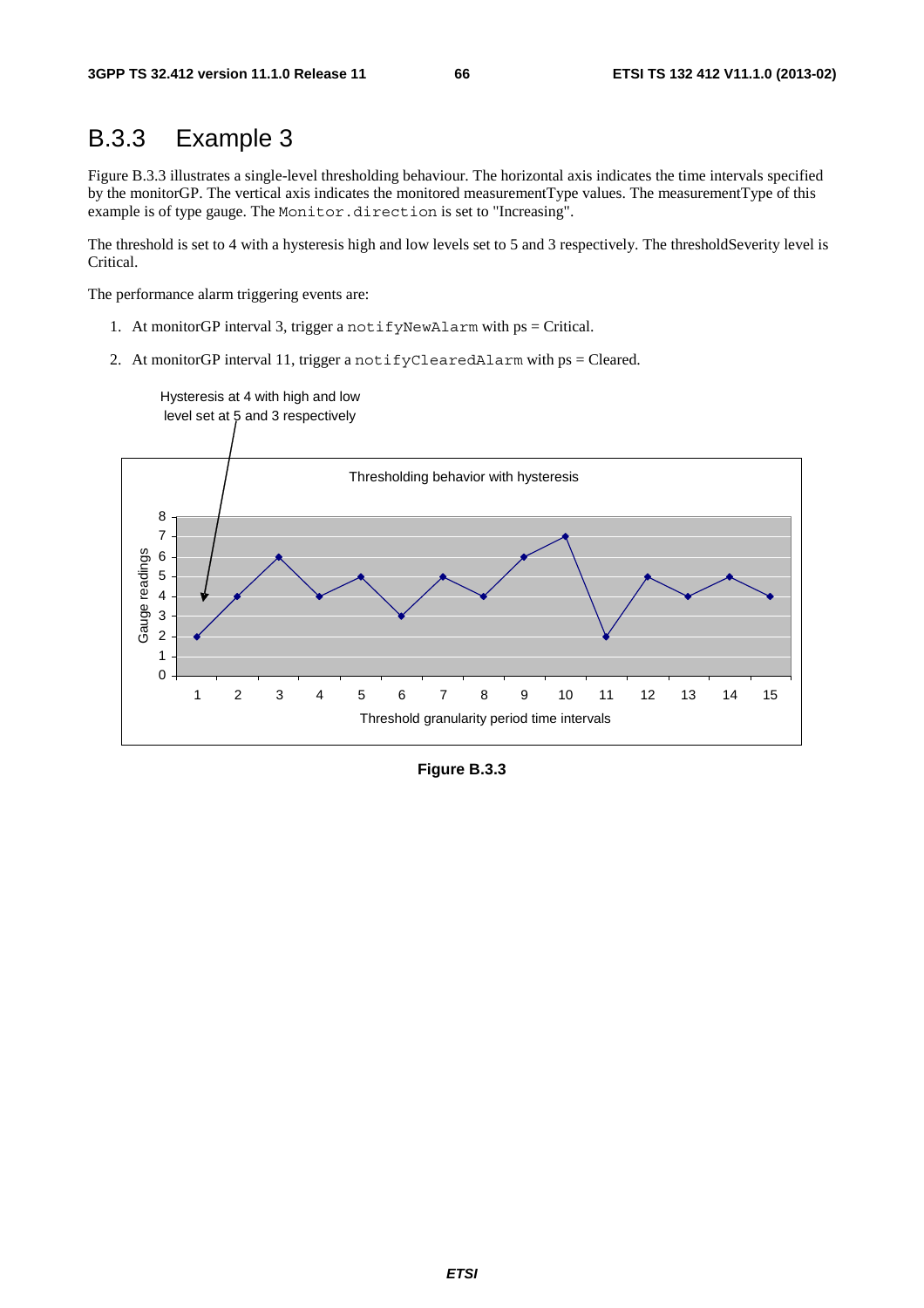## B.3.3 Example 3

Figure B.3.3 illustrates a single-level thresholding behaviour. The horizontal axis indicates the time intervals specified by the monitorGP. The vertical axis indicates the monitored measurementType values. The measurementType of this example is of type gauge. The `Monitor.direction` is set to "Increasing".

The threshold is set to 4 with a hysteresis high and low levels set to 5 and 3 respectively. The thresholdSeverity level is Critical.

The performance alarm triggering events are:

1. At monitorGP interval 3, trigger a `notifyNewAlarm` with ps = Critical.
2. At monitorGP interval 11, trigger a `notifyClearedAlarm` with ps = Cleared.

Hysteresis at 4 with high and low level set at 5 and 3 respectively

Thresholding behavior with hysteresis

| Threshold granularity period time intervals | 1 | 2 | 3 | 4 | 5 | 6 | 7 | 8 | 9 | 10 | 11 | 12 | 13 | 14 | 15 |
|---|---|---|---|---|---|---|---|---|---|---|---|---|---|---|---|
| Gauge readings | 2 | 4 | 6 | 4 | 5 | 3 | 5 | 4 | 6 | 7 | 2 | 5 | 4 | 5 | 4 |

**Figure B.3.3**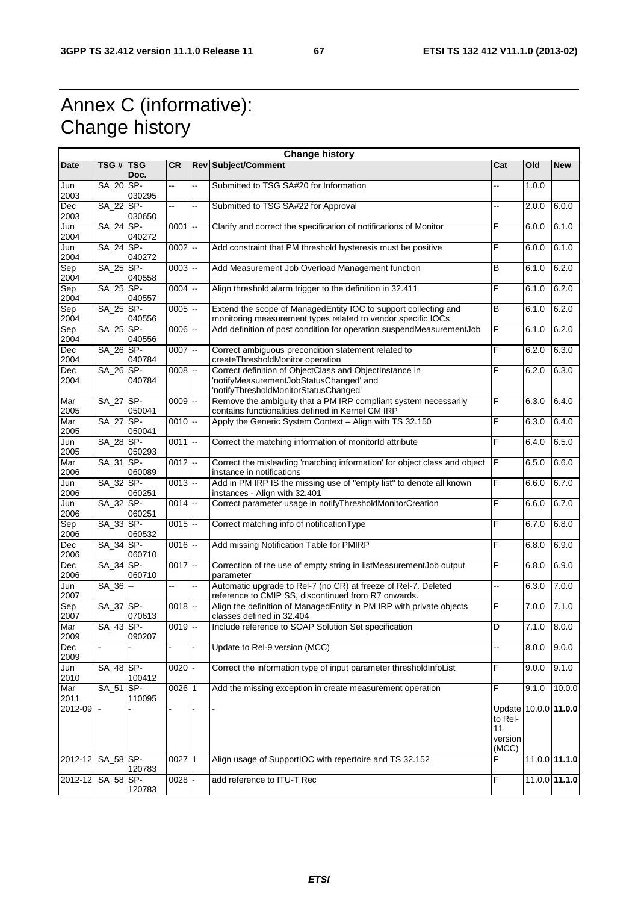# Annex C (informative): Change history

| Change history | | | | | | | | |
|---|---|---|---|---|---|---|---|---|
| **Date** | **TSG #** | **TSG Doc.** | **CR** | **Rev** | **Subject/Comment** | **Cat** | **Old** | **New** |
| Jun 2003 | SA_20 | SP-030295 | -- | -- | Submitted to TSG SA#20 for Information | -- | 1.0.0 | |
| Dec 2003 | SA_22 | SP-030650 | -- | -- | Submitted to TSG SA#22 for Approval | -- | 2.0.0 | 6.0.0 |
| Jun 2004 | SA_24 | SP-040272 | 0001 | -- | Clarify and correct the specification of notifications of Monitor | F | 6.0.0 | 6.1.0 |
| Jun 2004 | SA_24 | SP-040272 | 0002 | -- | Add constraint that PM threshold hysteresis must be positive | F | 6.0.0 | 6.1.0 |
| Sep 2004 | SA_25 | SP-040558 | 0003 | -- | Add Measurement Job Overload Management function | B | 6.1.0 | 6.2.0 |
| Sep 2004 | SA_25 | SP-040557 | 0004 | -- | Align threshold alarm trigger to the definition in 32.411 | F | 6.1.0 | 6.2.0 |
| Sep 2004 | SA_25 | SP-040556 | 0005 | -- | Extend the scope of ManagedEntity IOC to support collecting and monitoring measurement types related to vendor specific IOCs | B | 6.1.0 | 6.2.0 |
| Sep 2004 | SA_25 | SP-040556 | 0006 | -- | Add definition of post condition for operation suspendMeasurementJob | F | 6.1.0 | 6.2.0 |
| Dec 2004 | SA_26 | SP-040784 | 0007 | -- | Correct ambiguous precondition statement related to createThresholdMonitor operation | F | 6.2.0 | 6.3.0 |
| Dec 2004 | SA_26 | SP-040784 | 0008 | -- | Correct definition of ObjectClass and ObjectInstance in 'notifyMeasurementJobStatusChanged' and 'notifyThresholdMonitorStatusChanged' | F | 6.2.0 | 6.3.0 |
| Mar 2005 | SA_27 | SP-050041 | 0009 | -- | Remove the ambiguity that a PM IRP compliant system necessarily contains functionalities defined in Kernel CM IRP | F | 6.3.0 | 6.4.0 |
| Mar 2005 | SA_27 | SP-050041 | 0010 | -- | Apply the Generic System Context – Align with TS 32.150 | F | 6.3.0 | 6.4.0 |
| Jun 2005 | SA_28 | SP-050293 | 0011 | -- | Correct the matching information of monitorId attribute | F | 6.4.0 | 6.5.0 |
| Mar 2006 | SA_31 | SP-060089 | 0012 | -- | Correct the misleading 'matching information' for object class and object instance in notifications | F | 6.5.0 | 6.6.0 |
| Jun 2006 | SA_32 | SP-060251 | 0013 | -- | Add in PM IRP IS the missing use of "empty list" to denote all known instances - Align with 32.401 | F | 6.6.0 | 6.7.0 |
| Jun 2006 | SA_32 | SP-060251 | 0014 | -- | Correct parameter usage in notifyThresholdMonitorCreation | F | 6.6.0 | 6.7.0 |
| Sep 2006 | SA_33 | SP-060532 | 0015 | -- | Correct matching info of notificationType | F | 6.7.0 | 6.8.0 |
| Dec 2006 | SA_34 | SP-060710 | 0016 | -- | Add missing Notification Table for PMIRP | F | 6.8.0 | 6.9.0 |
| Dec 2006 | SA_34 | SP-060710 | 0017 | -- | Correction of the use of empty string in listMeasurementJob output parameter | F | 6.8.0 | 6.9.0 |
| Jun 2007 | SA_36 | -- | -- | -- | Automatic upgrade to Rel-7 (no CR) at freeze of Rel-7. Deleted reference to CMIP SS, discontinued from R7 onwards. | -- | 6.3.0 | 7.0.0 |
| Sep 2007 | SA_37 | SP-070613 | 0018 | -- | Align the definition of ManagedEntity in PM IRP with private objects classes defined in 32.404 | F | 7.0.0 | 7.1.0 |
| Mar 2009 | SA_43 | SP-090207 | 0019 | -- | Include reference to SOAP Solution Set specification | D | 7.1.0 | 8.0.0 |
| Dec 2009 | - | - | - | - | Update to Rel-9 version (MCC) | -- | 8.0.0 | 9.0.0 |
| Jun 2010 | SA_48 | SP-100412 | 0020 | - | Correct the information type of input parameter thresholdInfoList | F | 9.0.0 | 9.1.0 |
| Mar 2011 | SA_51 | SP-110095 | 0026 | 1 | Add the missing exception in create measurement operation | F | 9.1.0 | 10.0.0 |
| 2012-09 | - | - | - | - | - | Update to Rel-11 version (MCC) | 10.0.0 | **11.0.0** |
| 2012-12 | SA_58 | SP-120783 | 0027 | 1 | Align usage of SupportIOC with repertoire and TS 32.152 | F | 11.0.0 | **11.1.0** |
| 2012-12 | SA_58 | SP-120783 | 0028 | - | add reference to ITU-T Rec | F | 11.0.0 | **11.1.0** |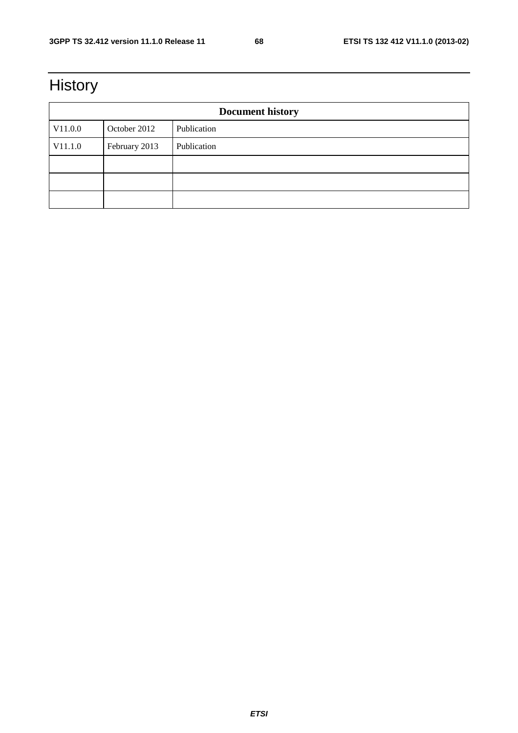# History

| Document history | | |
|---|---|---|
| V11.0.0 | October 2012 | Publication |
| V11.1.0 | February 2013 | Publication |
| | | |
| | | |
| | | |